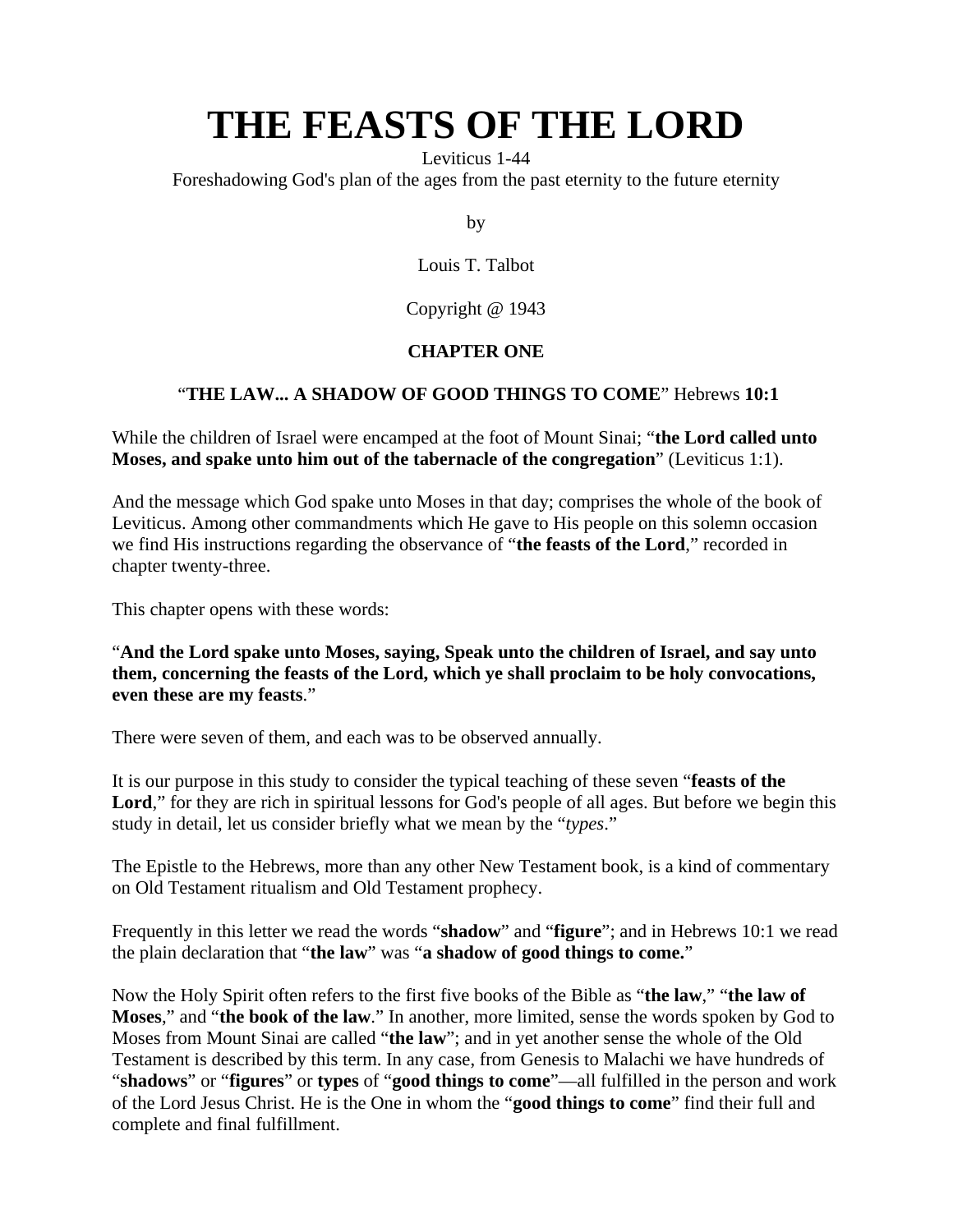# THE FEASTS OF THE LORD

Leviticus 1-44
Foreshadowing God's plan of the ages from the past eternity to the future eternity

by

Louis T. Talbot

Copyright @ 1943

## CHAPTER ONE

### "THE LAW... A SHADOW OF GOOD THINGS TO COME" Hebrews 10:1

While the children of Israel were encamped at the foot of Mount Sinai; "**the Lord called unto Moses, and spake unto him out of the tabernacle of the congregation**" (Leviticus 1:1).

And the message which God spake unto Moses in that day; comprises the whole of the book of Leviticus. Among other commandments which He gave to His people on this solemn occasion we find His instructions regarding the observance of "**the feasts of the Lord**," recorded in chapter twenty-three.

This chapter opens with these words:

"**And the Lord spake unto Moses, saying, Speak unto the children of Israel, and say unto them, concerning the feasts of the Lord, which ye shall proclaim to be holy convocations, even these are my feasts**."

There were seven of them, and each was to be observed annually.

It is our purpose in this study to consider the typical teaching of these seven "**feasts of the Lord**," for they are rich in spiritual lessons for God's people of all ages. But before we begin this study in detail, let us consider briefly what we mean by the "*types*."

The Epistle to the Hebrews, more than any other New Testament book, is a kind of commentary on Old Testament ritualism and Old Testament prophecy.

Frequently in this letter we read the words "**shadow**" and "**figure**"; and in Hebrews 10:1 we read the plain declaration that "**the law**" was "**a shadow of good things to come.**"

Now the Holy Spirit often refers to the first five books of the Bible as "**the law**," "**the law of Moses**," and "**the book of the law**." In another, more limited, sense the words spoken by God to Moses from Mount Sinai are called "**the law**"; and in yet another sense the whole of the Old Testament is described by this term. In any case, from Genesis to Malachi we have hundreds of "**shadows**" or "**figures**" or **types** of "**good things to come**"—all fulfilled in the person and work of the Lord Jesus Christ. He is the One in whom the "**good things to come**" find their full and complete and final fulfillment.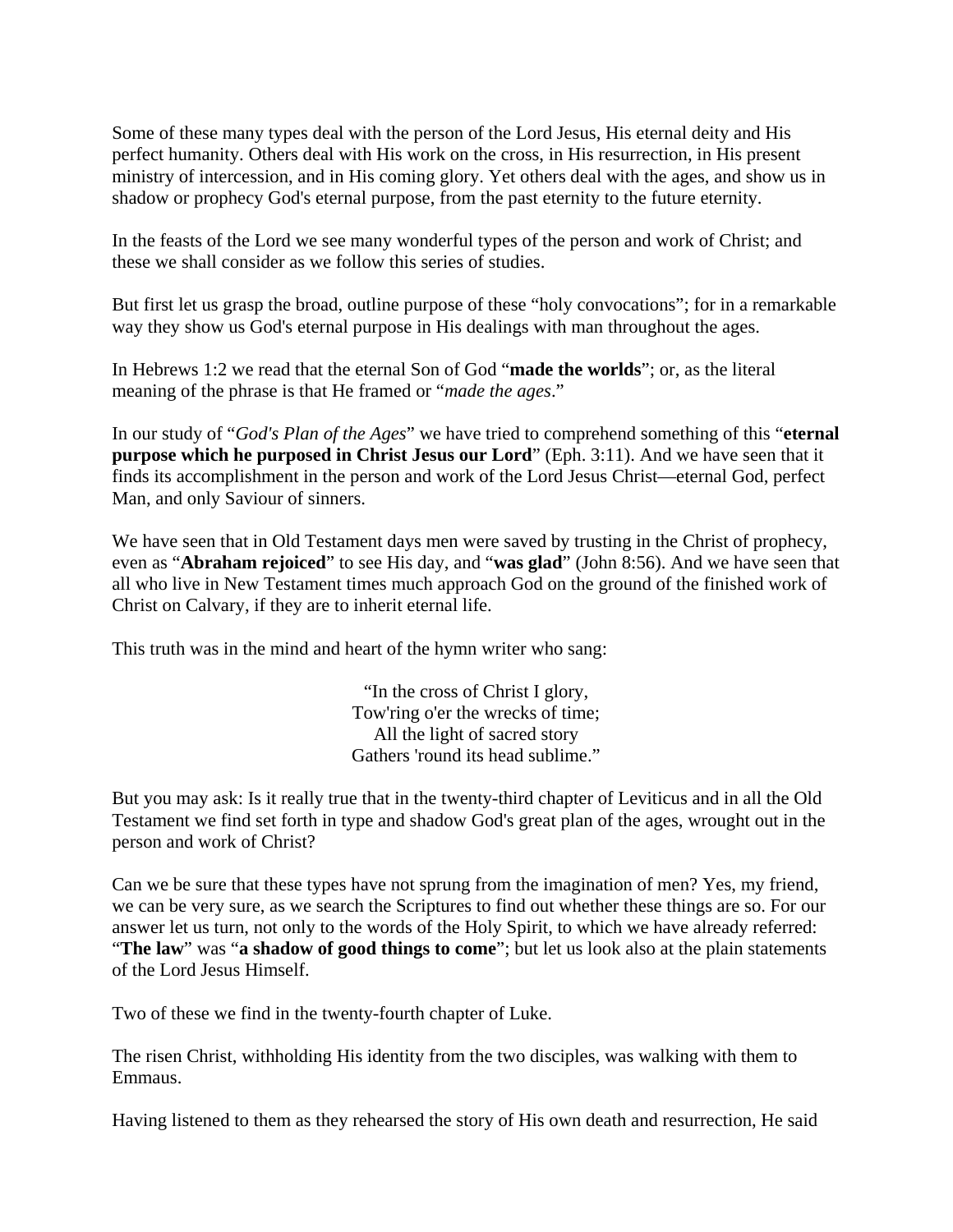Some of these many types deal with the person of the Lord Jesus, His eternal deity and His perfect humanity. Others deal with His work on the cross, in His resurrection, in His present ministry of intercession, and in His coming glory. Yet others deal with the ages, and show us in shadow or prophecy God's eternal purpose, from the past eternity to the future eternity.

In the feasts of the Lord we see many wonderful types of the person and work of Christ; and these we shall consider as we follow this series of studies.

But first let us grasp the broad, outline purpose of these "holy convocations"; for in a remarkable way they show us God's eternal purpose in His dealings with man throughout the ages.

In Hebrews 1:2 we read that the eternal Son of God "**made the worlds**"; or, as the literal meaning of the phrase is that He framed or "*made the ages*."

In our study of "*God's Plan of the Ages*" we have tried to comprehend something of this "**eternal purpose which he purposed in Christ Jesus our Lord**" (Eph. 3:11). And we have seen that it finds its accomplishment in the person and work of the Lord Jesus Christ—eternal God, perfect Man, and only Saviour of sinners.

We have seen that in Old Testament days men were saved by trusting in the Christ of prophecy, even as "**Abraham rejoiced**" to see His day, and "**was glad**" (John 8:56). And we have seen that all who live in New Testament times much approach God on the ground of the finished work of Christ on Calvary, if they are to inherit eternal life.

This truth was in the mind and heart of the hymn writer who sang:

"In the cross of Christ I glory,
Tow'ring o'er the wrecks of time;
All the light of sacred story
Gathers 'round its head sublime."

But you may ask: Is it really true that in the twenty-third chapter of Leviticus and in all the Old Testament we find set forth in type and shadow God's great plan of the ages, wrought out in the person and work of Christ?

Can we be sure that these types have not sprung from the imagination of men? Yes, my friend, we can be very sure, as we search the Scriptures to find out whether these things are so. For our answer let us turn, not only to the words of the Holy Spirit, to which we have already referred: "**The law**" was "**a shadow of good things to come**"; but let us look also at the plain statements of the Lord Jesus Himself.

Two of these we find in the twenty-fourth chapter of Luke.

The risen Christ, withholding His identity from the two disciples, was walking with them to Emmaus.

Having listened to them as they rehearsed the story of His own death and resurrection, He said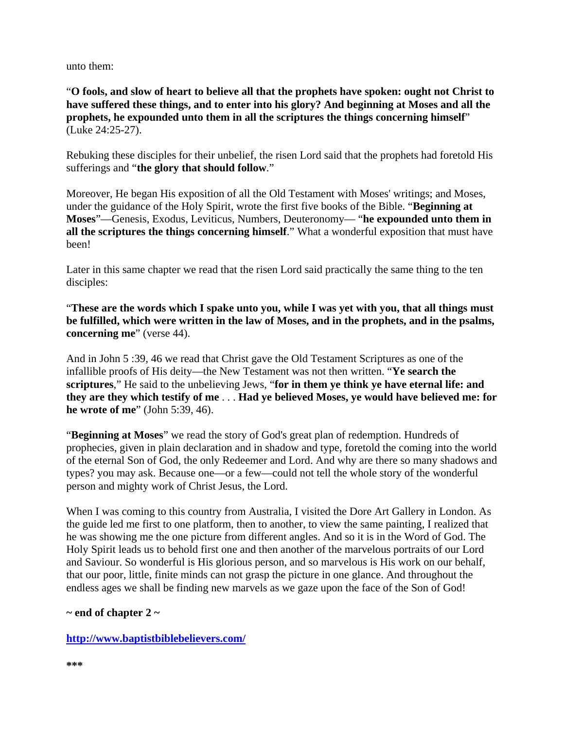unto them:

"**O fools, and slow of heart to believe all that the prophets have spoken: ought not Christ to have suffered these things, and to enter into his glory? And beginning at Moses and all the prophets, he expounded unto them in all the scriptures the things concerning himself**" (Luke 24:25-27).

Rebuking these disciples for their unbelief, the risen Lord said that the prophets had foretold His sufferings and "**the glory that should follow**."

Moreover, He began His exposition of all the Old Testament with Moses' writings; and Moses, under the guidance of the Holy Spirit, wrote the first five books of the Bible. "**Beginning at Moses**"—Genesis, Exodus, Leviticus, Numbers, Deuteronomy— "**he expounded unto them in all the scriptures the things concerning himself**." What a wonderful exposition that must have been!

Later in this same chapter we read that the risen Lord said practically the same thing to the ten disciples:

"**These are the words which I spake unto you, while I was yet with you, that all things must be fulfilled, which were written in the law of Moses, and in the prophets, and in the psalms, concerning me**" (verse 44).

And in John 5 :39, 46 we read that Christ gave the Old Testament Scriptures as one of the infallible proofs of His deity—the New Testament was not then written. "**Ye search the scriptures**," He said to the unbelieving Jews, "**for in them ye think ye have eternal life: and they are they which testify of me** . . . **Had ye believed Moses, ye would have believed me: for he wrote of me**" (John 5:39, 46).

"**Beginning at Moses**" we read the story of God's great plan of redemption. Hundreds of prophecies, given in plain declaration and in shadow and type, foretold the coming into the world of the eternal Son of God, the only Redeemer and Lord. And why are there so many shadows and types? you may ask. Because one—or a few—could not tell the whole story of the wonderful person and mighty work of Christ Jesus, the Lord.

When I was coming to this country from Australia, I visited the Dore Art Gallery in London. As the guide led me first to one platform, then to another, to view the same painting, I realized that he was showing me the one picture from different angles. And so it is in the Word of God. The Holy Spirit leads us to behold first one and then another of the marvelous portraits of our Lord and Saviour. So wonderful is His glorious person, and so marvelous is His work on our behalf, that our poor, little, finite minds can not grasp the picture in one glance. And throughout the endless ages we shall be finding new marvels as we gaze upon the face of the Son of God!

**~ end of chapter 2 ~**

**http://www.baptistbiblebelievers.com/**

***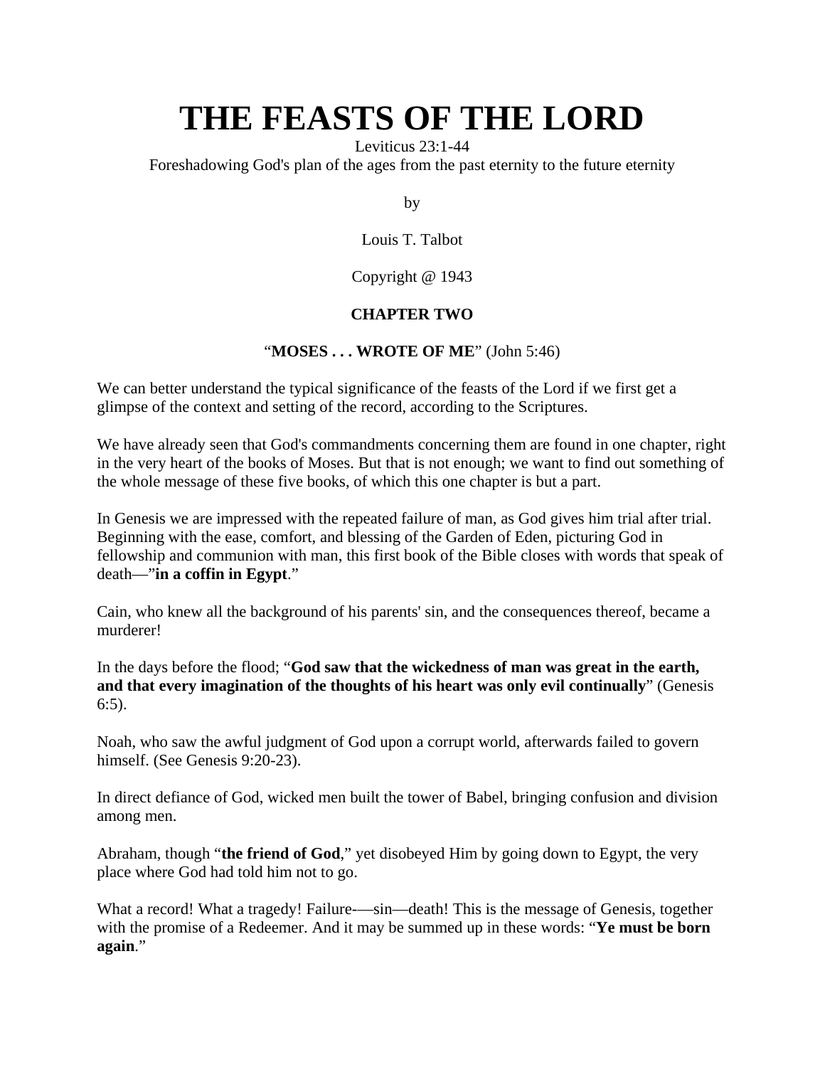# THE FEASTS OF THE LORD

Leviticus 23:1-44

Foreshadowing God's plan of the ages from the past eternity to the future eternity

by

Louis T. Talbot

Copyright @ 1943

**CHAPTER TWO**

"**MOSES . . . WROTE OF ME**" (John 5:46)

We can better understand the typical significance of the feasts of the Lord if we first get a glimpse of the context and setting of the record, according to the Scriptures.

We have already seen that God's commandments concerning them are found in one chapter, right in the very heart of the books of Moses. But that is not enough; we want to find out something of the whole message of these five books, of which this one chapter is but a part.

In Genesis we are impressed with the repeated failure of man, as God gives him trial after trial. Beginning with the ease, comfort, and blessing of the Garden of Eden, picturing God in fellowship and communion with man, this first book of the Bible closes with words that speak of death—"**in a coffin in Egypt**."

Cain, who knew all the background of his parents' sin, and the consequences thereof, became a murderer!

In the days before the flood; "**God saw that the wickedness of man was great in the earth, and that every imagination of the thoughts of his heart was only evil continually**" (Genesis 6:5).

Noah, who saw the awful judgment of God upon a corrupt world, afterwards failed to govern himself. (See Genesis 9:20-23).

In direct defiance of God, wicked men built the tower of Babel, bringing confusion and division among men.

Abraham, though "**the friend of God**," yet disobeyed Him by going down to Egypt, the very place where God had told him not to go.

What a record! What a tragedy! Failure-—sin—death! This is the message of Genesis, together with the promise of a Redeemer. And it may be summed up in these words: "**Ye must be born again**."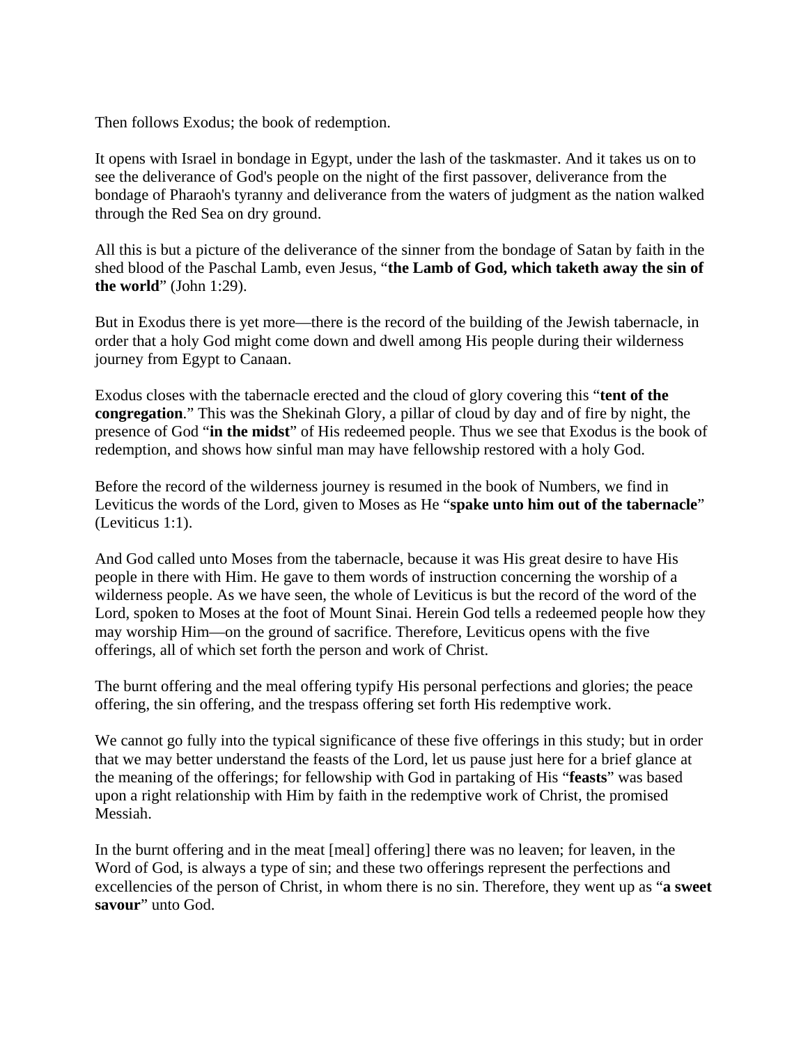Then follows Exodus; the book of redemption.

It opens with Israel in bondage in Egypt, under the lash of the taskmaster. And it takes us on to see the deliverance of God's people on the night of the first passover, deliverance from the bondage of Pharaoh's tyranny and deliverance from the waters of judgment as the nation walked through the Red Sea on dry ground.

All this is but a picture of the deliverance of the sinner from the bondage of Satan by faith in the shed blood of the Paschal Lamb, even Jesus, "**the Lamb of God, which taketh away the sin of the world**" (John 1:29).

But in Exodus there is yet more—there is the record of the building of the Jewish tabernacle, in order that a holy God might come down and dwell among His people during their wilderness journey from Egypt to Canaan.

Exodus closes with the tabernacle erected and the cloud of glory covering this "**tent of the congregation**." This was the Shekinah Glory, a pillar of cloud by day and of fire by night, the presence of God "**in the midst**" of His redeemed people. Thus we see that Exodus is the book of redemption, and shows how sinful man may have fellowship restored with a holy God.

Before the record of the wilderness journey is resumed in the book of Numbers, we find in Leviticus the words of the Lord, given to Moses as He "**spake unto him out of the tabernacle**" (Leviticus 1:1).

And God called unto Moses from the tabernacle, because it was His great desire to have His people in there with Him. He gave to them words of instruction concerning the worship of a wilderness people. As we have seen, the whole of Leviticus is but the record of the word of the Lord, spoken to Moses at the foot of Mount Sinai. Herein God tells a redeemed people how they may worship Him—on the ground of sacrifice. Therefore, Leviticus opens with the five offerings, all of which set forth the person and work of Christ.

The burnt offering and the meal offering typify His personal perfections and glories; the peace offering, the sin offering, and the trespass offering set forth His redemptive work.

We cannot go fully into the typical significance of these five offerings in this study; but in order that we may better understand the feasts of the Lord, let us pause just here for a brief glance at the meaning of the offerings; for fellowship with God in partaking of His "**feasts**" was based upon a right relationship with Him by faith in the redemptive work of Christ, the promised Messiah.

In the burnt offering and in the meat [meal] offering] there was no leaven; for leaven, in the Word of God, is always a type of sin; and these two offerings represent the perfections and excellencies of the person of Christ, in whom there is no sin. Therefore, they went up as "**a sweet savour**" unto God.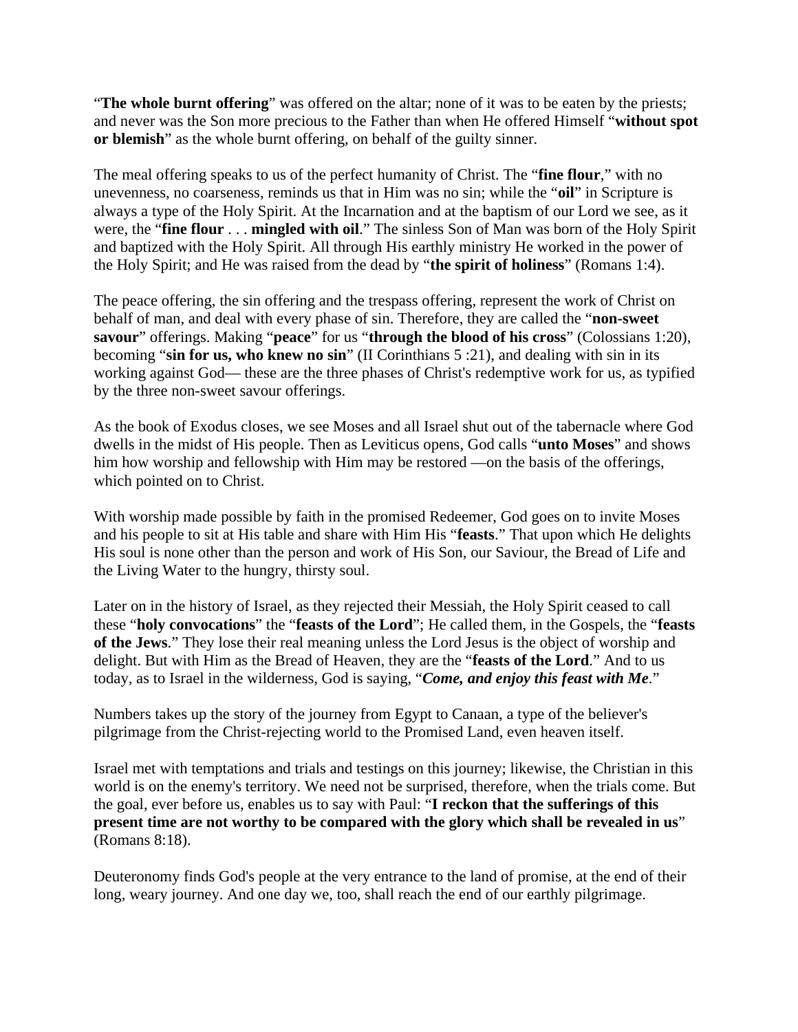"**The whole burnt offering**" was offered on the altar; none of it was to be eaten by the priests; and never was the Son more precious to the Father than when He offered Himself "**without spot or blemish**" as the whole burnt offering, on behalf of the guilty sinner.

The meal offering speaks to us of the perfect humanity of Christ. The "**fine flour**," with no unevenness, no coarseness, reminds us that in Him was no sin; while the "**oil**" in Scripture is always a type of the Holy Spirit. At the Incarnation and at the baptism of our Lord we see, as it were, the "**fine flour** . . . **mingled with oil**." The sinless Son of Man was born of the Holy Spirit and baptized with the Holy Spirit. All through His earthly ministry He worked in the power of the Holy Spirit; and He was raised from the dead by "**the spirit of holiness**" (Romans 1:4).

The peace offering, the sin offering and the trespass offering, represent the work of Christ on behalf of man, and deal with every phase of sin. Therefore, they are called the "**non-sweet savour**" offerings. Making "**peace**" for us "**through the blood of his cross**" (Colossians 1:20), becoming "**sin for us, who knew no sin**" (II Corinthians 5 :21), and dealing with sin in its working against God— these are the three phases of Christ's redemptive work for us, as typified by the three non-sweet savour offerings.

As the book of Exodus closes, we see Moses and all Israel shut out of the tabernacle where God dwells in the midst of His people. Then as Leviticus opens, God calls "**unto Moses**" and shows him how worship and fellowship with Him may be restored —on the basis of the offerings, which pointed on to Christ.

With worship made possible by faith in the promised Redeemer, God goes on to invite Moses and his people to sit at His table and share with Him His "**feasts**." That upon which He delights His soul is none other than the person and work of His Son, our Saviour, the Bread of Life and the Living Water to the hungry, thirsty soul.

Later on in the history of Israel, as they rejected their Messiah, the Holy Spirit ceased to call these "**holy convocations**" the "**feasts of the Lord**"; He called them, in the Gospels, the "**feasts of the Jews**." They lose their real meaning unless the Lord Jesus is the object of worship and delight. But with Him as the Bread of Heaven, they are the "**feasts of the Lord**." And to us today, as to Israel in the wilderness, God is saying, "***Come, and enjoy this feast with Me***."

Numbers takes up the story of the journey from Egypt to Canaan, a type of the believer's pilgrimage from the Christ-rejecting world to the Promised Land, even heaven itself.

Israel met with temptations and trials and testings on this journey; likewise, the Christian in this world is on the enemy's territory. We need not be surprised, therefore, when the trials come. But the goal, ever before us, enables us to say with Paul: "**I reckon that the sufferings of this present time are not worthy to be compared with the glory which shall be revealed in us**" (Romans 8:18).

Deuteronomy finds God's people at the very entrance to the land of promise, at the end of their long, weary journey. And one day we, too, shall reach the end of our earthly pilgrimage.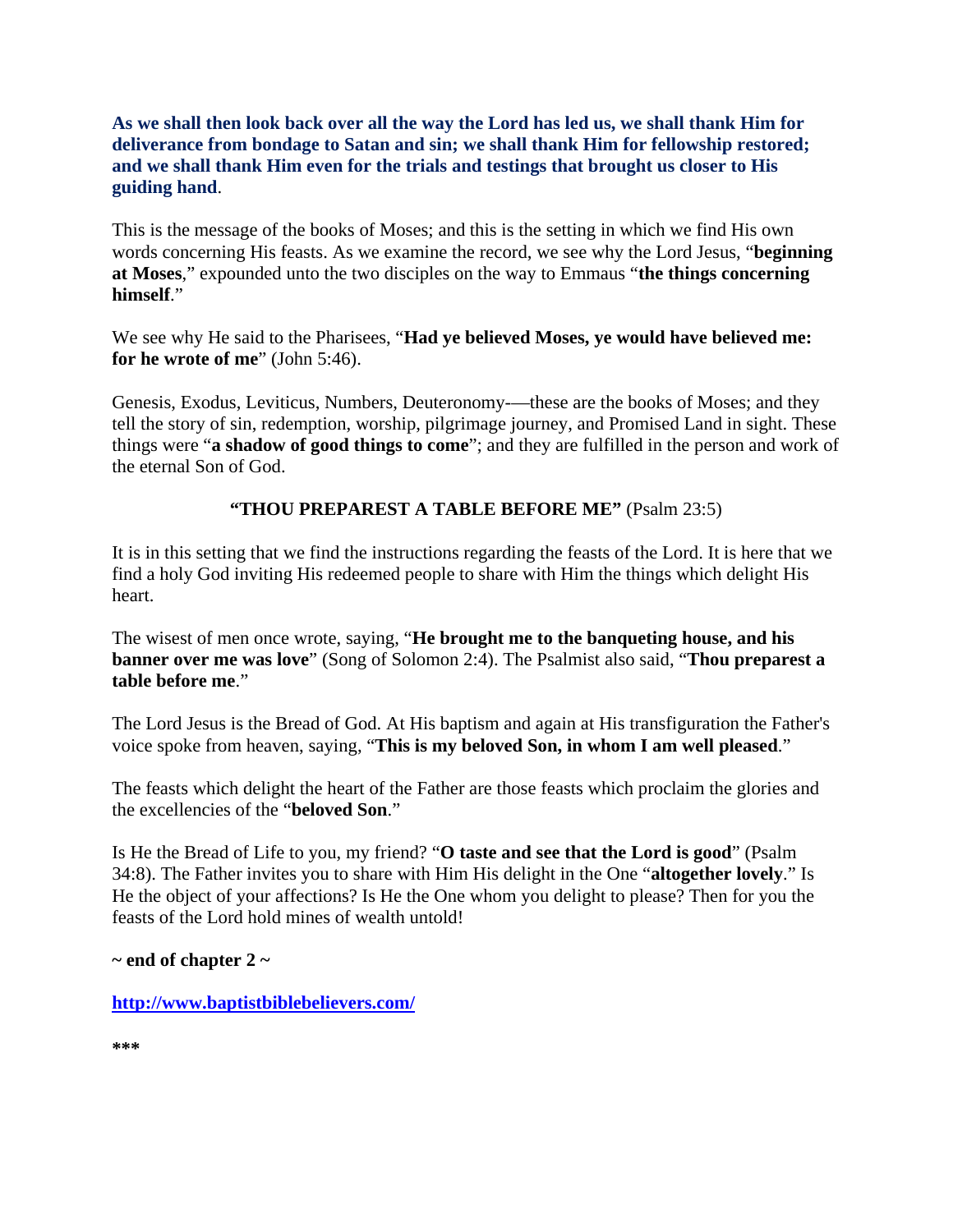**As we shall then look back over all the way the Lord has led us, we shall thank Him for deliverance from bondage to Satan and sin; we shall thank Him for fellowship restored; and we shall thank Him even for the trials and testings that brought us closer to His guiding hand**.

This is the message of the books of Moses; and this is the setting in which we find His own words concerning His feasts. As we examine the record, we see why the Lord Jesus, "**beginning at Moses**," expounded unto the two disciples on the way to Emmaus "**the things concerning himself**."

We see why He said to the Pharisees, "**Had ye believed Moses, ye would have believed me: for he wrote of me**" (John 5:46).

Genesis, Exodus, Leviticus, Numbers, Deuteronomy-—these are the books of Moses; and they tell the story of sin, redemption, worship, pilgrimage journey, and Promised Land in sight. These things were "**a shadow of good things to come**"; and they are fulfilled in the person and work of the eternal Son of God.

**"THOU PREPAREST A TABLE BEFORE ME"** (Psalm 23:5)

It is in this setting that we find the instructions regarding the feasts of the Lord. It is here that we find a holy God inviting His redeemed people to share with Him the things which delight His heart.

The wisest of men once wrote, saying, "**He brought me to the banqueting house, and his banner over me was love**" (Song of Solomon 2:4). The Psalmist also said, "**Thou preparest a table before me**."

The Lord Jesus is the Bread of God. At His baptism and again at His transfiguration the Father's voice spoke from heaven, saying, "**This is my beloved Son, in whom I am well pleased**."

The feasts which delight the heart of the Father are those feasts which proclaim the glories and the excellencies of the "**beloved Son**."

Is He the Bread of Life to you, my friend? "**O taste and see that the Lord is good**" (Psalm 34:8). The Father invites you to share with Him His delight in the One "**altogether lovely**." Is He the object of your affections? Is He the One whom you delight to please? Then for you the feasts of the Lord hold mines of wealth untold!

**~ end of chapter 2 ~**

**http://www.baptistbiblebelievers.com/**

**\*\*\***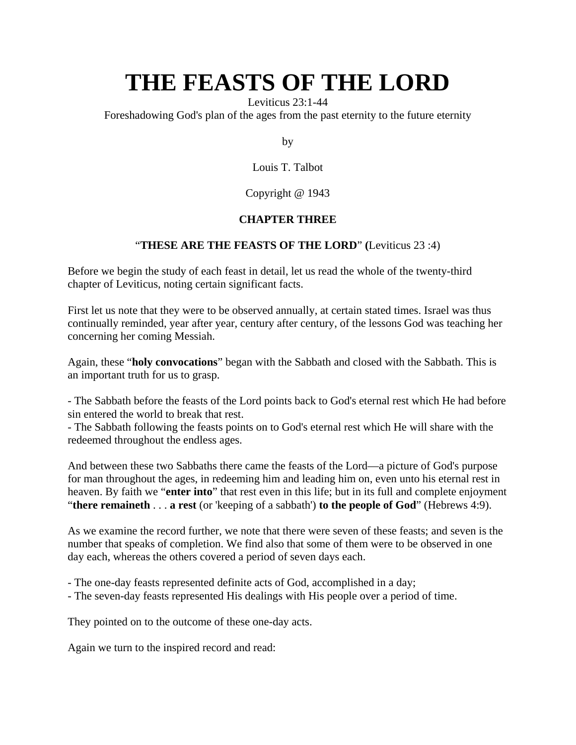# THE FEASTS OF THE LORD

Leviticus 23:1-44

Foreshadowing God's plan of the ages from the past eternity to the future eternity

by

Louis T. Talbot

Copyright @ 1943

**CHAPTER THREE**

"**THESE ARE THE FEASTS OF THE LORD**" **(**Leviticus 23 :4)

Before we begin the study of each feast in detail, let us read the whole of the twenty-third chapter of Leviticus, noting certain significant facts.

First let us note that they were to be observed annually, at certain stated times. Israel was thus continually reminded, year after year, century after century, of the lessons God was teaching her concerning her coming Messiah.

Again, these "**holy convocations**" began with the Sabbath and closed with the Sabbath. This is an important truth for us to grasp.

- The Sabbath before the feasts of the Lord points back to God's eternal rest which He had before sin entered the world to break that rest.
- The Sabbath following the feasts points on to God's eternal rest which He will share with the redeemed throughout the endless ages.

And between these two Sabbaths there came the feasts of the Lord—a picture of God's purpose for man throughout the ages, in redeeming him and leading him on, even unto his eternal rest in heaven. By faith we "**enter into**" that rest even in this life; but in its full and complete enjoyment "**there remaineth** . . . **a rest** (or 'keeping of a sabbath') **to the people of God**" (Hebrews 4:9).

As we examine the record further, we note that there were seven of these feasts; and seven is the number that speaks of completion. We find also that some of them were to be observed in one day each, whereas the others covered a period of seven days each.

- The one-day feasts represented definite acts of God, accomplished in a day;
- The seven-day feasts represented His dealings with His people over a period of time.

They pointed on to the outcome of these one-day acts.

Again we turn to the inspired record and read: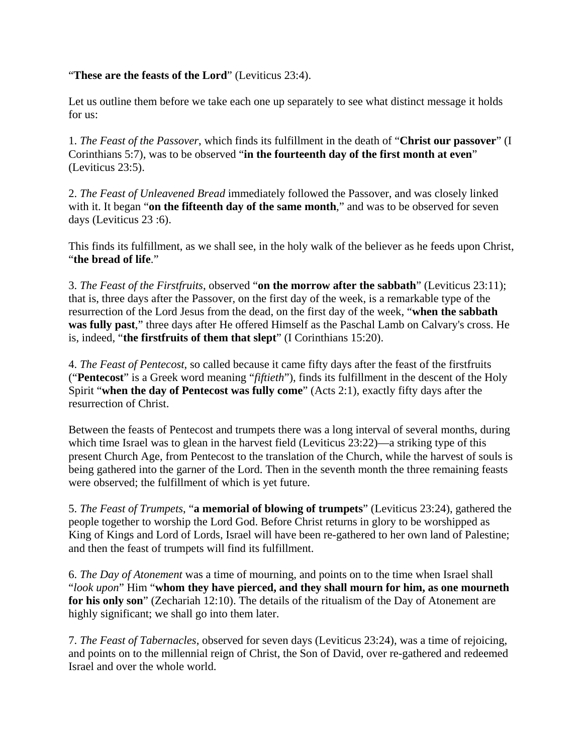“**These are the feasts of the Lord**” (Leviticus 23:4).

Let us outline them before we take each one up separately to see what distinct message it holds for us:

1. *The Feast of the Passover*, which finds its fulfillment in the death of “**Christ our passover**” (I Corinthians 5:7), was to be observed “**in the fourteenth day of the first month at even**” (Leviticus 23:5).

2. *The Feast of Unleavened Bread* immediately followed the Passover, and was closely linked with it. It began “**on the fifteenth day of the same month**,” and was to be observed for seven days (Leviticus 23 :6).

This finds its fulfillment, as we shall see, in the holy walk of the believer as he feeds upon Christ, “**the bread of life**.”

3. *The Feast of the Firstfruits*, observed “**on the morrow after the sabbath**” (Leviticus 23:11); that is, three days after the Passover, on the first day of the week, is a remarkable type of the resurrection of the Lord Jesus from the dead, on the first day of the week, “**when the sabbath was fully past**,” three days after He offered Himself as the Paschal Lamb on Calvary's cross. He is, indeed, “**the firstfruits of them that slept**” (I Corinthians 15:20).

4. *The Feast of Pentecost*, so called because it came fifty days after the feast of the firstfruits (“**Pentecost**” is a Greek word meaning “*fiftieth*”), finds its fulfillment in the descent of the Holy Spirit “**when the day of Pentecost was fully come**” (Acts 2:1), exactly fifty days after the resurrection of Christ.

Between the feasts of Pentecost and trumpets there was a long interval of several months, during which time Israel was to glean in the harvest field (Leviticus 23:22)—a striking type of this present Church Age, from Pentecost to the translation of the Church, while the harvest of souls is being gathered into the garner of the Lord. Then in the seventh month the three remaining feasts were observed; the fulfillment of which is yet future.

5. *The Feast of Trumpets*, “**a memorial of blowing of trumpets**” (Leviticus 23:24), gathered the people together to worship the Lord God. Before Christ returns in glory to be worshipped as King of Kings and Lord of Lords, Israel will have been re-gathered to her own land of Palestine; and then the feast of trumpets will find its fulfillment.

6. *The Day of Atonement* was a time of mourning, and points on to the time when Israel shall “*look upon*” Him “**whom they have pierced, and they shall mourn for him, as one mourneth for his only son**” (Zechariah 12:10). The details of the ritualism of the Day of Atonement are highly significant; we shall go into them later.

7. *The Feast of Tabernacles*, observed for seven days (Leviticus 23:24), was a time of rejoicing, and points on to the millennial reign of Christ, the Son of David, over re-gathered and redeemed Israel and over the whole world.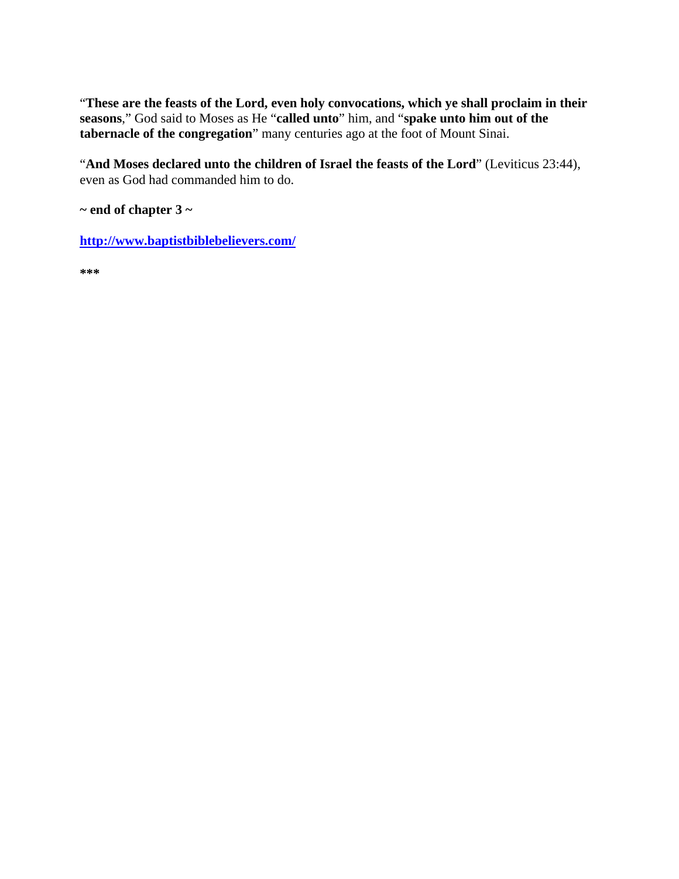"**These are the feasts of the Lord, even holy convocations, which ye shall proclaim in their seasons**," God said to Moses as He "**called unto**" him, and "**spake unto him out of the tabernacle of the congregation**" many centuries ago at the foot of Mount Sinai.

"**And Moses declared unto the children of Israel the feasts of the Lord**" (Leviticus 23:44), even as God had commanded him to do.

**~ end of chapter 3 ~**

**http://www.baptistbiblebelievers.com/**

**\*\*\***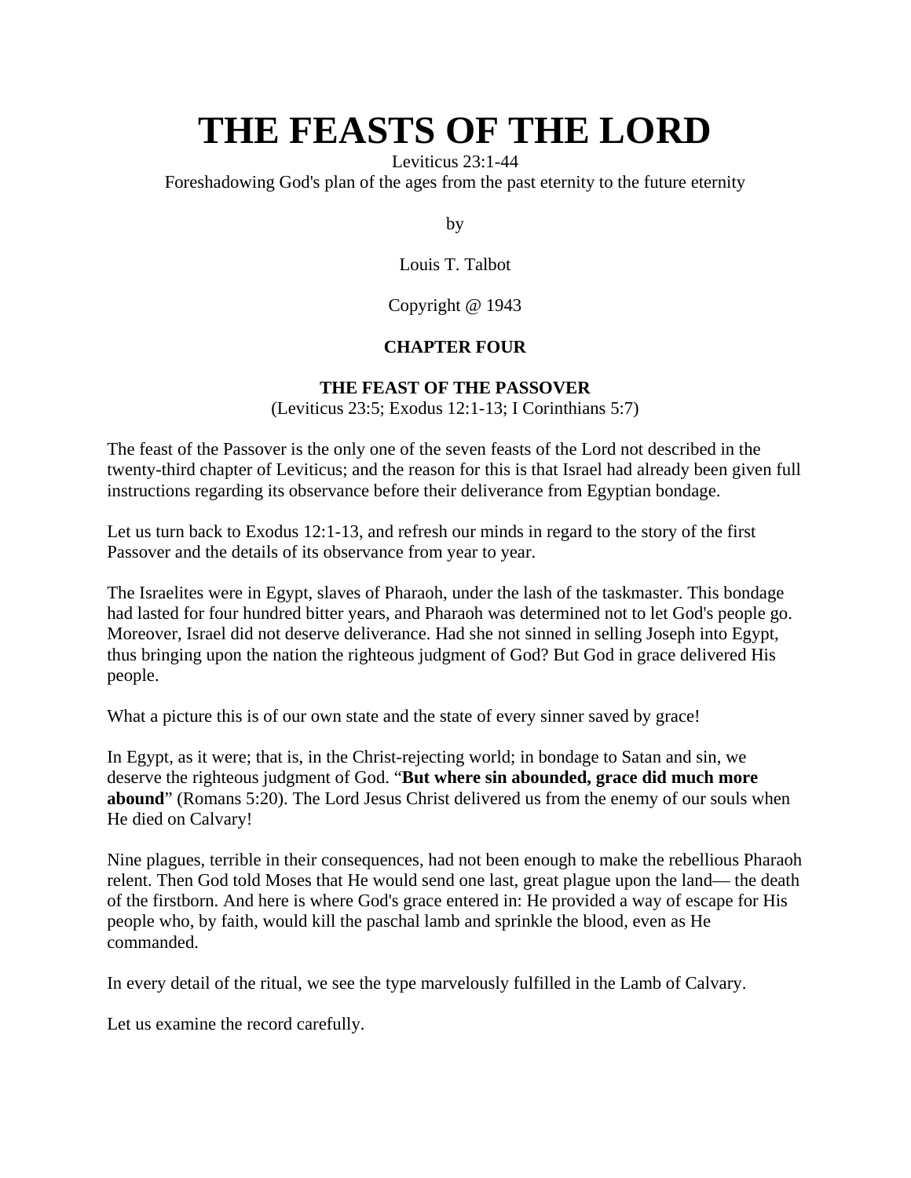# THE FEASTS OF THE LORD

Leviticus 23:1-44
Foreshadowing God's plan of the ages from the past eternity to the future eternity

by

Louis T. Talbot

Copyright @ 1943

**CHAPTER FOUR**

**THE FEAST OF THE PASSOVER**
(Leviticus 23:5; Exodus 12:1-13; I Corinthians 5:7)

The feast of the Passover is the only one of the seven feasts of the Lord not described in the twenty-third chapter of Leviticus; and the reason for this is that Israel had already been given full instructions regarding its observance before their deliverance from Egyptian bondage.

Let us turn back to Exodus 12:1-13, and refresh our minds in regard to the story of the first Passover and the details of its observance from year to year.

The Israelites were in Egypt, slaves of Pharaoh, under the lash of the taskmaster. This bondage had lasted for four hundred bitter years, and Pharaoh was determined not to let God's people go. Moreover, Israel did not deserve deliverance. Had she not sinned in selling Joseph into Egypt, thus bringing upon the nation the righteous judgment of God? But God in grace delivered His people.

What a picture this is of our own state and the state of every sinner saved by grace!

In Egypt, as it were; that is, in the Christ-rejecting world; in bondage to Satan and sin, we deserve the righteous judgment of God. "**But where sin abounded, grace did much more abound**" (Romans 5:20). The Lord Jesus Christ delivered us from the enemy of our souls when He died on Calvary!

Nine plagues, terrible in their consequences, had not been enough to make the rebellious Pharaoh relent. Then God told Moses that He would send one last, great plague upon the land— the death of the firstborn. And here is where God's grace entered in: He provided a way of escape for His people who, by faith, would kill the paschal lamb and sprinkle the blood, even as He commanded.

In every detail of the ritual, we see the type marvelously fulfilled in the Lamb of Calvary.

Let us examine the record carefully.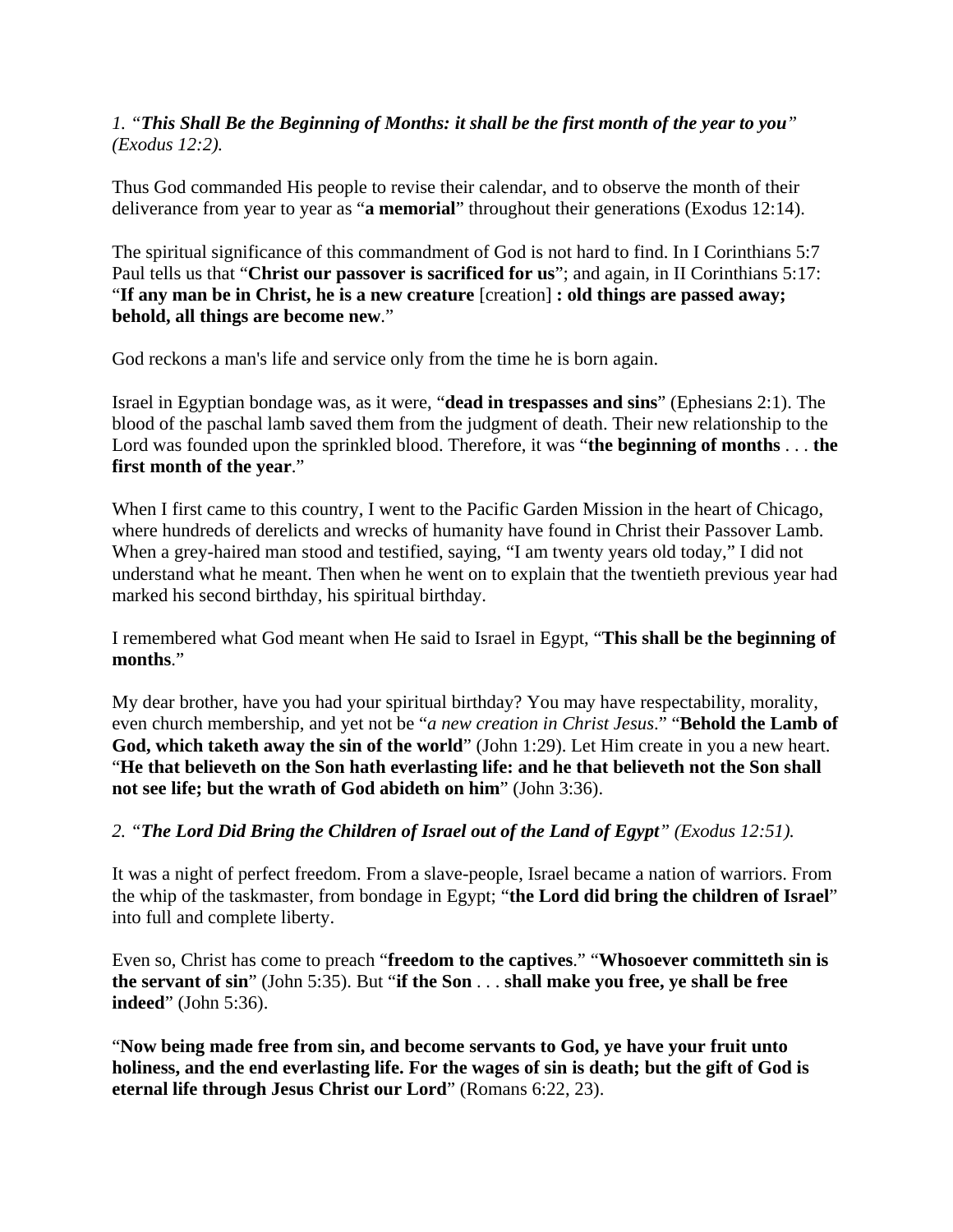*1. "**This Shall Be the Beginning of Months: it shall be the first month of the year to you**" (Exodus 12:2).*

Thus God commanded His people to revise their calendar, and to observe the month of their deliverance from year to year as "**a memorial**" throughout their generations (Exodus 12:14).

The spiritual significance of this commandment of God is not hard to find. In I Corinthians 5:7 Paul tells us that "**Christ our passover is sacrificed for us**"; and again, in II Corinthians 5:17: "**If any man be in Christ, he is a new creature** [creation] **: old things are passed away; behold, all things are become new**."

God reckons a man's life and service only from the time he is born again.

Israel in Egyptian bondage was, as it were, "**dead in trespasses and sins**" (Ephesians 2:1). The blood of the paschal lamb saved them from the judgment of death. Their new relationship to the Lord was founded upon the sprinkled blood. Therefore, it was "**the beginning of months** . . . **the first month of the year**."

When I first came to this country, I went to the Pacific Garden Mission in the heart of Chicago, where hundreds of derelicts and wrecks of humanity have found in Christ their Passover Lamb. When a grey-haired man stood and testified, saying, "I am twenty years old today," I did not understand what he meant. Then when he went on to explain that the twentieth previous year had marked his second birthday, his spiritual birthday.

I remembered what God meant when He said to Israel in Egypt, "**This shall be the beginning of months**."

My dear brother, have you had your spiritual birthday? You may have respectability, morality, even church membership, and yet not be "*a new creation in Christ Jesus*." "**Behold the Lamb of God, which taketh away the sin of the world**" (John 1:29). Let Him create in you a new heart. "**He that believeth on the Son hath everlasting life: and he that believeth not the Son shall not see life; but the wrath of God abideth on him**" (John 3:36).

*2. "**The Lord Did Bring the Children of Israel out of the Land of Egypt**" (Exodus 12:51).*

It was a night of perfect freedom. From a slave-people, Israel became a nation of warriors. From the whip of the taskmaster, from bondage in Egypt; "**the Lord did bring the children of Israel**" into full and complete liberty.

Even so, Christ has come to preach "**freedom to the captives**." "**Whosoever committeth sin is the servant of sin**" (John 5:35). But "**if the Son** . . . **shall make you free, ye shall be free indeed**" (John 5:36).

"**Now being made free from sin, and become servants to God, ye have your fruit unto holiness, and the end everlasting life. For the wages of sin is death; but the gift of God is eternal life through Jesus Christ our Lord**" (Romans 6:22, 23).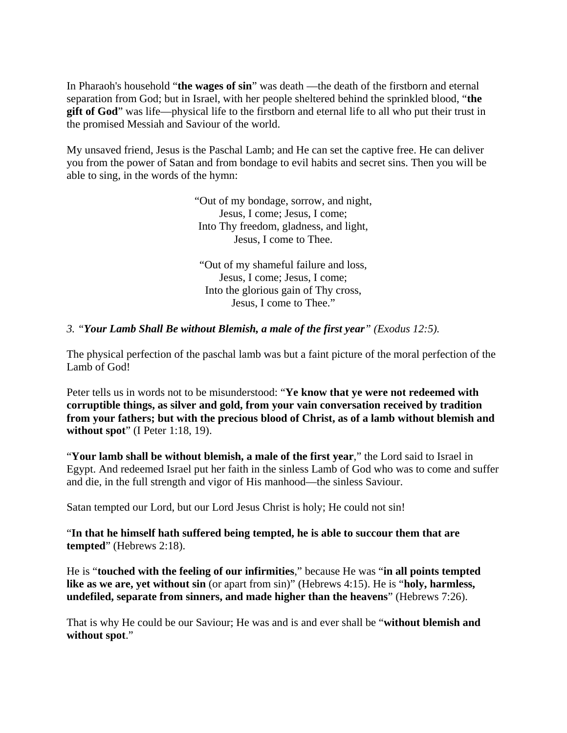In Pharaoh's household "**the wages of sin**" was death —the death of the firstborn and eternal separation from God; but in Israel, with her people sheltered behind the sprinkled blood, "**the gift of God**" was life—physical life to the firstborn and eternal life to all who put their trust in the promised Messiah and Saviour of the world.

My unsaved friend, Jesus is the Paschal Lamb; and He can set the captive free. He can deliver you from the power of Satan and from bondage to evil habits and secret sins. Then you will be able to sing, in the words of the hymn:

"Out of my bondage, sorrow, and night,  
Jesus, I come; Jesus, I come;  
Into Thy freedom, gladness, and light,  
Jesus, I come to Thee.

"Out of my shameful failure and loss,  
Jesus, I come; Jesus, I come;  
Into the glorious gain of Thy cross,  
Jesus, I come to Thee."

*3. "**Your Lamb Shall Be without Blemish, a male of the first year**" (Exodus 12:5).*

The physical perfection of the paschal lamb was but a faint picture of the moral perfection of the Lamb of God!

Peter tells us in words not to be misunderstood: "**Ye know that ye were not redeemed with corruptible things, as silver and gold, from your vain conversation received by tradition from your fathers; but with the precious blood of Christ, as of a lamb without blemish and without spot**" (I Peter 1:18, 19).

"**Your lamb shall be without blemish, a male of the first year**," the Lord said to Israel in Egypt. And redeemed Israel put her faith in the sinless Lamb of God who was to come and suffer and die, in the full strength and vigor of His manhood—the sinless Saviour.

Satan tempted our Lord, but our Lord Jesus Christ is holy; He could not sin!

"**In that he himself hath suffered being tempted, he is able to succour them that are tempted**" (Hebrews 2:18).

He is "**touched with the feeling of our infirmities**," because He was "**in all points tempted like as we are, yet without sin** (or apart from sin)" (Hebrews 4:15). He is "**holy, harmless, undefiled, separate from sinners, and made higher than the heavens**" (Hebrews 7:26).

That is why He could be our Saviour; He was and is and ever shall be "**without blemish and without spot**."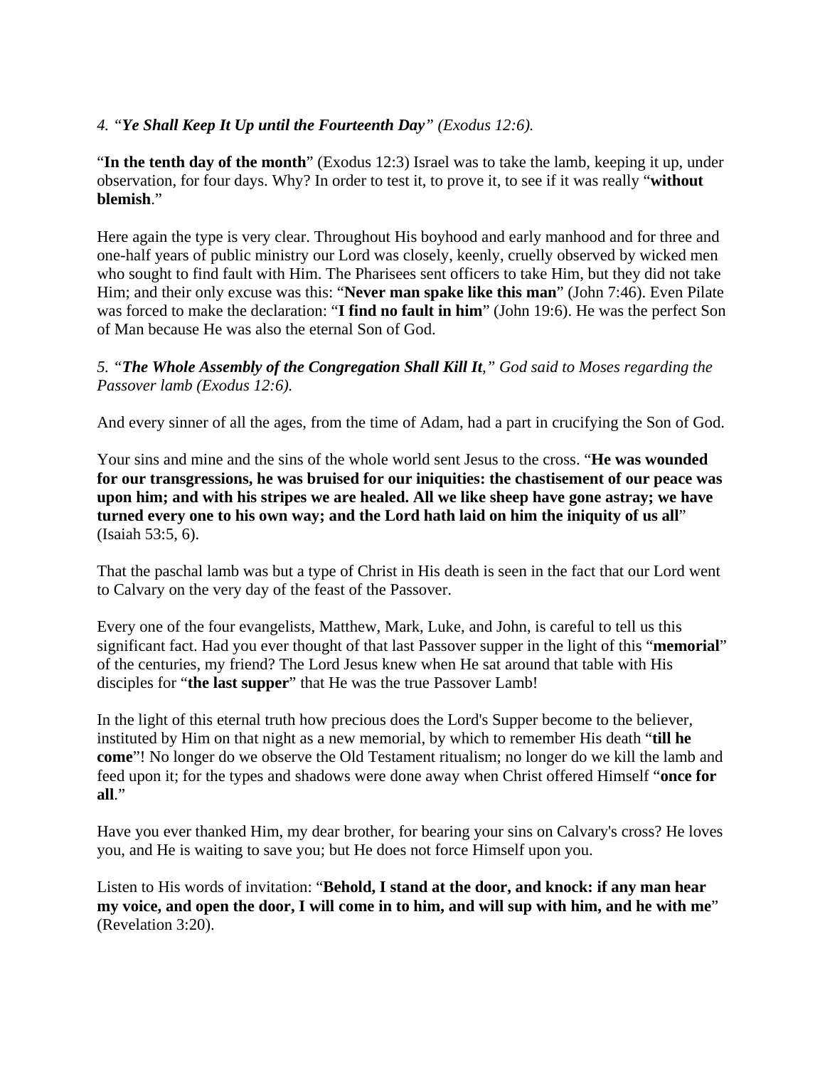*4. "**Ye Shall Keep It Up until the Fourteenth Day**" (Exodus 12:6).*

"**In the tenth day of the month**" (Exodus 12:3) Israel was to take the lamb, keeping it up, under observation, for four days. Why? In order to test it, to prove it, to see if it was really "**without blemish**."

Here again the type is very clear. Throughout His boyhood and early manhood and for three and one-half years of public ministry our Lord was closely, keenly, cruelly observed by wicked men who sought to find fault with Him. The Pharisees sent officers to take Him, but they did not take Him; and their only excuse was this: "**Never man spake like this man**" (John 7:46). Even Pilate was forced to make the declaration: "**I find no fault in him**" (John 19:6). He was the perfect Son of Man because He was also the eternal Son of God.

*5. "**The Whole Assembly of the Congregation Shall Kill It**," God said to Moses regarding the Passover lamb (Exodus 12:6).*

And every sinner of all the ages, from the time of Adam, had a part in crucifying the Son of God.

Your sins and mine and the sins of the whole world sent Jesus to the cross. "**He was wounded for our transgressions, he was bruised for our iniquities: the chastisement of our peace was upon him; and with his stripes we are healed. All we like sheep have gone astray; we have turned every one to his own way; and the Lord hath laid on him the iniquity of us all**" (Isaiah 53:5, 6).

That the paschal lamb was but a type of Christ in His death is seen in the fact that our Lord went to Calvary on the very day of the feast of the Passover.

Every one of the four evangelists, Matthew, Mark, Luke, and John, is careful to tell us this significant fact. Had you ever thought of that last Passover supper in the light of this "**memorial**" of the centuries, my friend? The Lord Jesus knew when He sat around that table with His disciples for "**the last supper**" that He was the true Passover Lamb!

In the light of this eternal truth how precious does the Lord's Supper become to the believer, instituted by Him on that night as a new memorial, by which to remember His death "**till he come**"! No longer do we observe the Old Testament ritualism; no longer do we kill the lamb and feed upon it; for the types and shadows were done away when Christ offered Himself "**once for all**."

Have you ever thanked Him, my dear brother, for bearing your sins on Calvary's cross? He loves you, and He is waiting to save you; but He does not force Himself upon you.

Listen to His words of invitation: "**Behold, I stand at the door, and knock: if any man hear my voice, and open the door, I will come in to him, and will sup with him, and he with me**" (Revelation 3:20).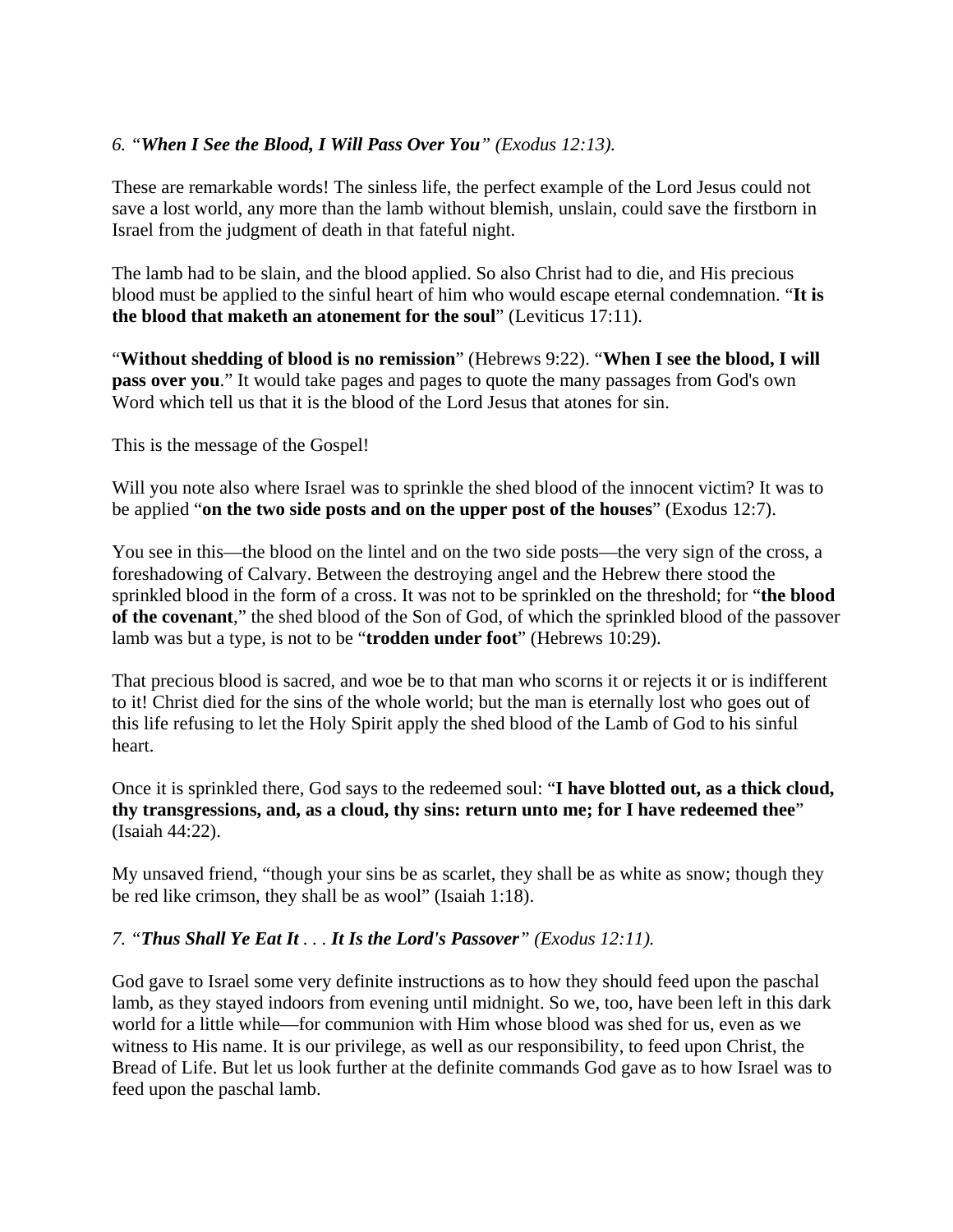*6. "**When I See the Blood, I Will Pass Over You**" (Exodus 12:13).*

These are remarkable words! The sinless life, the perfect example of the Lord Jesus could not save a lost world, any more than the lamb without blemish, unslain, could save the firstborn in Israel from the judgment of death in that fateful night.

The lamb had to be slain, and the blood applied. So also Christ had to die, and His precious blood must be applied to the sinful heart of him who would escape eternal condemnation. "**It is the blood that maketh an atonement for the soul**" (Leviticus 17:11).

"**Without shedding of blood is no remission**" (Hebrews 9:22). "**When I see the blood, I will pass over you**." It would take pages and pages to quote the many passages from God's own Word which tell us that it is the blood of the Lord Jesus that atones for sin.

This is the message of the Gospel!

Will you note also where Israel was to sprinkle the shed blood of the innocent victim? It was to be applied "**on the two side posts and on the upper post of the houses**" (Exodus 12:7).

You see in this—the blood on the lintel and on the two side posts—the very sign of the cross, a foreshadowing of Calvary. Between the destroying angel and the Hebrew there stood the sprinkled blood in the form of a cross. It was not to be sprinkled on the threshold; for "**the blood of the covenant**," the shed blood of the Son of God, of which the sprinkled blood of the passover lamb was but a type, is not to be "**trodden under foot**" (Hebrews 10:29).

That precious blood is sacred, and woe be to that man who scorns it or rejects it or is indifferent to it! Christ died for the sins of the whole world; but the man is eternally lost who goes out of this life refusing to let the Holy Spirit apply the shed blood of the Lamb of God to his sinful heart.

Once it is sprinkled there, God says to the redeemed soul: "**I have blotted out, as a thick cloud, thy transgressions, and, as a cloud, thy sins: return unto me; for I have redeemed thee**" (Isaiah 44:22).

My unsaved friend, "though your sins be as scarlet, they shall be as white as snow; though they be red like crimson, they shall be as wool" (Isaiah 1:18).

*7. "**Thus Shall Ye Eat It** . . . **It Is the Lord's Passover**" (Exodus 12:11).*

God gave to Israel some very definite instructions as to how they should feed upon the paschal lamb, as they stayed indoors from evening until midnight. So we, too, have been left in this dark world for a little while—for communion with Him whose blood was shed for us, even as we witness to His name. It is our privilege, as well as our responsibility, to feed upon Christ, the Bread of Life. But let us look further at the definite commands God gave as to how Israel was to feed upon the paschal lamb.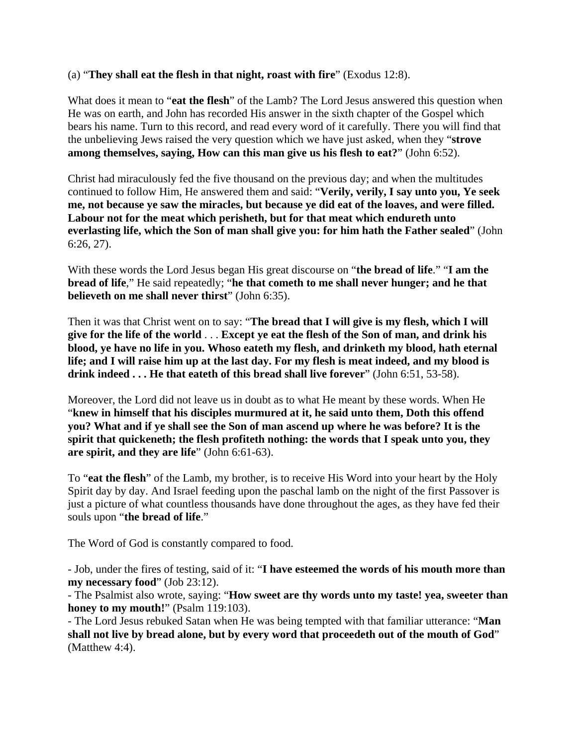(a) "**They shall eat the flesh in that night, roast with fire**" (Exodus 12:8).

What does it mean to "**eat the flesh**" of the Lamb? The Lord Jesus answered this question when He was on earth, and John has recorded His answer in the sixth chapter of the Gospel which bears his name. Turn to this record, and read every word of it carefully. There you will find that the unbelieving Jews raised the very question which we have just asked, when they "**strove among themselves, saying, How can this man give us his flesh to eat?**" (John 6:52).

Christ had miraculously fed the five thousand on the previous day; and when the multitudes continued to follow Him, He answered them and said: "**Verily, verily, I say unto you, Ye seek me, not because ye saw the miracles, but because ye did eat of the loaves, and were filled. Labour not for the meat which perisheth, but for that meat which endureth unto everlasting life, which the Son of man shall give you: for him hath the Father sealed**" (John 6:26, 27).

With these words the Lord Jesus began His great discourse on "**the bread of life**." "**I am the bread of life**," He said repeatedly; "**he that cometh to me shall never hunger; and he that believeth on me shall never thirst**" (John 6:35).

Then it was that Christ went on to say: "**The bread that I will give is my flesh, which I will give for the life of the world** . . . **Except ye eat the flesh of the Son of man, and drink his blood, ye have no life in you. Whoso eateth my flesh, and drinketh my blood, hath eternal life; and I will raise him up at the last day. For my flesh is meat indeed, and my blood is drink indeed . . . He that eateth of this bread shall live forever**" (John 6:51, 53-58).

Moreover, the Lord did not leave us in doubt as to what He meant by these words. When He "**knew in himself that his disciples murmured at it, he said unto them, Doth this offend you? What and if ye shall see the Son of man ascend up where he was before? It is the spirit that quickeneth; the flesh profiteth nothing: the words that I speak unto you, they are spirit, and they are life**" (John 6:61-63).

To "**eat the flesh**" of the Lamb, my brother, is to receive His Word into your heart by the Holy Spirit day by day. And Israel feeding upon the paschal lamb on the night of the first Passover is just a picture of what countless thousands have done throughout the ages, as they have fed their souls upon "**the bread of life**."

The Word of God is constantly compared to food.

- Job, under the fires of testing, said of it: "**I have esteemed the words of his mouth more than my necessary food**" (Job 23:12).
- The Psalmist also wrote, saying: "**How sweet are thy words unto my taste! yea, sweeter than honey to my mouth!**" (Psalm 119:103).
- The Lord Jesus rebuked Satan when He was being tempted with that familiar utterance: "**Man shall not live by bread alone, but by every word that proceedeth out of the mouth of God**" (Matthew 4:4).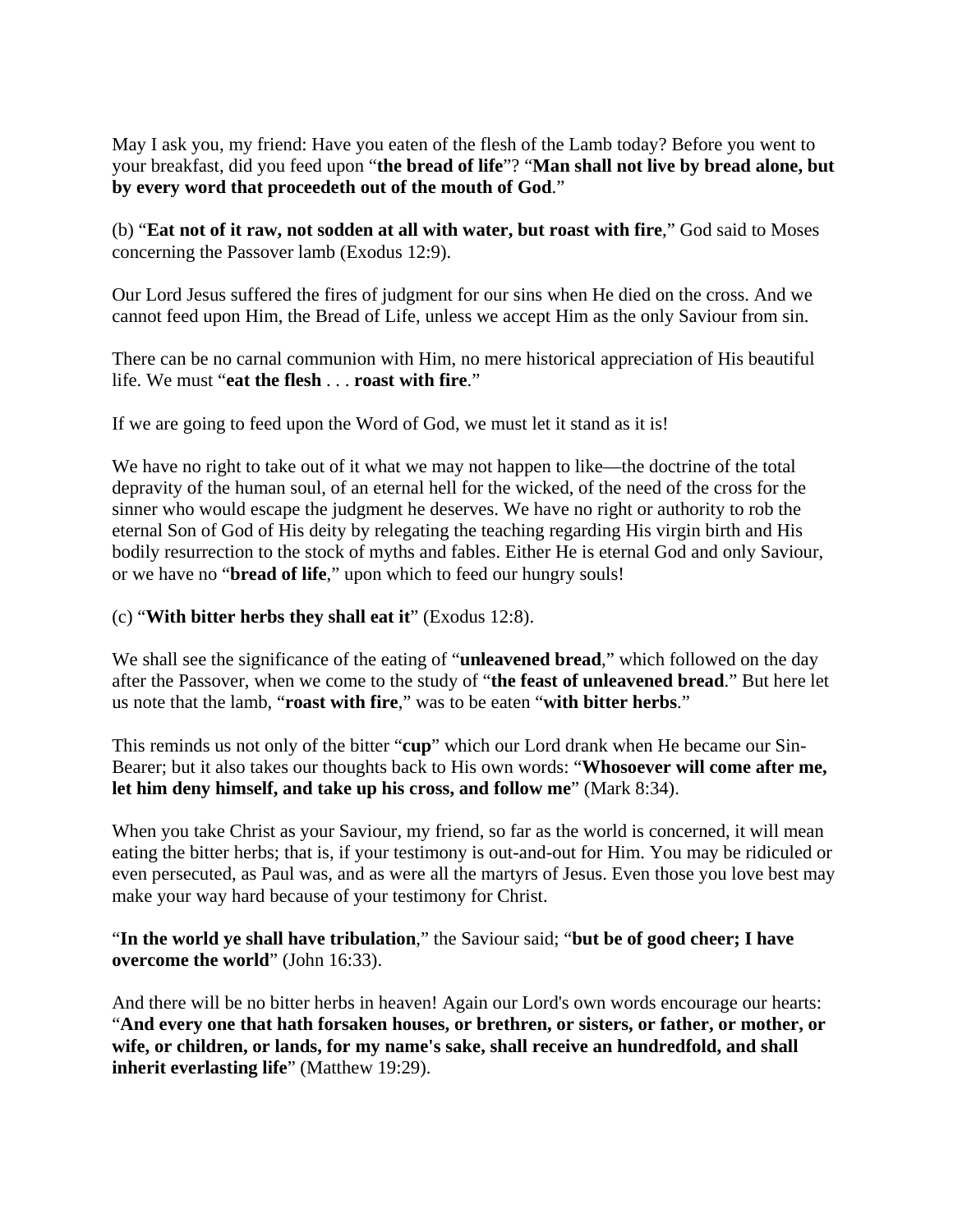May I ask you, my friend: Have you eaten of the flesh of the Lamb today? Before you went to your breakfast, did you feed upon "**the bread of life**"? "**Man shall not live by bread alone, but by every word that proceedeth out of the mouth of God**."

(b) "**Eat not of it raw, not sodden at all with water, but roast with fire**," God said to Moses concerning the Passover lamb (Exodus 12:9).

Our Lord Jesus suffered the fires of judgment for our sins when He died on the cross. And we cannot feed upon Him, the Bread of Life, unless we accept Him as the only Saviour from sin.

There can be no carnal communion with Him, no mere historical appreciation of His beautiful life. We must "**eat the flesh** . . . **roast with fire**."

If we are going to feed upon the Word of God, we must let it stand as it is!

We have no right to take out of it what we may not happen to like—the doctrine of the total depravity of the human soul, of an eternal hell for the wicked, of the need of the cross for the sinner who would escape the judgment he deserves. We have no right or authority to rob the eternal Son of God of His deity by relegating the teaching regarding His virgin birth and His bodily resurrection to the stock of myths and fables. Either He is eternal God and only Saviour, or we have no "**bread of life**," upon which to feed our hungry souls!

(c) "**With bitter herbs they shall eat it**" (Exodus 12:8).

We shall see the significance of the eating of "**unleavened bread**," which followed on the day after the Passover, when we come to the study of "**the feast of unleavened bread**." But here let us note that the lamb, "**roast with fire**," was to be eaten "**with bitter herbs**."

This reminds us not only of the bitter "**cup**" which our Lord drank when He became our Sin-Bearer; but it also takes our thoughts back to His own words: "**Whosoever will come after me, let him deny himself, and take up his cross, and follow me**" (Mark 8:34).

When you take Christ as your Saviour, my friend, so far as the world is concerned, it will mean eating the bitter herbs; that is, if your testimony is out-and-out for Him. You may be ridiculed or even persecuted, as Paul was, and as were all the martyrs of Jesus. Even those you love best may make your way hard because of your testimony for Christ.

"**In the world ye shall have tribulation**," the Saviour said; "**but be of good cheer; I have overcome the world**" (John 16:33).

And there will be no bitter herbs in heaven! Again our Lord's own words encourage our hearts: "**And every one that hath forsaken houses, or brethren, or sisters, or father, or mother, or wife, or children, or lands, for my name's sake, shall receive an hundredfold, and shall inherit everlasting life**" (Matthew 19:29).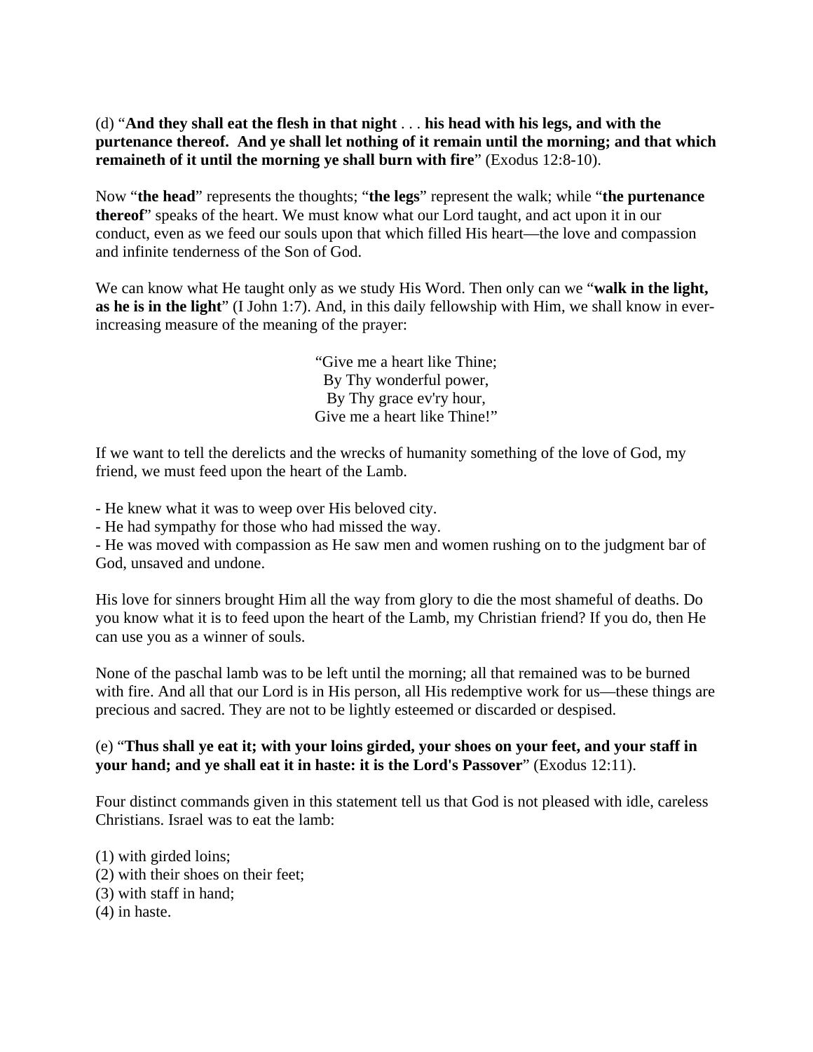(d) "**And they shall eat the flesh in that night** . . . **his head with his legs, and with the purtenance thereof. And ye shall let nothing of it remain until the morning; and that which remaineth of it until the morning ye shall burn with fire**" (Exodus 12:8-10).

Now "**the head**" represents the thoughts; "**the legs**" represent the walk; while "**the purtenance thereof**" speaks of the heart. We must know what our Lord taught, and act upon it in our conduct, even as we feed our souls upon that which filled His heart—the love and compassion and infinite tenderness of the Son of God.

We can know what He taught only as we study His Word. Then only can we "**walk in the light, as he is in the light**" (I John 1:7). And, in this daily fellowship with Him, we shall know in ever-increasing measure of the meaning of the prayer:

"Give me a heart like Thine;
By Thy wonderful power,
By Thy grace ev'ry hour,
Give me a heart like Thine!"

If we want to tell the derelicts and the wrecks of humanity something of the love of God, my friend, we must feed upon the heart of the Lamb.

- He knew what it was to weep over His beloved city.
- He had sympathy for those who had missed the way.
- He was moved with compassion as He saw men and women rushing on to the judgment bar of God, unsaved and undone.

His love for sinners brought Him all the way from glory to die the most shameful of deaths. Do you know what it is to feed upon the heart of the Lamb, my Christian friend? If you do, then He can use you as a winner of souls.

None of the paschal lamb was to be left until the morning; all that remained was to be burned with fire. And all that our Lord is in His person, all His redemptive work for us—these things are precious and sacred. They are not to be lightly esteemed or discarded or despised.

(e) "**Thus shall ye eat it; with your loins girded, your shoes on your feet, and your staff in your hand; and ye shall eat it in haste: it is the Lord's Passover**" (Exodus 12:11).

Four distinct commands given in this statement tell us that God is not pleased with idle, careless Christians. Israel was to eat the lamb:

(1) with girded loins;
(2) with their shoes on their feet;
(3) with staff in hand;
(4) in haste.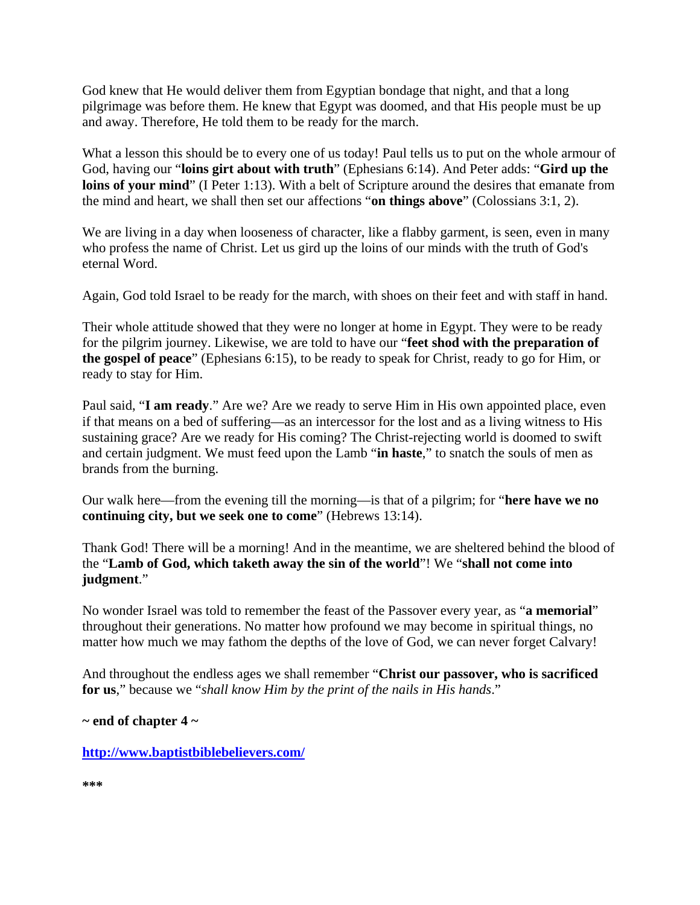God knew that He would deliver them from Egyptian bondage that night, and that a long pilgrimage was before them. He knew that Egypt was doomed, and that His people must be up and away. Therefore, He told them to be ready for the march.

What a lesson this should be to every one of us today! Paul tells us to put on the whole armour of God, having our "**loins girt about with truth**" (Ephesians 6:14). And Peter adds: "**Gird up the loins of your mind**" (I Peter 1:13). With a belt of Scripture around the desires that emanate from the mind and heart, we shall then set our affections "**on things above**" (Colossians 3:1, 2).

We are living in a day when looseness of character, like a flabby garment, is seen, even in many who profess the name of Christ. Let us gird up the loins of our minds with the truth of God's eternal Word.

Again, God told Israel to be ready for the march, with shoes on their feet and with staff in hand.

Their whole attitude showed that they were no longer at home in Egypt. They were to be ready for the pilgrim journey. Likewise, we are told to have our "**feet shod with the preparation of the gospel of peace**" (Ephesians 6:15), to be ready to speak for Christ, ready to go for Him, or ready to stay for Him.

Paul said, "**I am ready**." Are we? Are we ready to serve Him in His own appointed place, even if that means on a bed of suffering—as an intercessor for the lost and as a living witness to His sustaining grace? Are we ready for His coming? The Christ-rejecting world is doomed to swift and certain judgment. We must feed upon the Lamb "**in haste**," to snatch the souls of men as brands from the burning.

Our walk here—from the evening till the morning—is that of a pilgrim; for "**here have we no continuing city, but we seek one to come**" (Hebrews 13:14).

Thank God! There will be a morning! And in the meantime, we are sheltered behind the blood of the "**Lamb of God, which taketh away the sin of the world**"! We "**shall not come into judgment**."

No wonder Israel was told to remember the feast of the Passover every year, as "**a memorial**" throughout their generations. No matter how profound we may become in spiritual things, no matter how much we may fathom the depths of the love of God, we can never forget Calvary!

And throughout the endless ages we shall remember "**Christ our passover, who is sacrificed for us**," because we "*shall know Him by the print of the nails in His hands*."

**~ end of chapter 4 ~**

**http://www.baptistbiblebelievers.com/**

***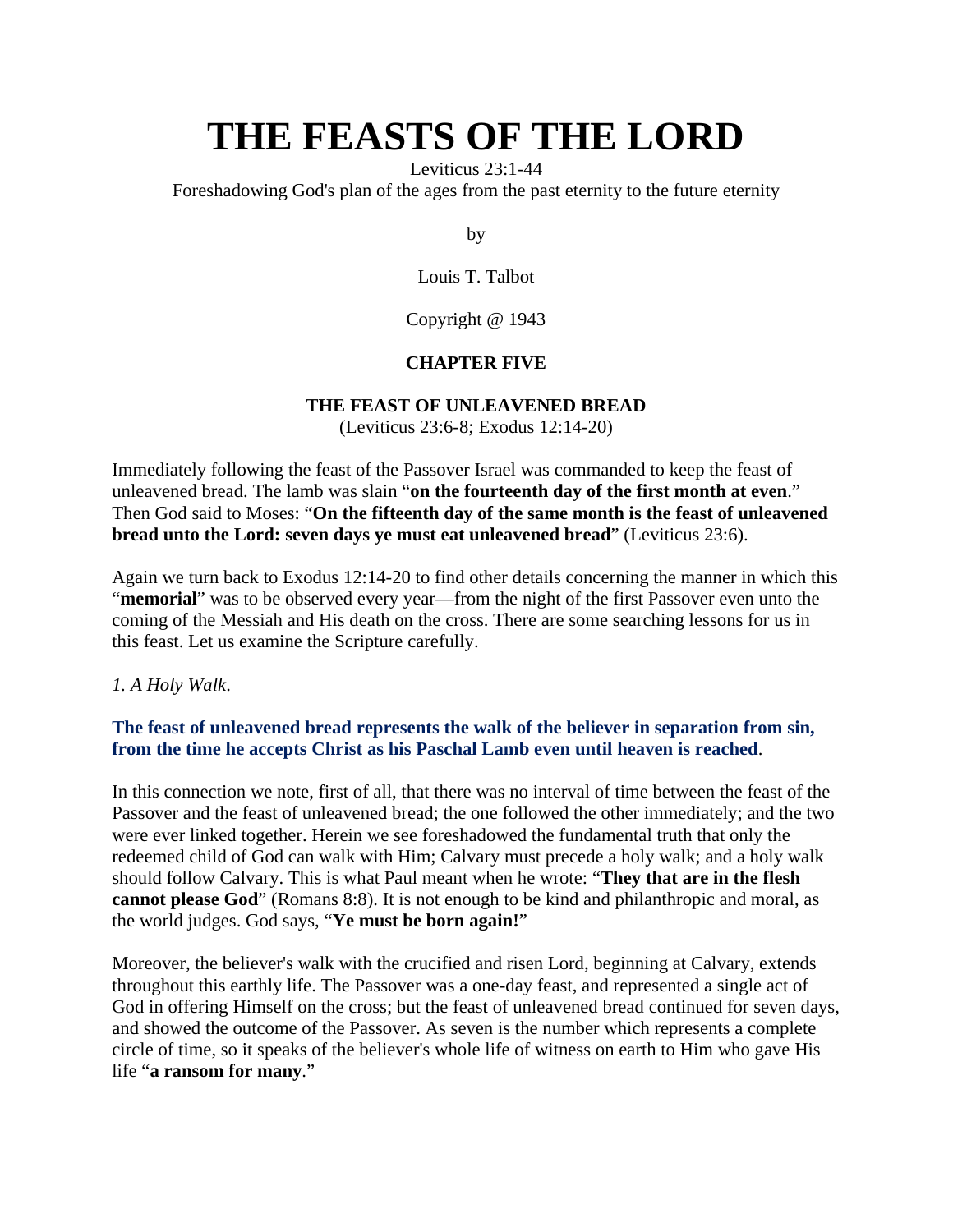# THE FEASTS OF THE LORD

Leviticus 23:1-44

Foreshadowing God's plan of the ages from the past eternity to the future eternity

by

Louis T. Talbot

Copyright @ 1943

**CHAPTER FIVE**

**THE FEAST OF UNLEAVENED BREAD**

(Leviticus 23:6-8; Exodus 12:14-20)

Immediately following the feast of the Passover Israel was commanded to keep the feast of unleavened bread. The lamb was slain "**on the fourteenth day of the first month at even**." Then God said to Moses: "**On the fifteenth day of the same month is the feast of unleavened bread unto the Lord: seven days ye must eat unleavened bread**" (Leviticus 23:6).

Again we turn back to Exodus 12:14-20 to find other details concerning the manner in which this "**memorial**" was to be observed every year—from the night of the first Passover even unto the coming of the Messiah and His death on the cross. There are some searching lessons for us in this feast. Let us examine the Scripture carefully.

*1. A Holy Walk*.

**The feast of unleavened bread represents the walk of the believer in separation from sin, from the time he accepts Christ as his Paschal Lamb even until heaven is reached**.

In this connection we note, first of all, that there was no interval of time between the feast of the Passover and the feast of unleavened bread; the one followed the other immediately; and the two were ever linked together. Herein we see foreshadowed the fundamental truth that only the redeemed child of God can walk with Him; Calvary must precede a holy walk; and a holy walk should follow Calvary. This is what Paul meant when he wrote: "**They that are in the flesh cannot please God**" (Romans 8:8). It is not enough to be kind and philanthropic and moral, as the world judges. God says, "**Ye must be born again!**"

Moreover, the believer's walk with the crucified and risen Lord, beginning at Calvary, extends throughout this earthly life. The Passover was a one-day feast, and represented a single act of God in offering Himself on the cross; but the feast of unleavened bread continued for seven days, and showed the outcome of the Passover. As seven is the number which represents a complete circle of time, so it speaks of the believer's whole life of witness on earth to Him who gave His life "**a ransom for many**."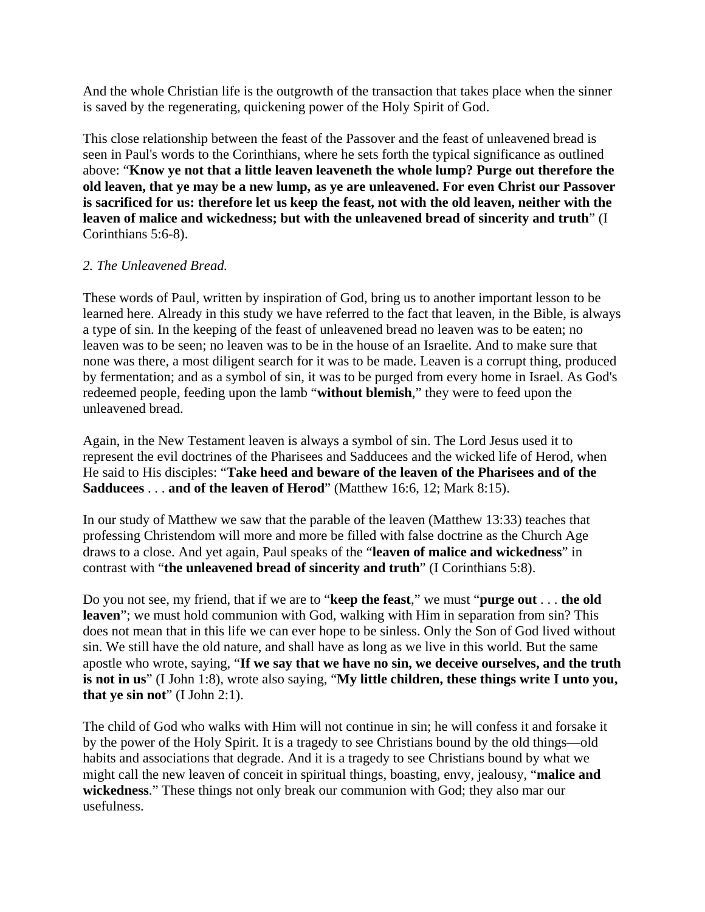And the whole Christian life is the outgrowth of the transaction that takes place when the sinner is saved by the regenerating, quickening power of the Holy Spirit of God.

This close relationship between the feast of the Passover and the feast of unleavened bread is seen in Paul's words to the Corinthians, where he sets forth the typical significance as outlined above: "**Know ye not that a little leaven leaveneth the whole lump? Purge out therefore the old leaven, that ye may be a new lump, as ye are unleavened. For even Christ our Passover is sacrificed for us: therefore let us keep the feast, not with the old leaven, neither with the leaven of malice and wickedness; but with the unleavened bread of sincerity and truth**" (I Corinthians 5:6-8).

*2. The Unleavened Bread.*

These words of Paul, written by inspiration of God, bring us to another important lesson to be learned here. Already in this study we have referred to the fact that leaven, in the Bible, is always a type of sin. In the keeping of the feast of unleavened bread no leaven was to be eaten; no leaven was to be seen; no leaven was to be in the house of an Israelite. And to make sure that none was there, a most diligent search for it was to be made. Leaven is a corrupt thing, produced by fermentation; and as a symbol of sin, it was to be purged from every home in Israel. As God's redeemed people, feeding upon the lamb "**without blemish**," they were to feed upon the unleavened bread.

Again, in the New Testament leaven is always a symbol of sin. The Lord Jesus used it to represent the evil doctrines of the Pharisees and Sadducees and the wicked life of Herod, when He said to His disciples: "**Take heed and beware of the leaven of the Pharisees and of the Sadducees** . . . **and of the leaven of Herod**" (Matthew 16:6, 12; Mark 8:15).

In our study of Matthew we saw that the parable of the leaven (Matthew 13:33) teaches that professing Christendom will more and more be filled with false doctrine as the Church Age draws to a close. And yet again, Paul speaks of the "**leaven of malice and wickedness**" in contrast with "**the unleavened bread of sincerity and truth**" (I Corinthians 5:8).

Do you not see, my friend, that if we are to "**keep the feast**," we must "**purge out** . . . **the old leaven**"; we must hold communion with God, walking with Him in separation from sin? This does not mean that in this life we can ever hope to be sinless. Only the Son of God lived without sin. We still have the old nature, and shall have as long as we live in this world. But the same apostle who wrote, saying, "**If we say that we have no sin, we deceive ourselves, and the truth is not in us**" (I John 1:8), wrote also saying, "**My little children, these things write I unto you, that ye sin not**" (I John 2:1).

The child of God who walks with Him will not continue in sin; he will confess it and forsake it by the power of the Holy Spirit. It is a tragedy to see Christians bound by the old things—old habits and associations that degrade. And it is a tragedy to see Christians bound by what we might call the new leaven of conceit in spiritual things, boasting, envy, jealousy, "**malice and wickedness**." These things not only break our communion with God; they also mar our usefulness.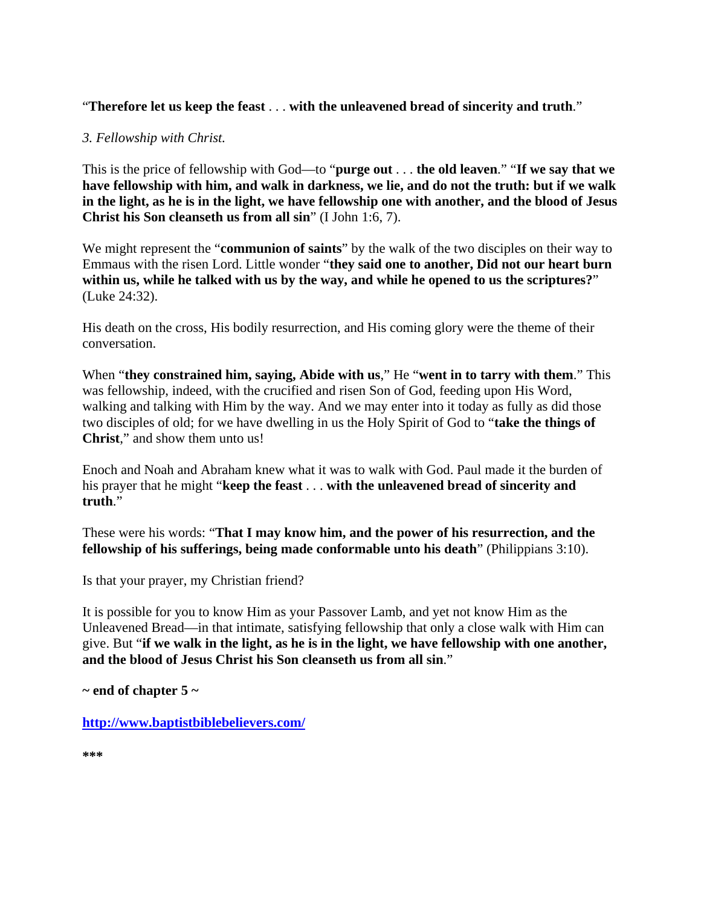"**Therefore let us keep the feast** . . . **with the unleavened bread of sincerity and truth**."

*3. Fellowship with Christ.*

This is the price of fellowship with God—to "**purge out** . . . **the old leaven**." "**If we say that we have fellowship with him, and walk in darkness, we lie, and do not the truth: but if we walk in the light, as he is in the light, we have fellowship one with another, and the blood of Jesus Christ his Son cleanseth us from all sin**" (I John 1:6, 7).

We might represent the "**communion of saints**" by the walk of the two disciples on their way to Emmaus with the risen Lord. Little wonder "**they said one to another, Did not our heart burn within us, while he talked with us by the way, and while he opened to us the scriptures?**" (Luke 24:32).

His death on the cross, His bodily resurrection, and His coming glory were the theme of their conversation.

When "**they constrained him, saying, Abide with us**," He "**went in to tarry with them**." This was fellowship, indeed, with the crucified and risen Son of God, feeding upon His Word, walking and talking with Him by the way. And we may enter into it today as fully as did those two disciples of old; for we have dwelling in us the Holy Spirit of God to "**take the things of Christ**," and show them unto us!

Enoch and Noah and Abraham knew what it was to walk with God. Paul made it the burden of his prayer that he might "**keep the feast** . . . **with the unleavened bread of sincerity and truth**."

These were his words: "**That I may know him, and the power of his resurrection, and the fellowship of his sufferings, being made conformable unto his death**" (Philippians 3:10).

Is that your prayer, my Christian friend?

It is possible for you to know Him as your Passover Lamb, and yet not know Him as the Unleavened Bread—in that intimate, satisfying fellowship that only a close walk with Him can give. But "**if we walk in the light, as he is in the light, we have fellowship with one another, and the blood of Jesus Christ his Son cleanseth us from all sin**."

**~ end of chapter 5 ~**

**http://www.baptistbiblebelievers.com/**

**\*\*\***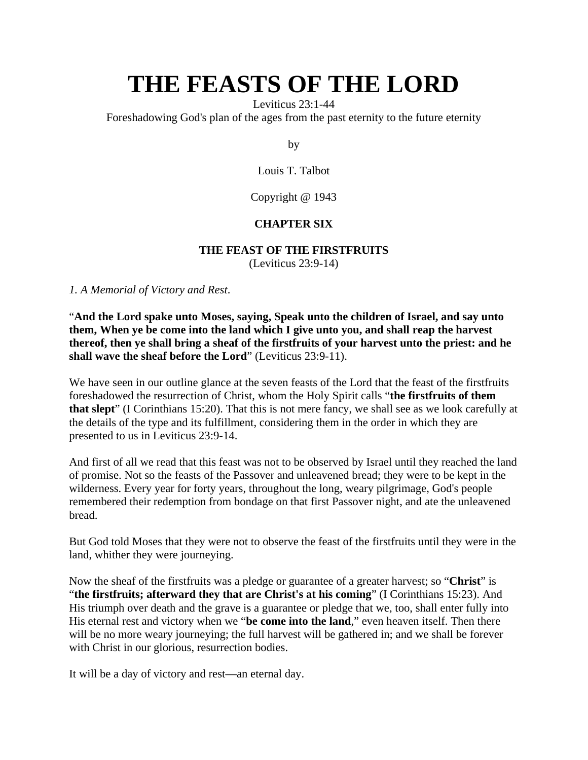# THE FEASTS OF THE LORD

Leviticus 23:1-44
Foreshadowing God's plan of the ages from the past eternity to the future eternity

by

Louis T. Talbot

Copyright @ 1943

**CHAPTER SIX**

**THE FEAST OF THE FIRSTFRUITS**
(Leviticus 23:9-14)

*1. A Memorial of Victory and Rest*.

"**And the Lord spake unto Moses, saying, Speak unto the children of Israel, and say unto them, When ye be come into the land which I give unto you, and shall reap the harvest thereof, then ye shall bring a sheaf of the firstfruits of your harvest unto the priest: and he shall wave the sheaf before the Lord**" (Leviticus 23:9-11).

We have seen in our outline glance at the seven feasts of the Lord that the feast of the firstfruits foreshadowed the resurrection of Christ, whom the Holy Spirit calls "**the firstfruits of them that slept**" (I Corinthians 15:20). That this is not mere fancy, we shall see as we look carefully at the details of the type and its fulfillment, considering them in the order in which they are presented to us in Leviticus 23:9-14.

And first of all we read that this feast was not to be observed by Israel until they reached the land of promise. Not so the feasts of the Passover and unleavened bread; they were to be kept in the wilderness. Every year for forty years, throughout the long, weary pilgrimage, God's people remembered their redemption from bondage on that first Passover night, and ate the unleavened bread.

But God told Moses that they were not to observe the feast of the firstfruits until they were in the land, whither they were journeying.

Now the sheaf of the firstfruits was a pledge or guarantee of a greater harvest; so "**Christ**" is "**the firstfruits; afterward they that are Christ's at his coming**" (I Corinthians 15:23). And His triumph over death and the grave is a guarantee or pledge that we, too, shall enter fully into His eternal rest and victory when we "**be come into the land**," even heaven itself. Then there will be no more weary journeying; the full harvest will be gathered in; and we shall be forever with Christ in our glorious, resurrection bodies.

It will be a day of victory and rest—an eternal day.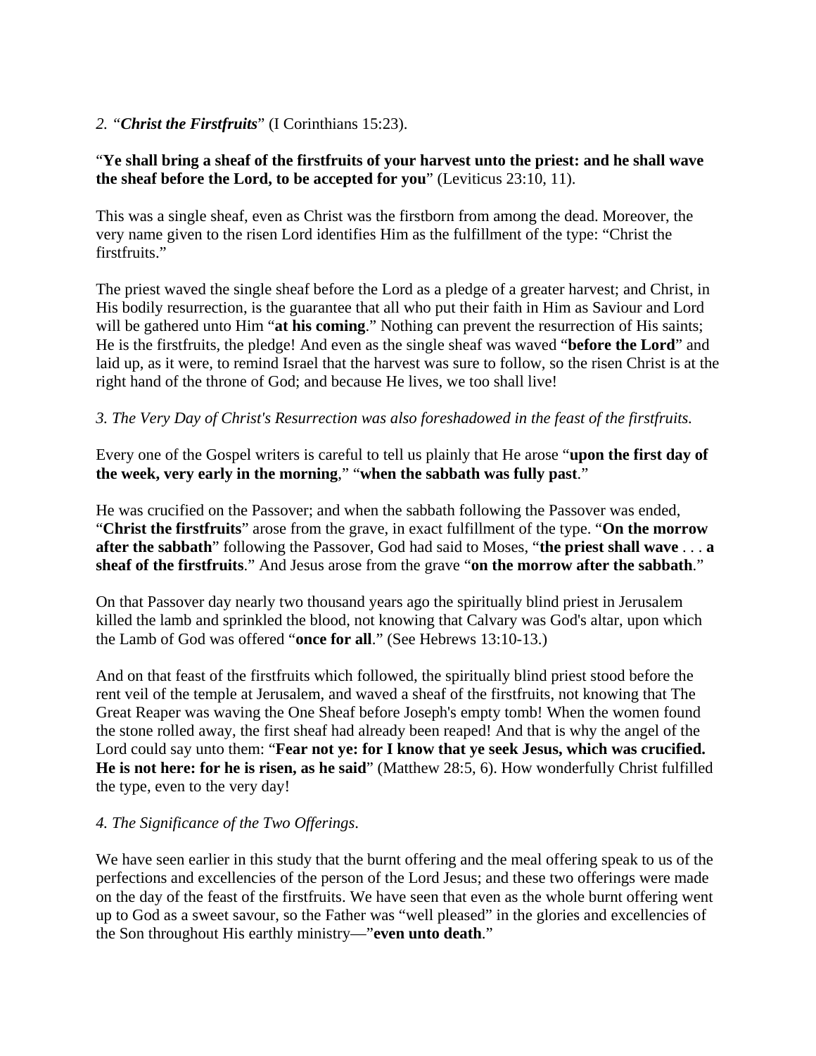*2. "Christ the Firstfruits*" (I Corinthians 15:23).

"**Ye shall bring a sheaf of the firstfruits of your harvest unto the priest: and he shall wave the sheaf before the Lord, to be accepted for you**" (Leviticus 23:10, 11).

This was a single sheaf, even as Christ was the firstborn from among the dead. Moreover, the very name given to the risen Lord identifies Him as the fulfillment of the type: "Christ the firstfruits."

The priest waved the single sheaf before the Lord as a pledge of a greater harvest; and Christ, in His bodily resurrection, is the guarantee that all who put their faith in Him as Saviour and Lord will be gathered unto Him "**at his coming**." Nothing can prevent the resurrection of His saints; He is the firstfruits, the pledge! And even as the single sheaf was waved "**before the Lord**" and laid up, as it were, to remind Israel that the harvest was sure to follow, so the risen Christ is at the right hand of the throne of God; and because He lives, we too shall live!

*3. The Very Day of Christ's Resurrection was also foreshadowed in the feast of the firstfruits.*

Every one of the Gospel writers is careful to tell us plainly that He arose "**upon the first day of the week, very early in the morning**," "**when the sabbath was fully past**."

He was crucified on the Passover; and when the sabbath following the Passover was ended, "**Christ the firstfruits**" arose from the grave, in exact fulfillment of the type. "**On the morrow after the sabbath**" following the Passover, God had said to Moses, "**the priest shall wave** . . . **a sheaf of the firstfruits**." And Jesus arose from the grave "**on the morrow after the sabbath**."

On that Passover day nearly two thousand years ago the spiritually blind priest in Jerusalem killed the lamb and sprinkled the blood, not knowing that Calvary was God's altar, upon which the Lamb of God was offered "**once for all**." (See Hebrews 13:10-13.)

And on that feast of the firstfruits which followed, the spiritually blind priest stood before the rent veil of the temple at Jerusalem, and waved a sheaf of the firstfruits, not knowing that The Great Reaper was waving the One Sheaf before Joseph's empty tomb! When the women found the stone rolled away, the first sheaf had already been reaped! And that is why the angel of the Lord could say unto them: "**Fear not ye: for I know that ye seek Jesus, which was crucified. He is not here: for he is risen, as he said**" (Matthew 28:5, 6). How wonderfully Christ fulfilled the type, even to the very day!

*4. The Significance of the Two Offerings.*

We have seen earlier in this study that the burnt offering and the meal offering speak to us of the perfections and excellencies of the person of the Lord Jesus; and these two offerings were made on the day of the feast of the firstfruits. We have seen that even as the whole burnt offering went up to God as a sweet savour, so the Father was "well pleased" in the glories and excellencies of the Son throughout His earthly ministry—"**even unto death**."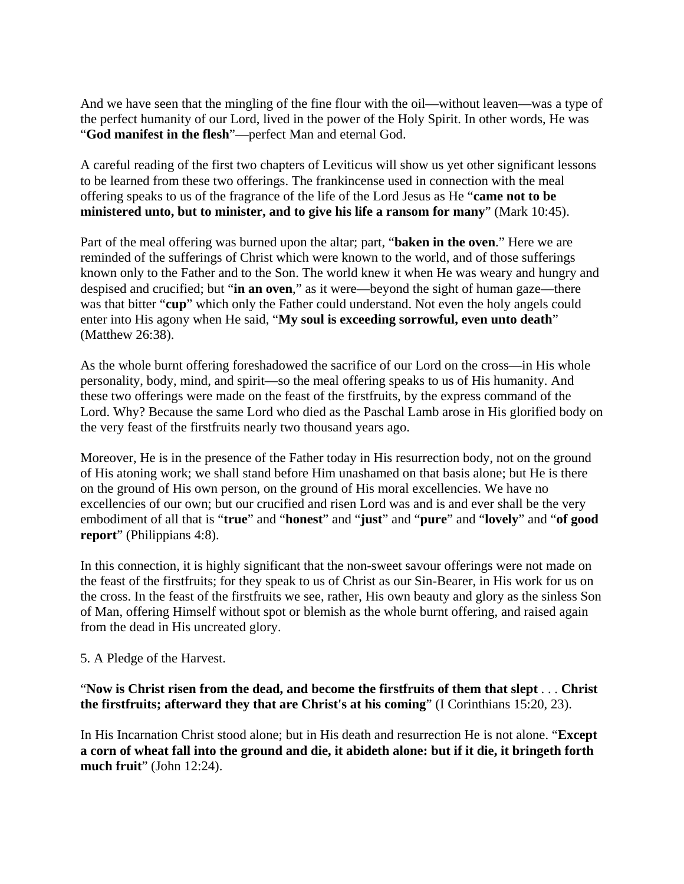And we have seen that the mingling of the fine flour with the oil—without leaven—was a type of the perfect humanity of our Lord, lived in the power of the Holy Spirit. In other words, He was "**God manifest in the flesh**"—perfect Man and eternal God.

A careful reading of the first two chapters of Leviticus will show us yet other significant lessons to be learned from these two offerings. The frankincense used in connection with the meal offering speaks to us of the fragrance of the life of the Lord Jesus as He "**came not to be ministered unto, but to minister, and to give his life a ransom for many**" (Mark 10:45).

Part of the meal offering was burned upon the altar; part, "**baken in the oven**." Here we are reminded of the sufferings of Christ which were known to the world, and of those sufferings known only to the Father and to the Son. The world knew it when He was weary and hungry and despised and crucified; but "**in an oven**," as it were—beyond the sight of human gaze—there was that bitter "**cup**" which only the Father could understand. Not even the holy angels could enter into His agony when He said, "**My soul is exceeding sorrowful, even unto death**" (Matthew 26:38).

As the whole burnt offering foreshadowed the sacrifice of our Lord on the cross—in His whole personality, body, mind, and spirit—so the meal offering speaks to us of His humanity. And these two offerings were made on the feast of the firstfruits, by the express command of the Lord. Why? Because the same Lord who died as the Paschal Lamb arose in His glorified body on the very feast of the firstfruits nearly two thousand years ago.

Moreover, He is in the presence of the Father today in His resurrection body, not on the ground of His atoning work; we shall stand before Him unashamed on that basis alone; but He is there on the ground of His own person, on the ground of His moral excellencies. We have no excellencies of our own; but our crucified and risen Lord was and is and ever shall be the very embodiment of all that is "**true**" and "**honest**" and "**just**" and "**pure**" and "**lovely**" and "**of good report**" (Philippians 4:8).

In this connection, it is highly significant that the non-sweet savour offerings were not made on the feast of the firstfruits; for they speak to us of Christ as our Sin-Bearer, in His work for us on the cross. In the feast of the firstfruits we see, rather, His own beauty and glory as the sinless Son of Man, offering Himself without spot or blemish as the whole burnt offering, and raised again from the dead in His uncreated glory.

5. A Pledge of the Harvest.

"**Now is Christ risen from the dead, and become the firstfruits of them that slept** . . . **Christ the firstfruits; afterward they that are Christ's at his coming**" (I Corinthians 15:20, 23).

In His Incarnation Christ stood alone; but in His death and resurrection He is not alone. "**Except a corn of wheat fall into the ground and die, it abideth alone: but if it die, it bringeth forth much fruit**" (John 12:24).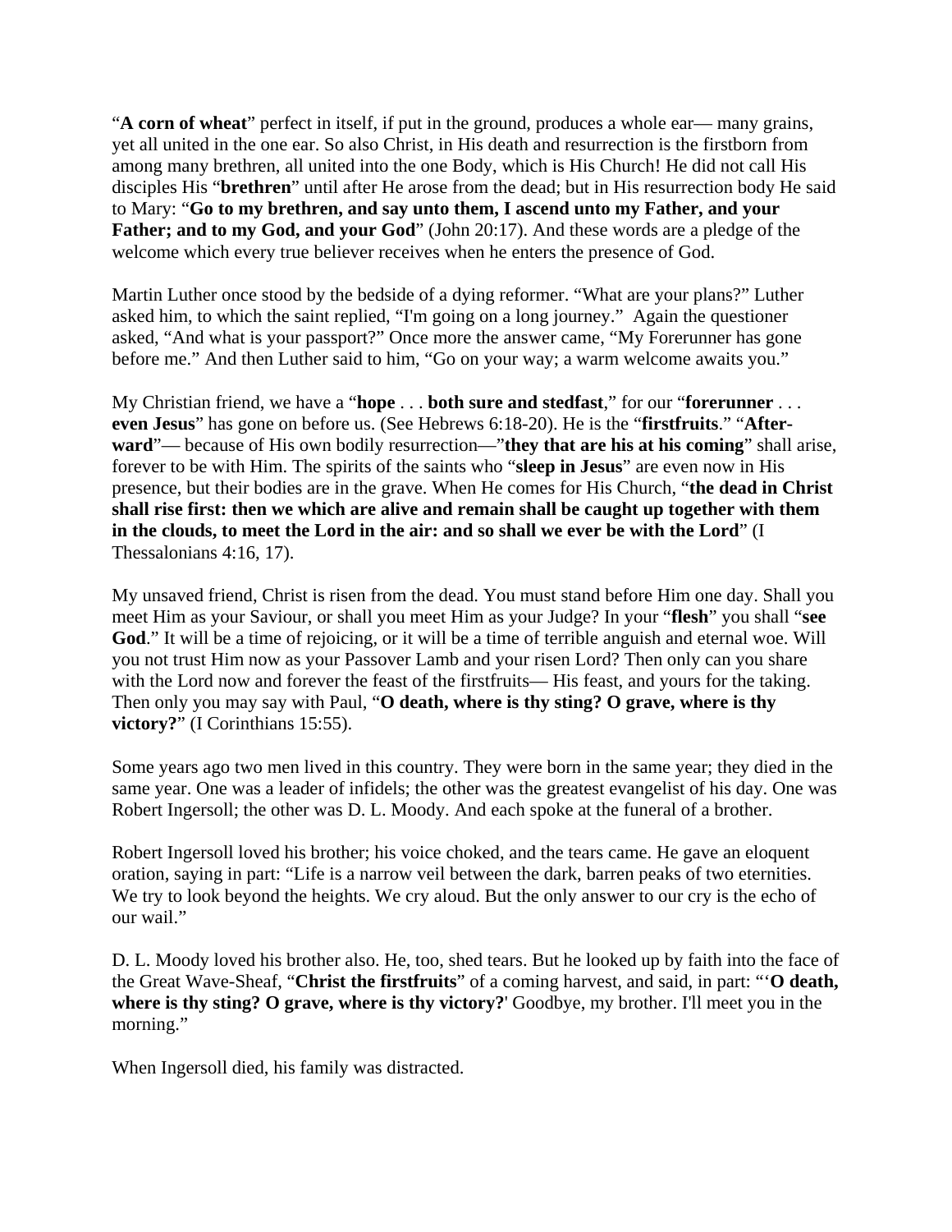"**A corn of wheat**" perfect in itself, if put in the ground, produces a whole ear— many grains, yet all united in the one ear. So also Christ, in His death and resurrection is the firstborn from among many brethren, all united into the one Body, which is His Church! He did not call His disciples His "**brethren**" until after He arose from the dead; but in His resurrection body He said to Mary: "**Go to my brethren, and say unto them, I ascend unto my Father, and your Father; and to my God, and your God**" (John 20:17). And these words are a pledge of the welcome which every true believer receives when he enters the presence of God.

Martin Luther once stood by the bedside of a dying reformer. "What are your plans?" Luther asked him, to which the saint replied, "I'm going on a long journey." Again the questioner asked, "And what is your passport?" Once more the answer came, "My Forerunner has gone before me." And then Luther said to him, "Go on your way; a warm welcome awaits you."

My Christian friend, we have a "**hope** . . . **both sure and stedfast**," for our "**forerunner** . . . **even Jesus**" has gone on before us. (See Hebrews 6:18-20). He is the "**firstfruits**." "**After-ward**"— because of His own bodily resurrection—"**they that are his at his coming**" shall arise, forever to be with Him. The spirits of the saints who "**sleep in Jesus**" are even now in His presence, but their bodies are in the grave. When He comes for His Church, "**the dead in Christ shall rise first: then we which are alive and remain shall be caught up together with them in the clouds, to meet the Lord in the air: and so shall we ever be with the Lord**" (I Thessalonians 4:16, 17).

My unsaved friend, Christ is risen from the dead. You must stand before Him one day. Shall you meet Him as your Saviour, or shall you meet Him as your Judge? In your "**flesh**" you shall "**see God**." It will be a time of rejoicing, or it will be a time of terrible anguish and eternal woe. Will you not trust Him now as your Passover Lamb and your risen Lord? Then only can you share with the Lord now and forever the feast of the firstfruits— His feast, and yours for the taking. Then only you may say with Paul, "**O death, where is thy sting? O grave, where is thy victory?**" (I Corinthians 15:55).

Some years ago two men lived in this country. They were born in the same year; they died in the same year. One was a leader of infidels; the other was the greatest evangelist of his day. One was Robert Ingersoll; the other was D. L. Moody. And each spoke at the funeral of a brother.

Robert Ingersoll loved his brother; his voice choked, and the tears came. He gave an eloquent oration, saying in part: "Life is a narrow veil between the dark, barren peaks of two eternities. We try to look beyond the heights. We cry aloud. But the only answer to our cry is the echo of our wail."

D. L. Moody loved his brother also. He, too, shed tears. But he looked up by faith into the face of the Great Wave-Sheaf, "**Christ the firstfruits**" of a coming harvest, and said, in part: "'**O death, where is thy sting? O grave, where is thy victory?**' Goodbye, my brother. I'll meet you in the morning."

When Ingersoll died, his family was distracted.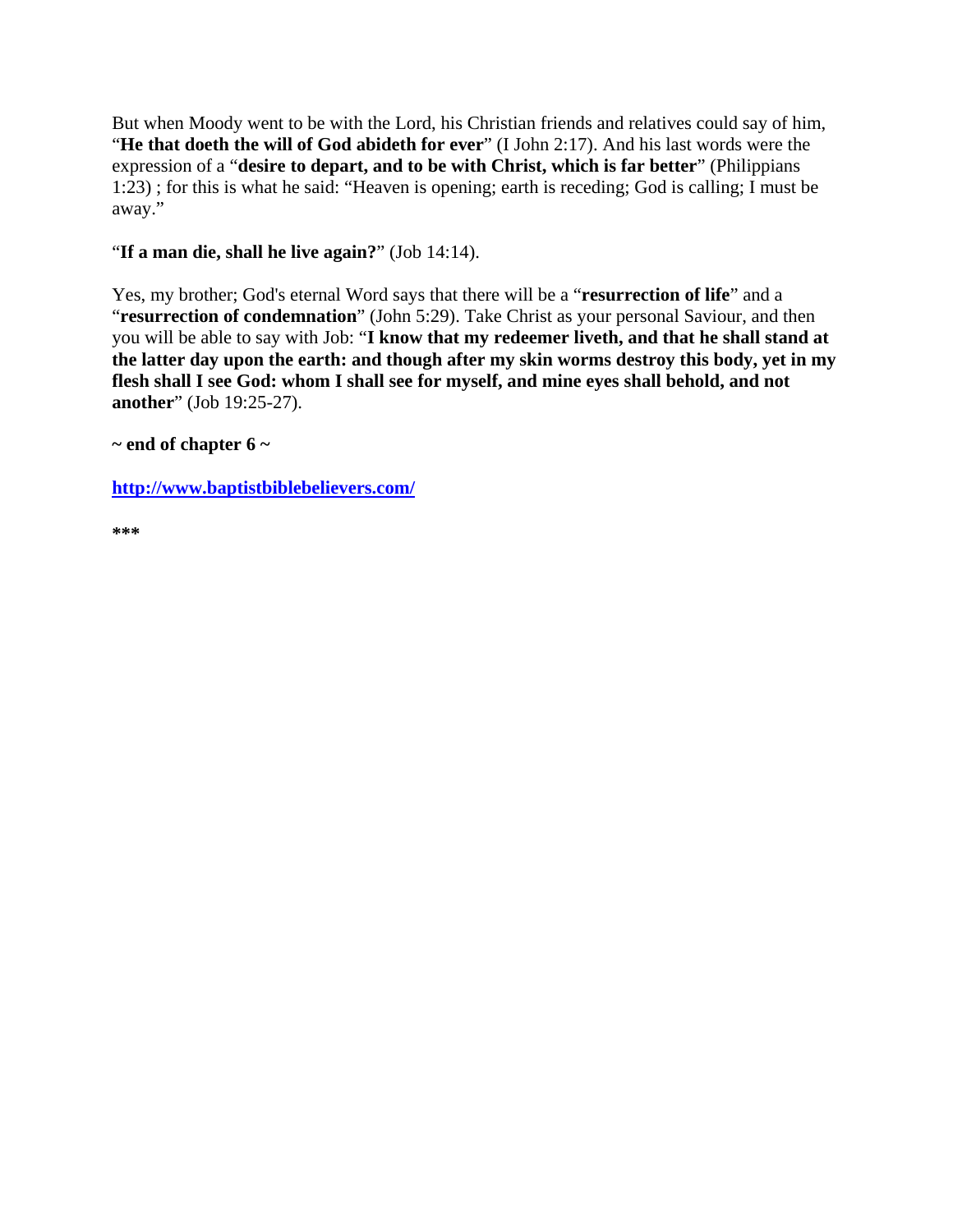But when Moody went to be with the Lord, his Christian friends and relatives could say of him, "**He that doeth the will of God abideth for ever**" (I John 2:17). And his last words were the expression of a "**desire to depart, and to be with Christ, which is far better**" (Philippians 1:23) ; for this is what he said: "Heaven is opening; earth is receding; God is calling; I must be away."

"**If a man die, shall he live again?**" (Job 14:14).

Yes, my brother; God's eternal Word says that there will be a "**resurrection of life**" and a "**resurrection of condemnation**" (John 5:29). Take Christ as your personal Saviour, and then you will be able to say with Job: "**I know that my redeemer liveth, and that he shall stand at the latter day upon the earth: and though after my skin worms destroy this body, yet in my flesh shall I see God: whom I shall see for myself, and mine eyes shall behold, and not another**" (Job 19:25-27).

**~ end of chapter 6 ~**

**http://www.baptistbiblebelievers.com/**

*****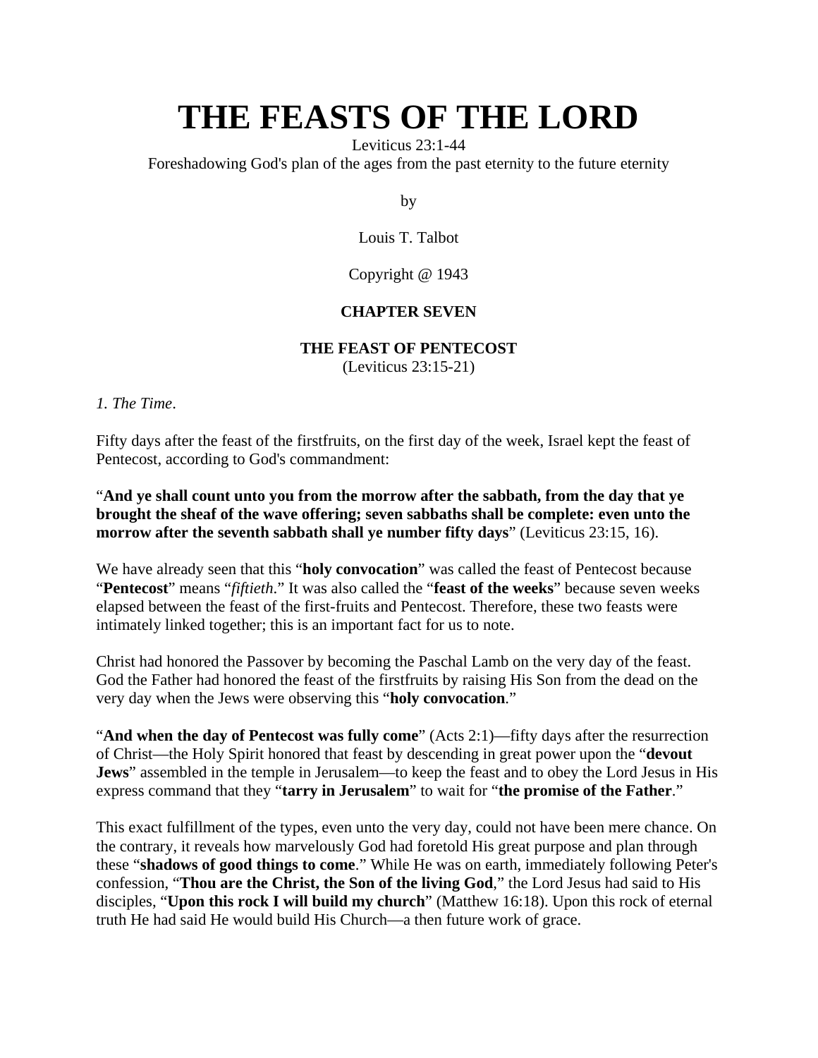# THE FEASTS OF THE LORD

Leviticus 23:1-44

Foreshadowing God's plan of the ages from the past eternity to the future eternity

by

Louis T. Talbot

Copyright @ 1943

**CHAPTER SEVEN**

**THE FEAST OF PENTECOST**

(Leviticus 23:15-21)

*1. The Time*.

Fifty days after the feast of the firstfruits, on the first day of the week, Israel kept the feast of Pentecost, according to God's commandment:

"**And ye shall count unto you from the morrow after the sabbath, from the day that ye brought the sheaf of the wave offering; seven sabbaths shall be complete: even unto the morrow after the seventh sabbath shall ye number fifty days**" (Leviticus 23:15, 16).

We have already seen that this "**holy convocation**" was called the feast of Pentecost because "**Pentecost**" means "*fiftieth*." It was also called the "**feast of the weeks**" because seven weeks elapsed between the feast of the first-fruits and Pentecost. Therefore, these two feasts were intimately linked together; this is an important fact for us to note.

Christ had honored the Passover by becoming the Paschal Lamb on the very day of the feast. God the Father had honored the feast of the firstfruits by raising His Son from the dead on the very day when the Jews were observing this "**holy convocation**."

"**And when the day of Pentecost was fully come**" (Acts 2:1)—fifty days after the resurrection of Christ—the Holy Spirit honored that feast by descending in great power upon the "**devout Jews**" assembled in the temple in Jerusalem—to keep the feast and to obey the Lord Jesus in His express command that they "**tarry in Jerusalem**" to wait for "**the promise of the Father**."

This exact fulfillment of the types, even unto the very day, could not have been mere chance. On the contrary, it reveals how marvelously God had foretold His great purpose and plan through these "**shadows of good things to come**." While He was on earth, immediately following Peter's confession, "**Thou are the Christ, the Son of the living God**," the Lord Jesus had said to His disciples, "**Upon this rock I will build my church**" (Matthew 16:18). Upon this rock of eternal truth He had said He would build His Church—a then future work of grace.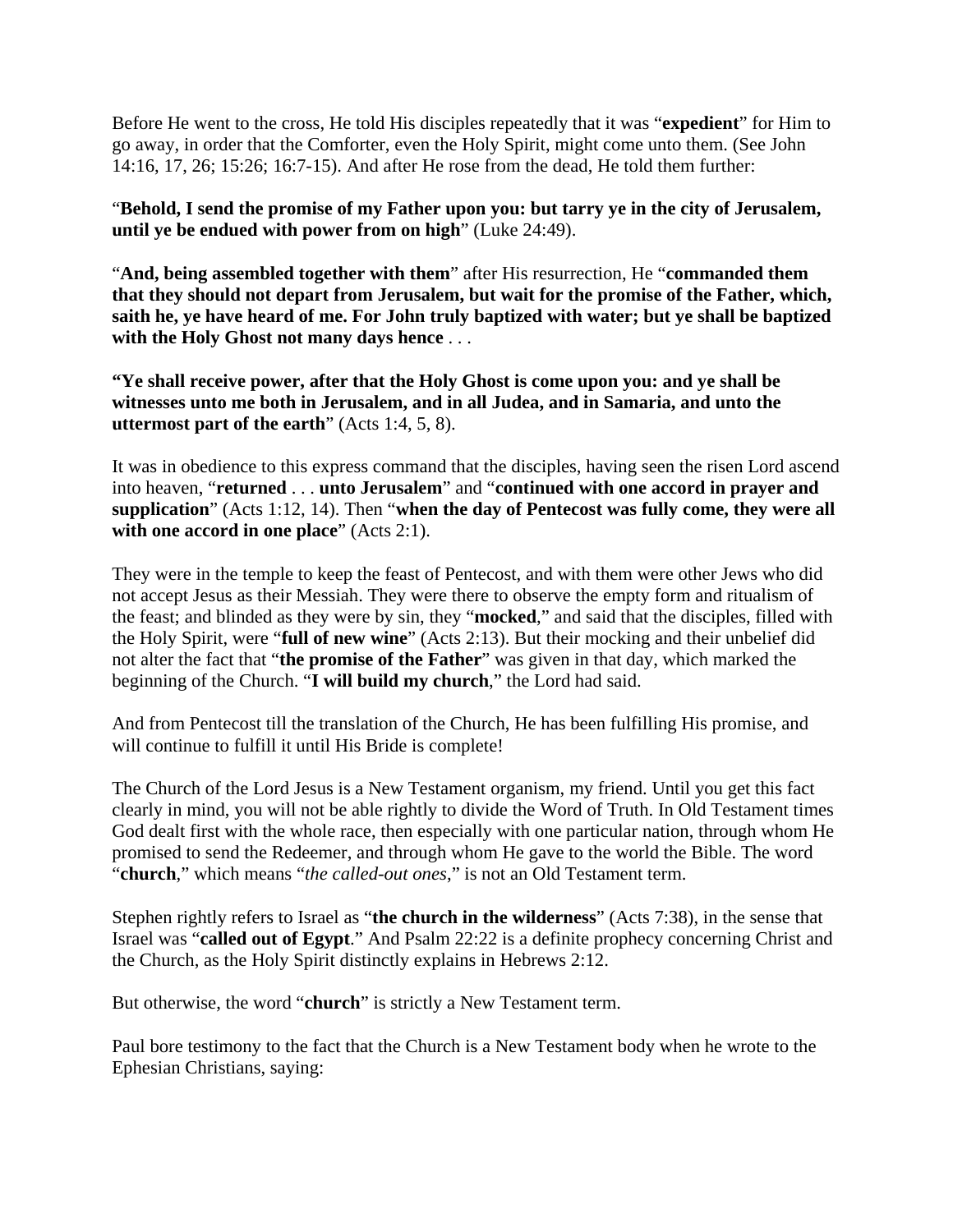Before He went to the cross, He told His disciples repeatedly that it was "**expedient**" for Him to go away, in order that the Comforter, even the Holy Spirit, might come unto them. (See John 14:16, 17, 26; 15:26; 16:7-15). And after He rose from the dead, He told them further:

"**Behold, I send the promise of my Father upon you: but tarry ye in the city of Jerusalem, until ye be endued with power from on high**" (Luke 24:49).

"**And, being assembled together with them**" after His resurrection, He "**commanded them that they should not depart from Jerusalem, but wait for the promise of the Father, which, saith he, ye have heard of me. For John truly baptized with water; but ye shall be baptized with the Holy Ghost not many days hence** . . .

**"Ye shall receive power, after that the Holy Ghost is come upon you: and ye shall be witnesses unto me both in Jerusalem, and in all Judea, and in Samaria, and unto the uttermost part of the earth**" (Acts 1:4, 5, 8).

It was in obedience to this express command that the disciples, having seen the risen Lord ascend into heaven, "**returned** . . . **unto Jerusalem**" and "**continued with one accord in prayer and supplication**" (Acts 1:12, 14). Then "**when the day of Pentecost was fully come, they were all with one accord in one place**" (Acts 2:1).

They were in the temple to keep the feast of Pentecost, and with them were other Jews who did not accept Jesus as their Messiah. They were there to observe the empty form and ritualism of the feast; and blinded as they were by sin, they "**mocked**," and said that the disciples, filled with the Holy Spirit, were "**full of new wine**" (Acts 2:13). But their mocking and their unbelief did not alter the fact that "**the promise of the Father**" was given in that day, which marked the beginning of the Church. "**I will build my church**," the Lord had said.

And from Pentecost till the translation of the Church, He has been fulfilling His promise, and will continue to fulfill it until His Bride is complete!

The Church of the Lord Jesus is a New Testament organism, my friend. Until you get this fact clearly in mind, you will not be able rightly to divide the Word of Truth. In Old Testament times God dealt first with the whole race, then especially with one particular nation, through whom He promised to send the Redeemer, and through whom He gave to the world the Bible. The word "**church**," which means "*the called-out ones*," is not an Old Testament term.

Stephen rightly refers to Israel as "**the church in the wilderness**" (Acts 7:38), in the sense that Israel was "**called out of Egypt**." And Psalm 22:22 is a definite prophecy concerning Christ and the Church, as the Holy Spirit distinctly explains in Hebrews 2:12.

But otherwise, the word "**church**" is strictly a New Testament term.

Paul bore testimony to the fact that the Church is a New Testament body when he wrote to the Ephesian Christians, saying: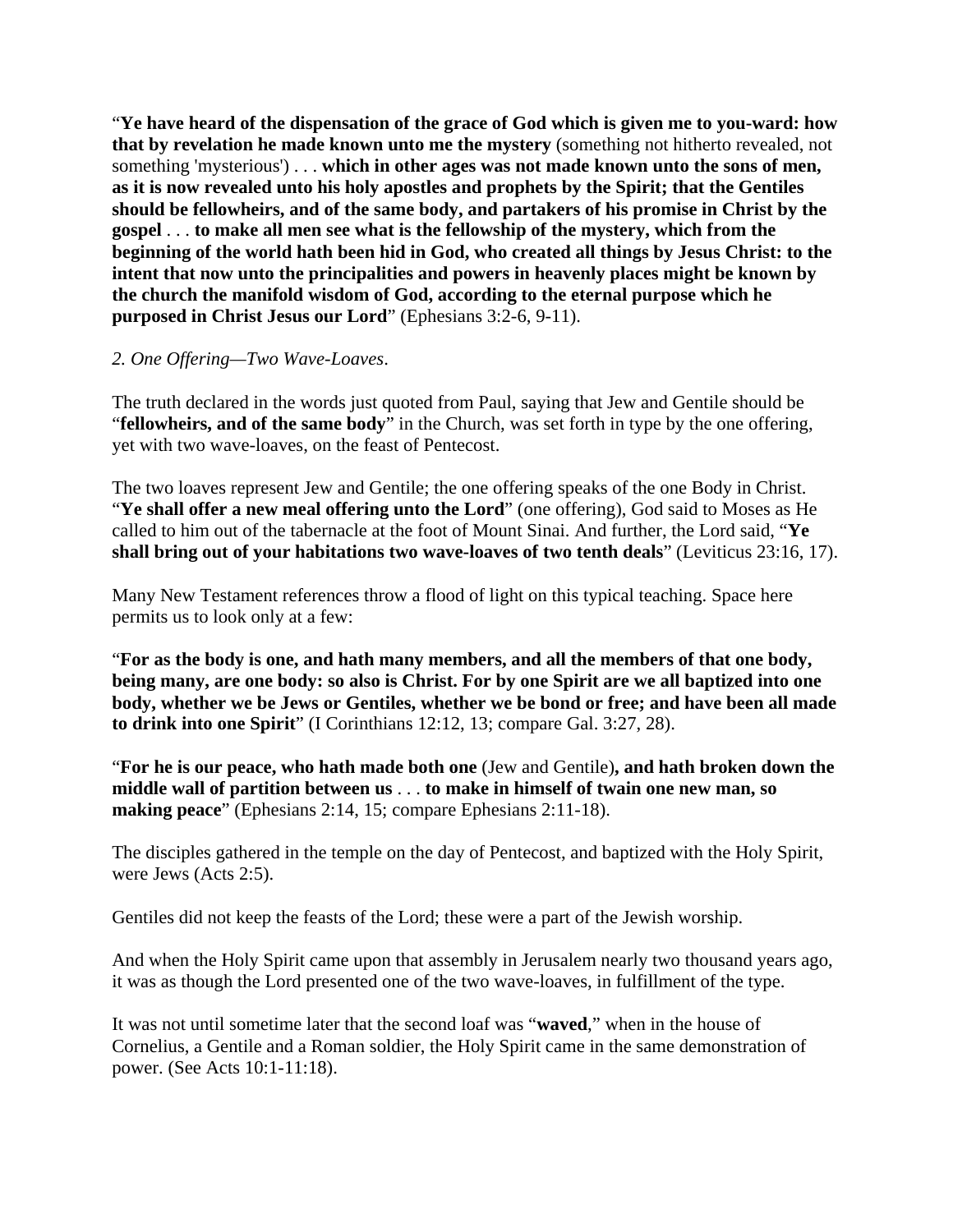"**Ye have heard of the dispensation of the grace of God which is given me to you-ward: how that by revelation he made known unto me the mystery** (something not hitherto revealed, not something 'mysterious') . . . **which in other ages was not made known unto the sons of men, as it is now revealed unto his holy apostles and prophets by the Spirit; that the Gentiles should be fellowheirs, and of the same body, and partakers of his promise in Christ by the gospel** . . . **to make all men see what is the fellowship of the mystery, which from the beginning of the world hath been hid in God, who created all things by Jesus Christ: to the intent that now unto the principalities and powers in heavenly places might be known by the church the manifold wisdom of God, according to the eternal purpose which he purposed in Christ Jesus our Lord**" (Ephesians 3:2-6, 9-11).

*2. One Offering—Two Wave-Loaves*.

The truth declared in the words just quoted from Paul, saying that Jew and Gentile should be "**fellowheirs, and of the same body**" in the Church, was set forth in type by the one offering, yet with two wave-loaves, on the feast of Pentecost.

The two loaves represent Jew and Gentile; the one offering speaks of the one Body in Christ. "**Ye shall offer a new meal offering unto the Lord**" (one offering), God said to Moses as He called to him out of the tabernacle at the foot of Mount Sinai. And further, the Lord said, "**Ye shall bring out of your habitations two wave-loaves of two tenth deals**" (Leviticus 23:16, 17).

Many New Testament references throw a flood of light on this typical teaching. Space here permits us to look only at a few:

"**For as the body is one, and hath many members, and all the members of that one body, being many, are one body: so also is Christ. For by one Spirit are we all baptized into one body, whether we be Jews or Gentiles, whether we be bond or free; and have been all made to drink into one Spirit**" (I Corinthians 12:12, 13; compare Gal. 3:27, 28).

"**For he is our peace, who hath made both one** (Jew and Gentile)**, and hath broken down the middle wall of partition between us** . . . **to make in himself of twain one new man, so making peace**" (Ephesians 2:14, 15; compare Ephesians 2:11-18).

The disciples gathered in the temple on the day of Pentecost, and baptized with the Holy Spirit, were Jews (Acts 2:5).

Gentiles did not keep the feasts of the Lord; these were a part of the Jewish worship.

And when the Holy Spirit came upon that assembly in Jerusalem nearly two thousand years ago, it was as though the Lord presented one of the two wave-loaves, in fulfillment of the type.

It was not until sometime later that the second loaf was "**waved**," when in the house of Cornelius, a Gentile and a Roman soldier, the Holy Spirit came in the same demonstration of power. (See Acts 10:1-11:18).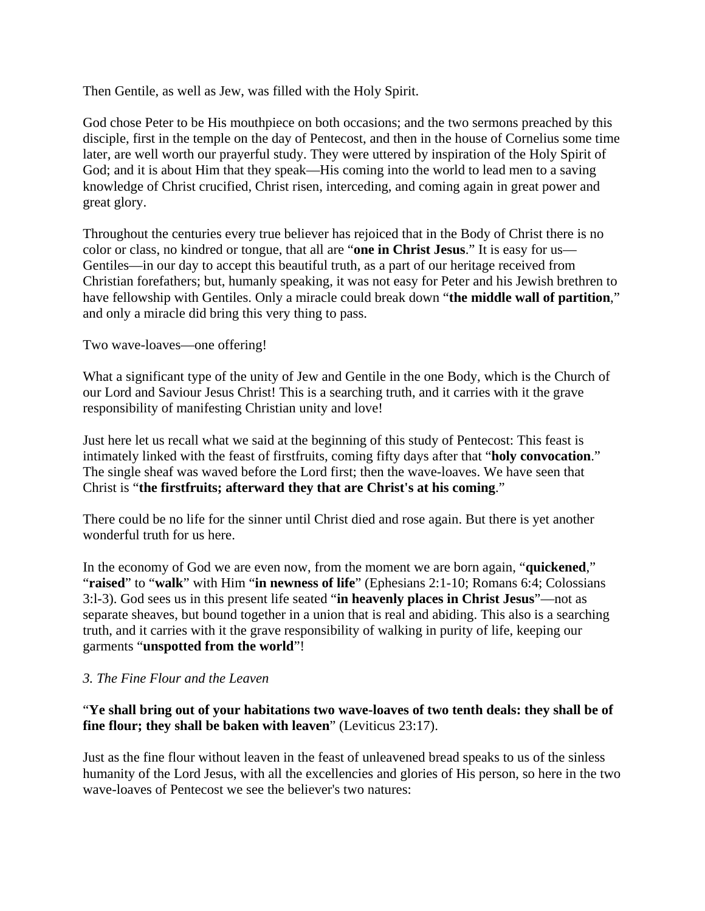Then Gentile, as well as Jew, was filled with the Holy Spirit.

God chose Peter to be His mouthpiece on both occasions; and the two sermons preached by this disciple, first in the temple on the day of Pentecost, and then in the house of Cornelius some time later, are well worth our prayerful study. They were uttered by inspiration of the Holy Spirit of God; and it is about Him that they speak—His coming into the world to lead men to a saving knowledge of Christ crucified, Christ risen, interceding, and coming again in great power and great glory.

Throughout the centuries every true believer has rejoiced that in the Body of Christ there is no color or class, no kindred or tongue, that all are "**one in Christ Jesus**." It is easy for us—Gentiles—in our day to accept this beautiful truth, as a part of our heritage received from Christian forefathers; but, humanly speaking, it was not easy for Peter and his Jewish brethren to have fellowship with Gentiles. Only a miracle could break down "**the middle wall of partition**," and only a miracle did bring this very thing to pass.

Two wave-loaves—one offering!

What a significant type of the unity of Jew and Gentile in the one Body, which is the Church of our Lord and Saviour Jesus Christ! This is a searching truth, and it carries with it the grave responsibility of manifesting Christian unity and love!

Just here let us recall what we said at the beginning of this study of Pentecost: This feast is intimately linked with the feast of firstfruits, coming fifty days after that "**holy convocation**." The single sheaf was waved before the Lord first; then the wave-loaves. We have seen that Christ is "**the firstfruits; afterward they that are Christ's at his coming**."

There could be no life for the sinner until Christ died and rose again. But there is yet another wonderful truth for us here.

In the economy of God we are even now, from the moment we are born again, "**quickened**," "**raised**" to "**walk**" with Him "**in newness of life**" (Ephesians 2:1-10; Romans 6:4; Colossians 3:l-3). God sees us in this present life seated "**in heavenly places in Christ Jesus**"—not as separate sheaves, but bound together in a union that is real and abiding. This also is a searching truth, and it carries with it the grave responsibility of walking in purity of life, keeping our garments "**unspotted from the world**"!

*3. The Fine Flour and the Leaven*

"**Ye shall bring out of your habitations two wave-loaves of two tenth deals: they shall be of fine flour; they shall be baken with leaven**" (Leviticus 23:17).

Just as the fine flour without leaven in the feast of unleavened bread speaks to us of the sinless humanity of the Lord Jesus, with all the excellencies and glories of His person, so here in the two wave-loaves of Pentecost we see the believer's two natures: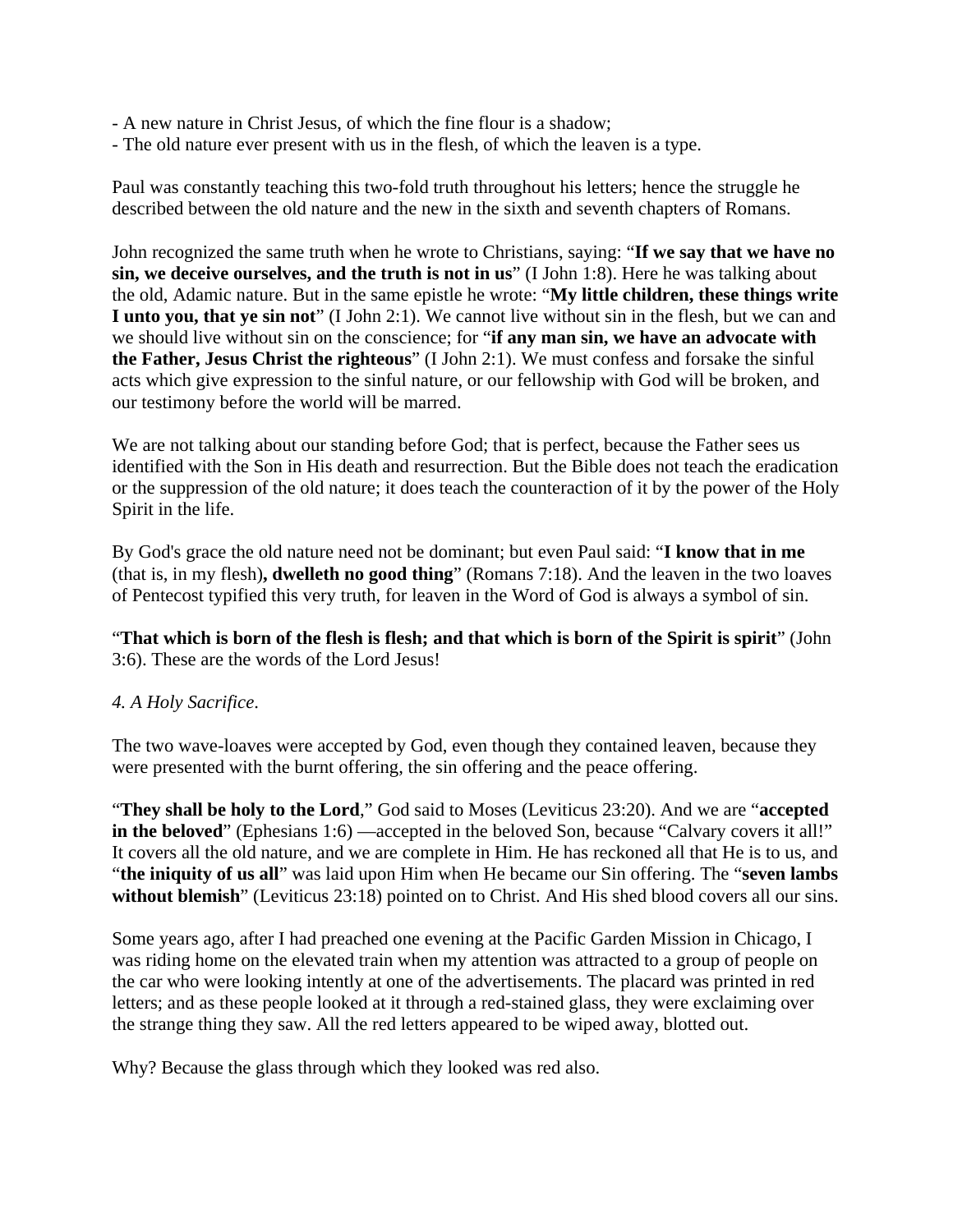- A new nature in Christ Jesus, of which the fine flour is a shadow;
- The old nature ever present with us in the flesh, of which the leaven is a type.

Paul was constantly teaching this two-fold truth throughout his letters; hence the struggle he described between the old nature and the new in the sixth and seventh chapters of Romans.

John recognized the same truth when he wrote to Christians, saying: “**If we say that we have no sin, we deceive ourselves, and the truth is not in us**” (I John 1:8). Here he was talking about the old, Adamic nature. But in the same epistle he wrote: “**My little children, these things write I unto you, that ye sin not**” (I John 2:1). We cannot live without sin in the flesh, but we can and we should live without sin on the conscience; for “**if any man sin, we have an advocate with the Father, Jesus Christ the righteous**” (I John 2:1). We must confess and forsake the sinful acts which give expression to the sinful nature, or our fellowship with God will be broken, and our testimony before the world will be marred.

We are not talking about our standing before God; that is perfect, because the Father sees us identified with the Son in His death and resurrection. But the Bible does not teach the eradication or the suppression of the old nature; it does teach the counteraction of it by the power of the Holy Spirit in the life.

By God's grace the old nature need not be dominant; but even Paul said: “**I know that in me** (that is, in my flesh)**, dwelleth no good thing**” (Romans 7:18). And the leaven in the two loaves of Pentecost typified this very truth, for leaven in the Word of God is always a symbol of sin.

“**That which is born of the flesh is flesh; and that which is born of the Spirit is spirit**” (John 3:6). These are the words of the Lord Jesus!

*4. A Holy Sacrifice.*

The two wave-loaves were accepted by God, even though they contained leaven, because they were presented with the burnt offering, the sin offering and the peace offering.

“**They shall be holy to the Lord**,” God said to Moses (Leviticus 23:20). And we are “**accepted in the beloved**” (Ephesians 1:6) —accepted in the beloved Son, because “Calvary covers it all!” It covers all the old nature, and we are complete in Him. He has reckoned all that He is to us, and “**the iniquity of us all**” was laid upon Him when He became our Sin offering. The “**seven lambs without blemish**” (Leviticus 23:18) pointed on to Christ. And His shed blood covers all our sins.

Some years ago, after I had preached one evening at the Pacific Garden Mission in Chicago, I was riding home on the elevated train when my attention was attracted to a group of people on the car who were looking intently at one of the advertisements. The placard was printed in red letters; and as these people looked at it through a red-stained glass, they were exclaiming over the strange thing they saw. All the red letters appeared to be wiped away, blotted out.

Why? Because the glass through which they looked was red also.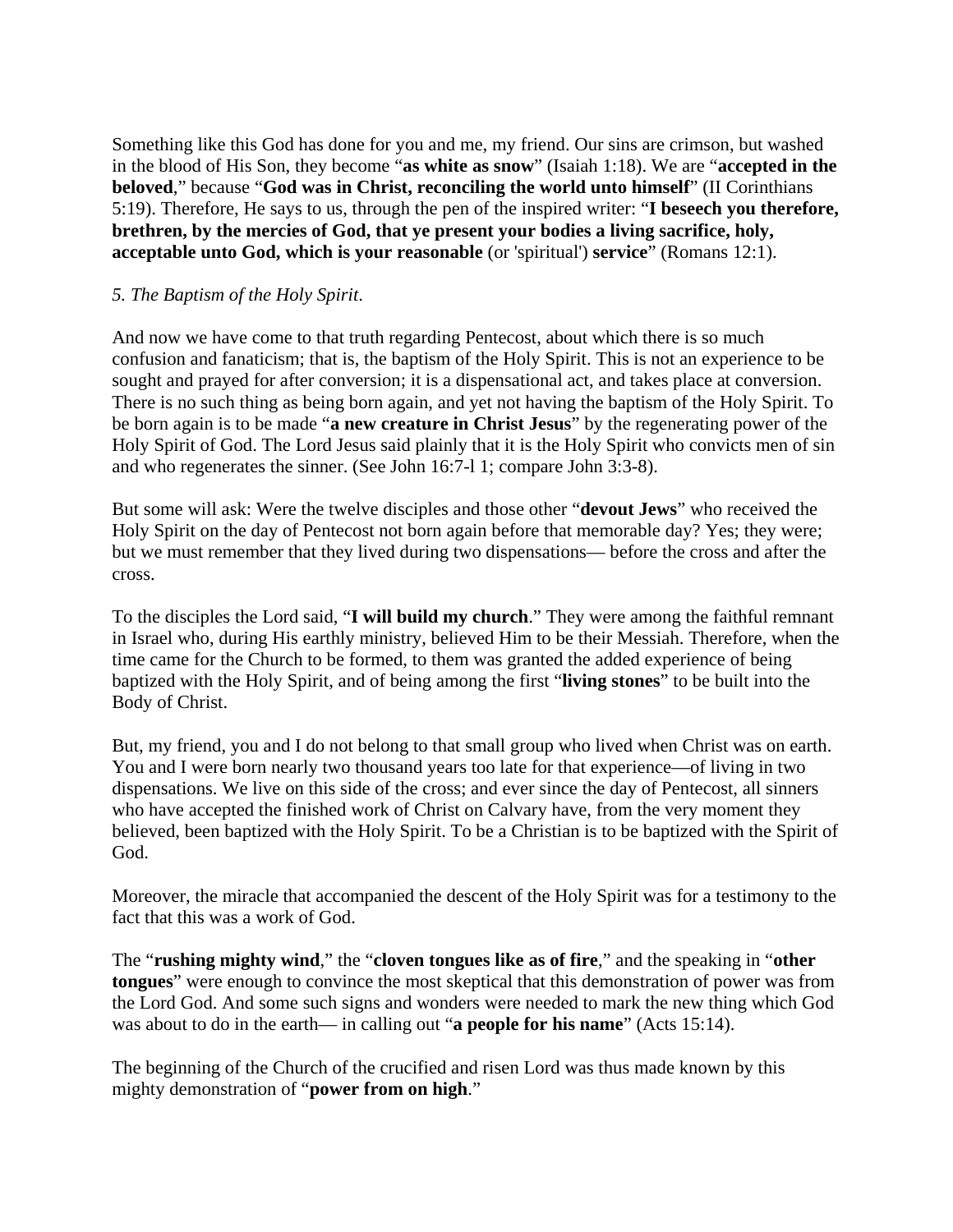Something like this God has done for you and me, my friend. Our sins are crimson, but washed in the blood of His Son, they become "**as white as snow**" (Isaiah 1:18). We are "**accepted in the beloved**," because "**God was in Christ, reconciling the world unto himself**" (II Corinthians 5:19). Therefore, He says to us, through the pen of the inspired writer: "**I beseech you therefore, brethren, by the mercies of God, that ye present your bodies a living sacrifice, holy, acceptable unto God, which is your reasonable** (or 'spiritual') **service**" (Romans 12:1).

*5. The Baptism of the Holy Spirit*.

And now we have come to that truth regarding Pentecost, about which there is so much confusion and fanaticism; that is, the baptism of the Holy Spirit. This is not an experience to be sought and prayed for after conversion; it is a dispensational act, and takes place at conversion. There is no such thing as being born again, and yet not having the baptism of the Holy Spirit. To be born again is to be made "**a new creature in Christ Jesus**" by the regenerating power of the Holy Spirit of God. The Lord Jesus said plainly that it is the Holy Spirit who convicts men of sin and who regenerates the sinner. (See John 16:7-l 1; compare John 3:3-8).

But some will ask: Were the twelve disciples and those other "**devout Jews**" who received the Holy Spirit on the day of Pentecost not born again before that memorable day? Yes; they were; but we must remember that they lived during two dispensations— before the cross and after the cross.

To the disciples the Lord said, "**I will build my church**." They were among the faithful remnant in Israel who, during His earthly ministry, believed Him to be their Messiah. Therefore, when the time came for the Church to be formed, to them was granted the added experience of being baptized with the Holy Spirit, and of being among the first "**living stones**" to be built into the Body of Christ.

But, my friend, you and I do not belong to that small group who lived when Christ was on earth. You and I were born nearly two thousand years too late for that experience—of living in two dispensations. We live on this side of the cross; and ever since the day of Pentecost, all sinners who have accepted the finished work of Christ on Calvary have, from the very moment they believed, been baptized with the Holy Spirit. To be a Christian is to be baptized with the Spirit of God.

Moreover, the miracle that accompanied the descent of the Holy Spirit was for a testimony to the fact that this was a work of God.

The "**rushing mighty wind**," the "**cloven tongues like as of fire**," and the speaking in "**other tongues**" were enough to convince the most skeptical that this demonstration of power was from the Lord God. And some such signs and wonders were needed to mark the new thing which God was about to do in the earth— in calling out "**a people for his name**" (Acts 15:14).

The beginning of the Church of the crucified and risen Lord was thus made known by this mighty demonstration of "**power from on high**."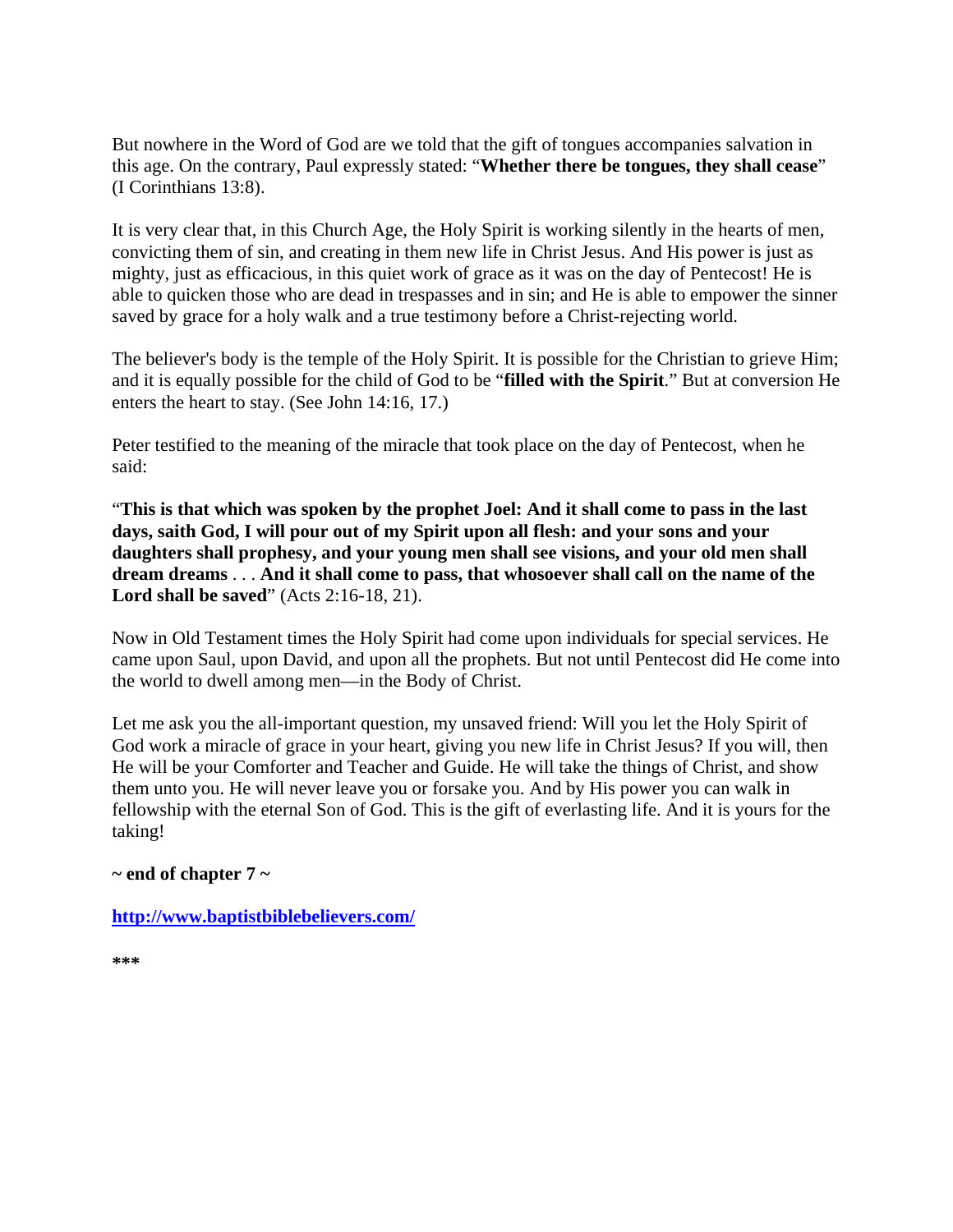But nowhere in the Word of God are we told that the gift of tongues accompanies salvation in this age. On the contrary, Paul expressly stated: "**Whether there be tongues, they shall cease**" (I Corinthians 13:8).

It is very clear that, in this Church Age, the Holy Spirit is working silently in the hearts of men, convicting them of sin, and creating in them new life in Christ Jesus. And His power is just as mighty, just as efficacious, in this quiet work of grace as it was on the day of Pentecost! He is able to quicken those who are dead in trespasses and in sin; and He is able to empower the sinner saved by grace for a holy walk and a true testimony before a Christ-rejecting world.

The believer's body is the temple of the Holy Spirit. It is possible for the Christian to grieve Him; and it is equally possible for the child of God to be "**filled with the Spirit**." But at conversion He enters the heart to stay. (See John 14:16, 17.)

Peter testified to the meaning of the miracle that took place on the day of Pentecost, when he said:

"**This is that which was spoken by the prophet Joel: And it shall come to pass in the last days, saith God, I will pour out of my Spirit upon all flesh: and your sons and your daughters shall prophesy, and your young men shall see visions, and your old men shall dream dreams** . . . **And it shall come to pass, that whosoever shall call on the name of the Lord shall be saved**" (Acts 2:16-18, 21).

Now in Old Testament times the Holy Spirit had come upon individuals for special services. He came upon Saul, upon David, and upon all the prophets. But not until Pentecost did He come into the world to dwell among men—in the Body of Christ.

Let me ask you the all-important question, my unsaved friend: Will you let the Holy Spirit of God work a miracle of grace in your heart, giving you new life in Christ Jesus? If you will, then He will be your Comforter and Teacher and Guide. He will take the things of Christ, and show them unto you. He will never leave you or forsake you. And by His power you can walk in fellowship with the eternal Son of God. This is the gift of everlasting life. And it is yours for the taking!

**~ end of chapter 7 ~**

**http://www.baptistbiblebelievers.com/**

**\*\*\***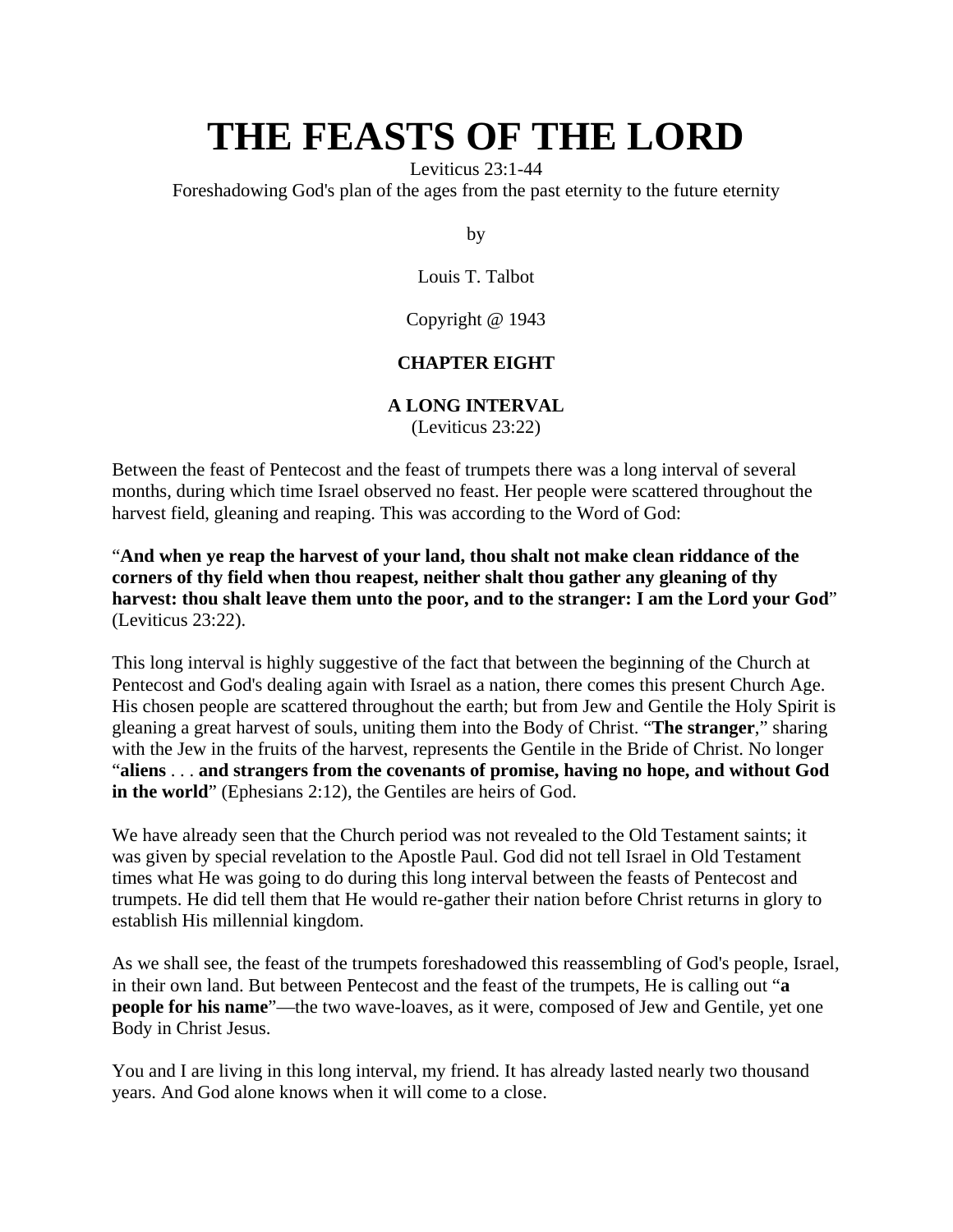# THE FEASTS OF THE LORD

Leviticus 23:1-44

Foreshadowing God's plan of the ages from the past eternity to the future eternity

by

Louis T. Talbot

Copyright @ 1943

**CHAPTER EIGHT**

**A LONG INTERVAL**

(Leviticus 23:22)

Between the feast of Pentecost and the feast of trumpets there was a long interval of several months, during which time Israel observed no feast. Her people were scattered throughout the harvest field, gleaning and reaping. This was according to the Word of God:

"**And when ye reap the harvest of your land, thou shalt not make clean riddance of the corners of thy field when thou reapest, neither shalt thou gather any gleaning of thy harvest: thou shalt leave them unto the poor, and to the stranger: I am the Lord your God**" (Leviticus 23:22).

This long interval is highly suggestive of the fact that between the beginning of the Church at Pentecost and God's dealing again with Israel as a nation, there comes this present Church Age. His chosen people are scattered throughout the earth; but from Jew and Gentile the Holy Spirit is gleaning a great harvest of souls, uniting them into the Body of Christ. "**The stranger**," sharing with the Jew in the fruits of the harvest, represents the Gentile in the Bride of Christ. No longer "**aliens** . . . **and strangers from the covenants of promise, having no hope, and without God in the world**" (Ephesians 2:12), the Gentiles are heirs of God.

We have already seen that the Church period was not revealed to the Old Testament saints; it was given by special revelation to the Apostle Paul. God did not tell Israel in Old Testament times what He was going to do during this long interval between the feasts of Pentecost and trumpets. He did tell them that He would re-gather their nation before Christ returns in glory to establish His millennial kingdom.

As we shall see, the feast of the trumpets foreshadowed this reassembling of God's people, Israel, in their own land. But between Pentecost and the feast of the trumpets, He is calling out "**a people for his name**"—the two wave-loaves, as it were, composed of Jew and Gentile, yet one Body in Christ Jesus.

You and I are living in this long interval, my friend. It has already lasted nearly two thousand years. And God alone knows when it will come to a close.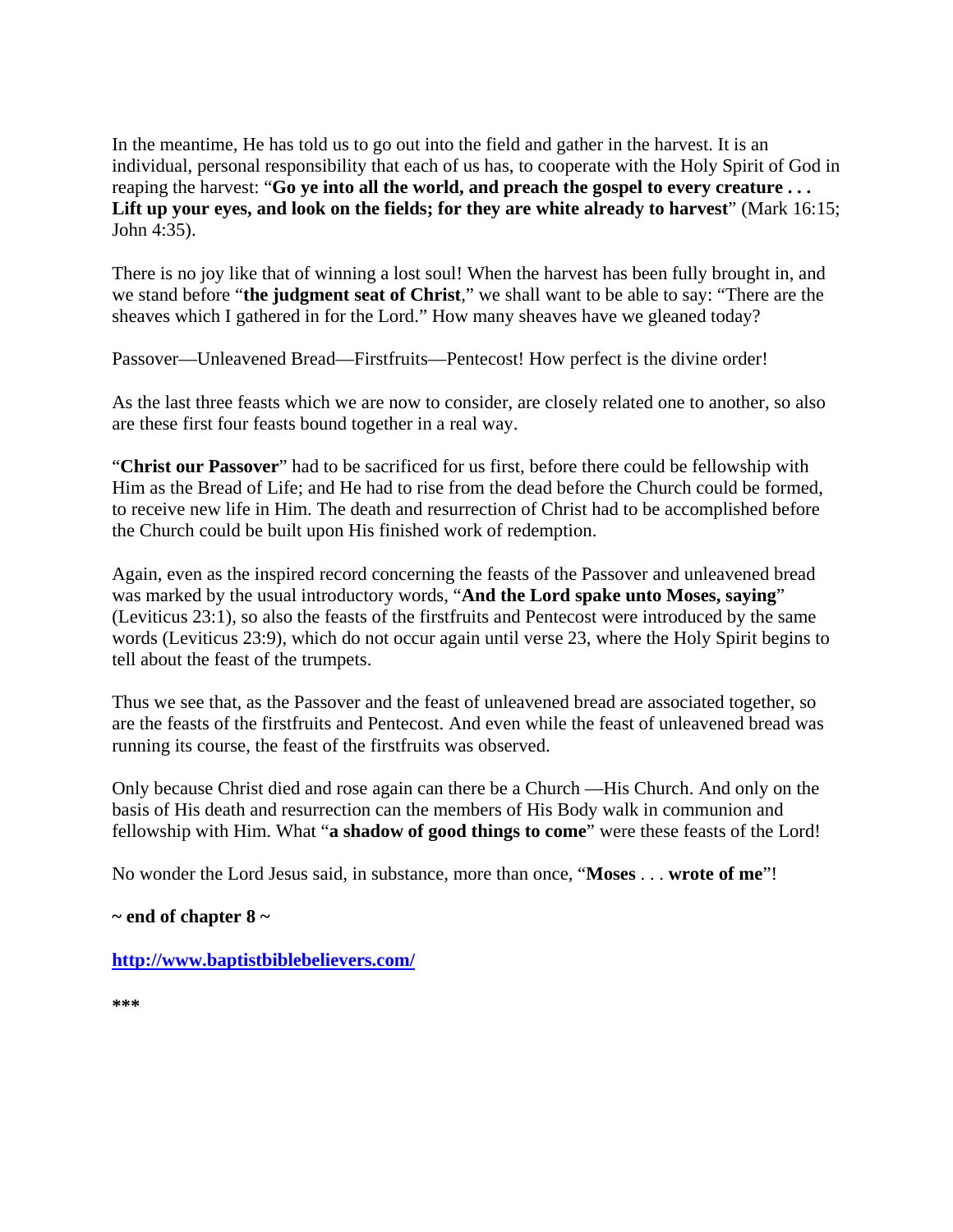In the meantime, He has told us to go out into the field and gather in the harvest. It is an individual, personal responsibility that each of us has, to cooperate with the Holy Spirit of God in reaping the harvest: "**Go ye into all the world, and preach the gospel to every creature . . . Lift up your eyes, and look on the fields; for they are white already to harvest**" (Mark 16:15; John 4:35).

There is no joy like that of winning a lost soul! When the harvest has been fully brought in, and we stand before "**the judgment seat of Christ**," we shall want to be able to say: "There are the sheaves which I gathered in for the Lord." How many sheaves have we gleaned today?

Passover—Unleavened Bread—Firstfruits—Pentecost! How perfect is the divine order!

As the last three feasts which we are now to consider, are closely related one to another, so also are these first four feasts bound together in a real way.

"**Christ our Passover**" had to be sacrificed for us first, before there could be fellowship with Him as the Bread of Life; and He had to rise from the dead before the Church could be formed, to receive new life in Him. The death and resurrection of Christ had to be accomplished before the Church could be built upon His finished work of redemption.

Again, even as the inspired record concerning the feasts of the Passover and unleavened bread was marked by the usual introductory words, "**And the Lord spake unto Moses, saying**" (Leviticus 23:1), so also the feasts of the firstfruits and Pentecost were introduced by the same words (Leviticus 23:9), which do not occur again until verse 23, where the Holy Spirit begins to tell about the feast of the trumpets.

Thus we see that, as the Passover and the feast of unleavened bread are associated together, so are the feasts of the firstfruits and Pentecost. And even while the feast of unleavened bread was running its course, the feast of the firstfruits was observed.

Only because Christ died and rose again can there be a Church —His Church. And only on the basis of His death and resurrection can the members of His Body walk in communion and fellowship with Him. What "**a shadow of good things to come**" were these feasts of the Lord!

No wonder the Lord Jesus said, in substance, more than once, "**Moses** . . . **wrote of me**"!

**~ end of chapter 8 ~**

**http://www.baptistbiblebelievers.com/**

***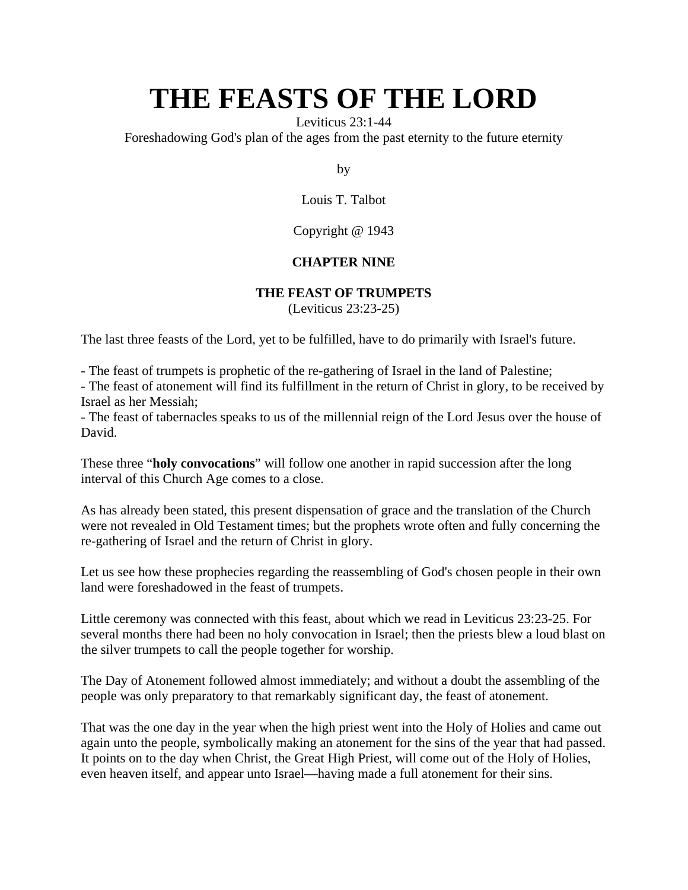# THE FEASTS OF THE LORD

Leviticus 23:1-44

Foreshadowing God's plan of the ages from the past eternity to the future eternity

by

Louis T. Talbot

Copyright @ 1943

**CHAPTER NINE**

**THE FEAST OF TRUMPETS**

(Leviticus 23:23-25)

The last three feasts of the Lord, yet to be fulfilled, have to do primarily with Israel's future.

- The feast of trumpets is prophetic of the re-gathering of Israel in the land of Palestine;
- The feast of atonement will find its fulfillment in the return of Christ in glory, to be received by Israel as her Messiah;
- The feast of tabernacles speaks to us of the millennial reign of the Lord Jesus over the house of David.

These three "**holy convocations**" will follow one another in rapid succession after the long interval of this Church Age comes to a close.

As has already been stated, this present dispensation of grace and the translation of the Church were not revealed in Old Testament times; but the prophets wrote often and fully concerning the re-gathering of Israel and the return of Christ in glory.

Let us see how these prophecies regarding the reassembling of God's chosen people in their own land were foreshadowed in the feast of trumpets.

Little ceremony was connected with this feast, about which we read in Leviticus 23:23-25. For several months there had been no holy convocation in Israel; then the priests blew a loud blast on the silver trumpets to call the people together for worship.

The Day of Atonement followed almost immediately; and without a doubt the assembling of the people was only preparatory to that remarkably significant day, the feast of atonement.

That was the one day in the year when the high priest went into the Holy of Holies and came out again unto the people, symbolically making an atonement for the sins of the year that had passed. It points on to the day when Christ, the Great High Priest, will come out of the Holy of Holies, even heaven itself, and appear unto Israel—having made a full atonement for their sins.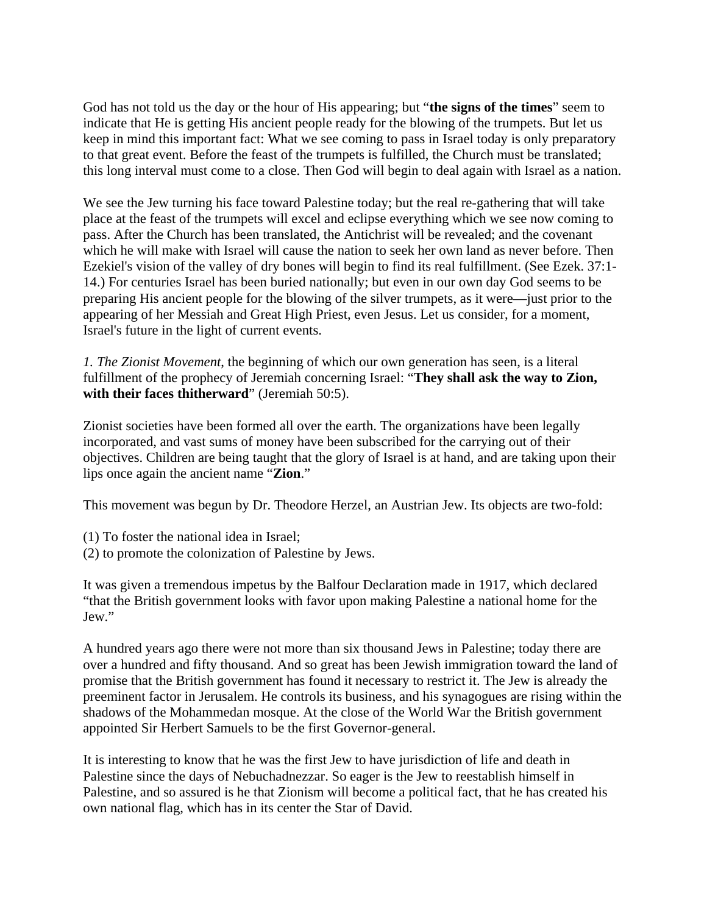God has not told us the day or the hour of His appearing; but "**the signs of the times**" seem to indicate that He is getting His ancient people ready for the blowing of the trumpets. But let us keep in mind this important fact: What we see coming to pass in Israel today is only preparatory to that great event. Before the feast of the trumpets is fulfilled, the Church must be translated; this long interval must come to a close. Then God will begin to deal again with Israel as a nation.

We see the Jew turning his face toward Palestine today; but the real re-gathering that will take place at the feast of the trumpets will excel and eclipse everything which we see now coming to pass. After the Church has been translated, the Antichrist will be revealed; and the covenant which he will make with Israel will cause the nation to seek her own land as never before. Then Ezekiel's vision of the valley of dry bones will begin to find its real fulfillment. (See Ezek. 37:1-14.) For centuries Israel has been buried nationally; but even in our own day God seems to be preparing His ancient people for the blowing of the silver trumpets, as it were—just prior to the appearing of her Messiah and Great High Priest, even Jesus. Let us consider, for a moment, Israel's future in the light of current events.

*1. The Zionist Movement*, the beginning of which our own generation has seen, is a literal fulfillment of the prophecy of Jeremiah concerning Israel: "**They shall ask the way to Zion, with their faces thitherward**" (Jeremiah 50:5).

Zionist societies have been formed all over the earth. The organizations have been legally incorporated, and vast sums of money have been subscribed for the carrying out of their objectives. Children are being taught that the glory of Israel is at hand, and are taking upon their lips once again the ancient name "**Zion**."

This movement was begun by Dr. Theodore Herzel, an Austrian Jew. Its objects are two-fold:

(1) To foster the national idea in Israel;
(2) to promote the colonization of Palestine by Jews.

It was given a tremendous impetus by the Balfour Declaration made in 1917, which declared "that the British government looks with favor upon making Palestine a national home for the Jew."

A hundred years ago there were not more than six thousand Jews in Palestine; today there are over a hundred and fifty thousand. And so great has been Jewish immigration toward the land of promise that the British government has found it necessary to restrict it. The Jew is already the preeminent factor in Jerusalem. He controls its business, and his synagogues are rising within the shadows of the Mohammedan mosque. At the close of the World War the British government appointed Sir Herbert Samuels to be the first Governor-general.

It is interesting to know that he was the first Jew to have jurisdiction of life and death in Palestine since the days of Nebuchadnezzar. So eager is the Jew to reestablish himself in Palestine, and so assured is he that Zionism will become a political fact, that he has created his own national flag, which has in its center the Star of David.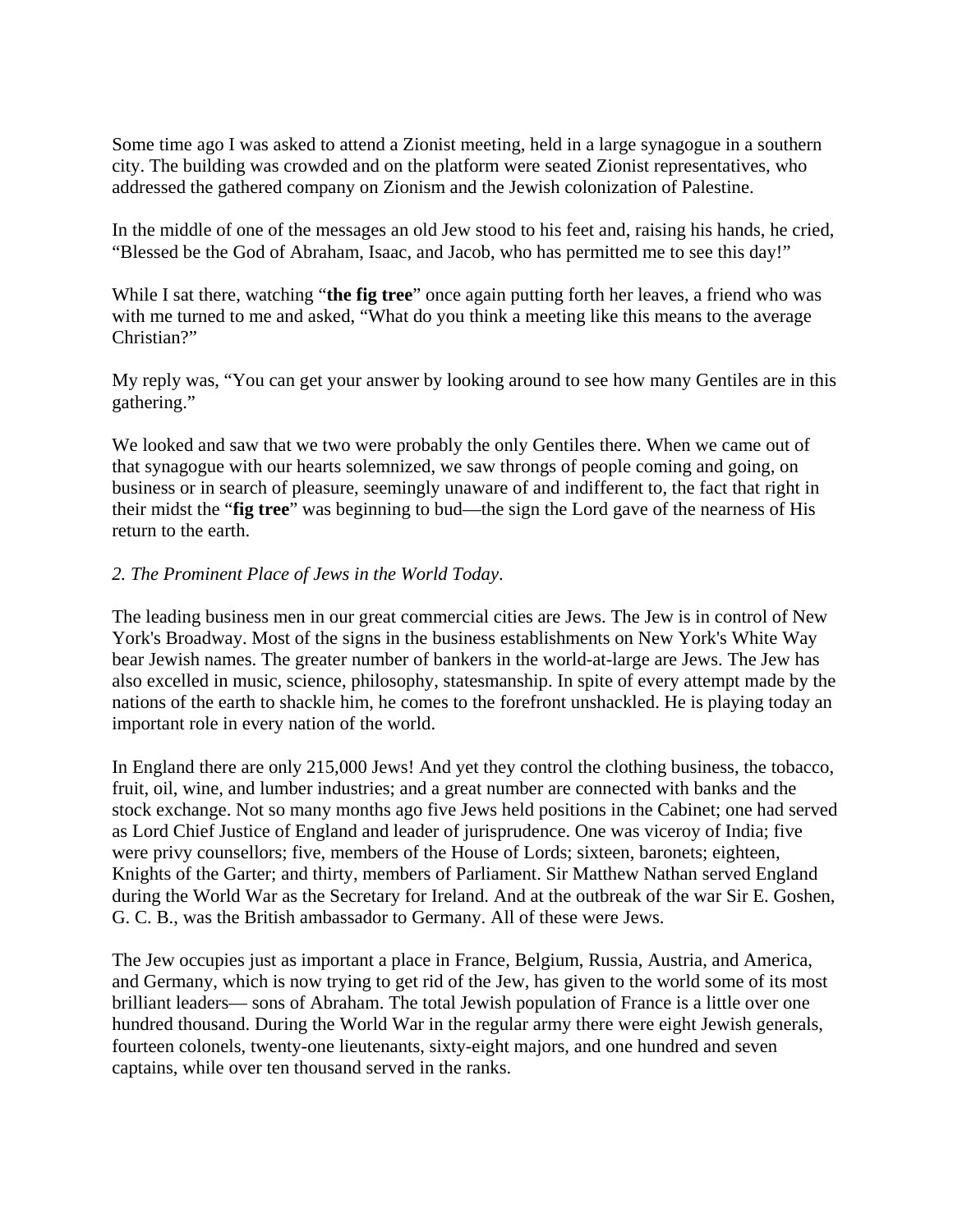Some time ago I was asked to attend a Zionist meeting, held in a large synagogue in a southern city. The building was crowded and on the platform were seated Zionist representatives, who addressed the gathered company on Zionism and the Jewish colonization of Palestine.

In the middle of one of the messages an old Jew stood to his feet and, raising his hands, he cried, "Blessed be the God of Abraham, Isaac, and Jacob, who has permitted me to see this day!"

While I sat there, watching "**the fig tree**" once again putting forth her leaves, a friend who was with me turned to me and asked, "What do you think a meeting like this means to the average Christian?"

My reply was, "You can get your answer by looking around to see how many Gentiles are in this gathering."

We looked and saw that we two were probably the only Gentiles there. When we came out of that synagogue with our hearts solemnized, we saw throngs of people coming and going, on business or in search of pleasure, seemingly unaware of and indifferent to, the fact that right in their midst the "**fig tree**" was beginning to bud—the sign the Lord gave of the nearness of His return to the earth.

*2. The Prominent Place of Jews in the World Today*.

The leading business men in our great commercial cities are Jews. The Jew is in control of New York's Broadway. Most of the signs in the business establishments on New York's White Way bear Jewish names. The greater number of bankers in the world-at-large are Jews. The Jew has also excelled in music, science, philosophy, statesmanship. In spite of every attempt made by the nations of the earth to shackle him, he comes to the forefront unshackled. He is playing today an important role in every nation of the world.

In England there are only 215,000 Jews! And yet they control the clothing business, the tobacco, fruit, oil, wine, and lumber industries; and a great number are connected with banks and the stock exchange. Not so many months ago five Jews held positions in the Cabinet; one had served as Lord Chief Justice of England and leader of jurisprudence. One was viceroy of India; five were privy counsellors; five, members of the House of Lords; sixteen, baronets; eighteen, Knights of the Garter; and thirty, members of Parliament. Sir Matthew Nathan served England during the World War as the Secretary for Ireland. And at the outbreak of the war Sir E. Goshen, G. C. B., was the British ambassador to Germany. All of these were Jews.

The Jew occupies just as important a place in France, Belgium, Russia, Austria, and America, and Germany, which is now trying to get rid of the Jew, has given to the world some of its most brilliant leaders— sons of Abraham. The total Jewish population of France is a little over one hundred thousand. During the World War in the regular army there were eight Jewish generals, fourteen colonels, twenty-one lieutenants, sixty-eight majors, and one hundred and seven captains, while over ten thousand served in the ranks.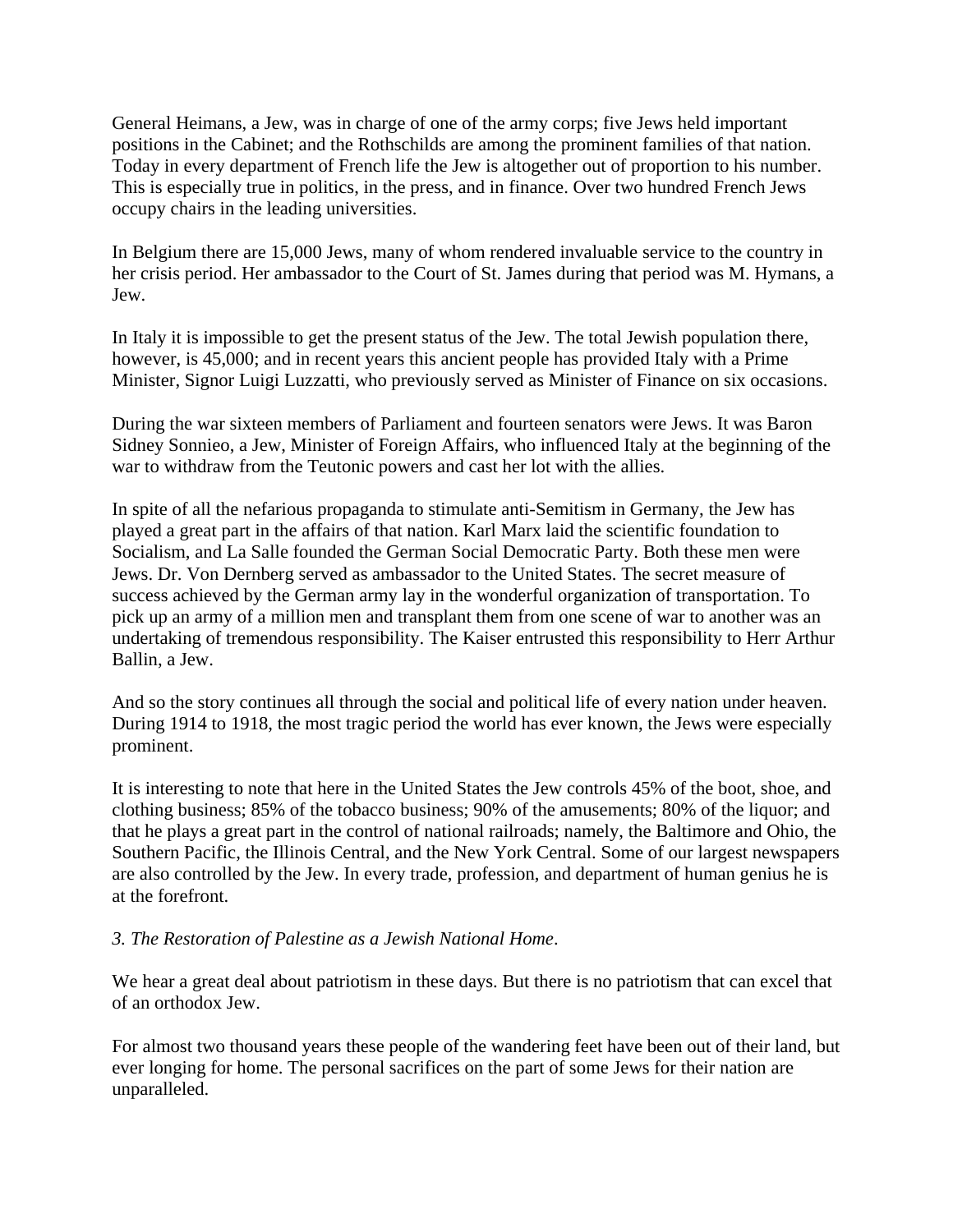General Heimans, a Jew, was in charge of one of the army corps; five Jews held important positions in the Cabinet; and the Rothschilds are among the prominent families of that nation. Today in every department of French life the Jew is altogether out of proportion to his number. This is especially true in politics, in the press, and in finance. Over two hundred French Jews occupy chairs in the leading universities.

In Belgium there are 15,000 Jews, many of whom rendered invaluable service to the country in her crisis period. Her ambassador to the Court of St. James during that period was M. Hymans, a Jew.

In Italy it is impossible to get the present status of the Jew. The total Jewish population there, however, is 45,000; and in recent years this ancient people has provided Italy with a Prime Minister, Signor Luigi Luzzatti, who previously served as Minister of Finance on six occasions.

During the war sixteen members of Parliament and fourteen senators were Jews. It was Baron Sidney Sonnieo, a Jew, Minister of Foreign Affairs, who influenced Italy at the beginning of the war to withdraw from the Teutonic powers and cast her lot with the allies.

In spite of all the nefarious propaganda to stimulate anti-Semitism in Germany, the Jew has played a great part in the affairs of that nation. Karl Marx laid the scientific foundation to Socialism, and La Salle founded the German Social Democratic Party. Both these men were Jews. Dr. Von Dernberg served as ambassador to the United States. The secret measure of success achieved by the German army lay in the wonderful organization of transportation. To pick up an army of a million men and transplant them from one scene of war to another was an undertaking of tremendous responsibility. The Kaiser entrusted this responsibility to Herr Arthur Ballin, a Jew.

And so the story continues all through the social and political life of every nation under heaven. During 1914 to 1918, the most tragic period the world has ever known, the Jews were especially prominent.

It is interesting to note that here in the United States the Jew controls 45% of the boot, shoe, and clothing business; 85% of the tobacco business; 90% of the amusements; 80% of the liquor; and that he plays a great part in the control of national railroads; namely, the Baltimore and Ohio, the Southern Pacific, the Illinois Central, and the New York Central. Some of our largest newspapers are also controlled by the Jew. In every trade, profession, and department of human genius he is at the forefront.

*3. The Restoration of Palestine as a Jewish National Home*.

We hear a great deal about patriotism in these days. But there is no patriotism that can excel that of an orthodox Jew.

For almost two thousand years these people of the wandering feet have been out of their land, but ever longing for home. The personal sacrifices on the part of some Jews for their nation are unparalleled.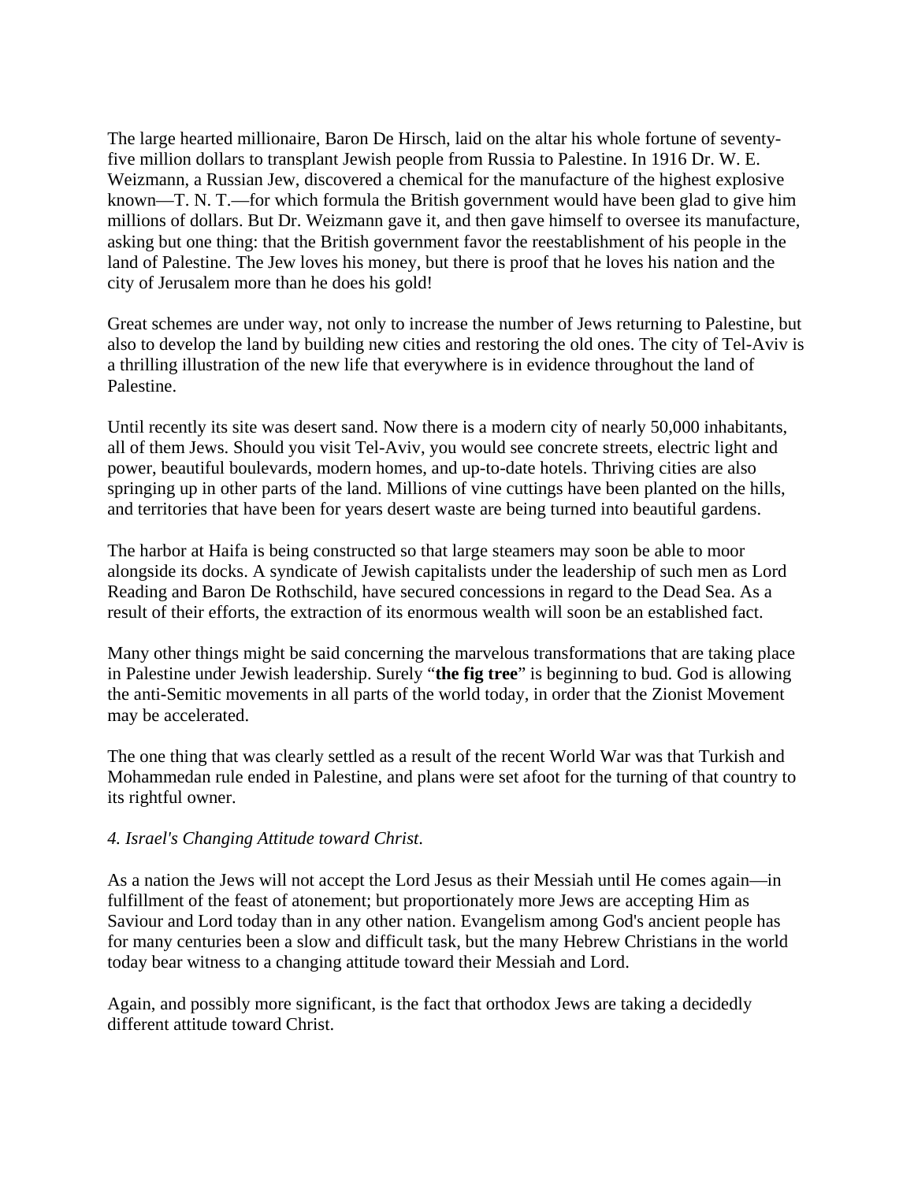The large hearted millionaire, Baron De Hirsch, laid on the altar his whole fortune of seventy-five million dollars to transplant Jewish people from Russia to Palestine. In 1916 Dr. W. E. Weizmann, a Russian Jew, discovered a chemical for the manufacture of the highest explosive known—T. N. T.—for which formula the British government would have been glad to give him millions of dollars. But Dr. Weizmann gave it, and then gave himself to oversee its manufacture, asking but one thing: that the British government favor the reestablishment of his people in the land of Palestine. The Jew loves his money, but there is proof that he loves his nation and the city of Jerusalem more than he does his gold!

Great schemes are under way, not only to increase the number of Jews returning to Palestine, but also to develop the land by building new cities and restoring the old ones. The city of Tel-Aviv is a thrilling illustration of the new life that everywhere is in evidence throughout the land of Palestine.

Until recently its site was desert sand. Now there is a modern city of nearly 50,000 inhabitants, all of them Jews. Should you visit Tel-Aviv, you would see concrete streets, electric light and power, beautiful boulevards, modern homes, and up-to-date hotels. Thriving cities are also springing up in other parts of the land. Millions of vine cuttings have been planted on the hills, and territories that have been for years desert waste are being turned into beautiful gardens.

The harbor at Haifa is being constructed so that large steamers may soon be able to moor alongside its docks. A syndicate of Jewish capitalists under the leadership of such men as Lord Reading and Baron De Rothschild, have secured concessions in regard to the Dead Sea. As a result of their efforts, the extraction of its enormous wealth will soon be an established fact.

Many other things might be said concerning the marvelous transformations that are taking place in Palestine under Jewish leadership. Surely "**the fig tree**" is beginning to bud. God is allowing the anti-Semitic movements in all parts of the world today, in order that the Zionist Movement may be accelerated.

The one thing that was clearly settled as a result of the recent World War was that Turkish and Mohammedan rule ended in Palestine, and plans were set afoot for the turning of that country to its rightful owner.

*4. Israel's Changing Attitude toward Christ.*

As a nation the Jews will not accept the Lord Jesus as their Messiah until He comes again—in fulfillment of the feast of atonement; but proportionately more Jews are accepting Him as Saviour and Lord today than in any other nation. Evangelism among God's ancient people has for many centuries been a slow and difficult task, but the many Hebrew Christians in the world today bear witness to a changing attitude toward their Messiah and Lord.

Again, and possibly more significant, is the fact that orthodox Jews are taking a decidedly different attitude toward Christ.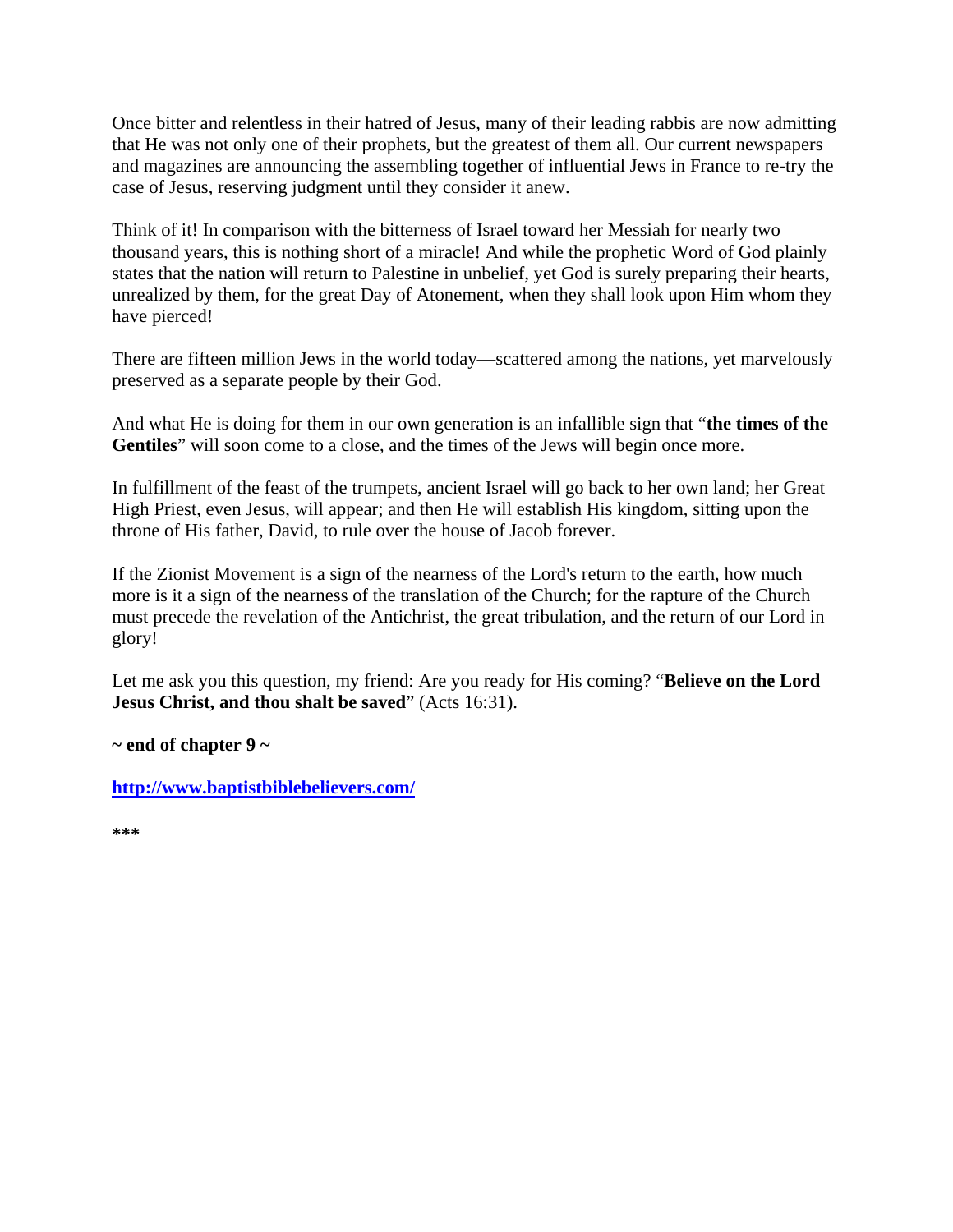Once bitter and relentless in their hatred of Jesus, many of their leading rabbis are now admitting that He was not only one of their prophets, but the greatest of them all. Our current newspapers and magazines are announcing the assembling together of influential Jews in France to re-try the case of Jesus, reserving judgment until they consider it anew.

Think of it! In comparison with the bitterness of Israel toward her Messiah for nearly two thousand years, this is nothing short of a miracle! And while the prophetic Word of God plainly states that the nation will return to Palestine in unbelief, yet God is surely preparing their hearts, unrealized by them, for the great Day of Atonement, when they shall look upon Him whom they have pierced!

There are fifteen million Jews in the world today—scattered among the nations, yet marvelously preserved as a separate people by their God.

And what He is doing for them in our own generation is an infallible sign that "**the times of the Gentiles**" will soon come to a close, and the times of the Jews will begin once more.

In fulfillment of the feast of the trumpets, ancient Israel will go back to her own land; her Great High Priest, even Jesus, will appear; and then He will establish His kingdom, sitting upon the throne of His father, David, to rule over the house of Jacob forever.

If the Zionist Movement is a sign of the nearness of the Lord's return to the earth, how much more is it a sign of the nearness of the translation of the Church; for the rapture of the Church must precede the revelation of the Antichrist, the great tribulation, and the return of our Lord in glory!

Let me ask you this question, my friend: Are you ready for His coming? "**Believe on the Lord Jesus Christ, and thou shalt be saved**" (Acts 16:31).

**~ end of chapter 9 ~**

**[http://www.baptistbiblebelievers.com/](http://www.baptistbiblebelievers.com/)**

**\*\*\***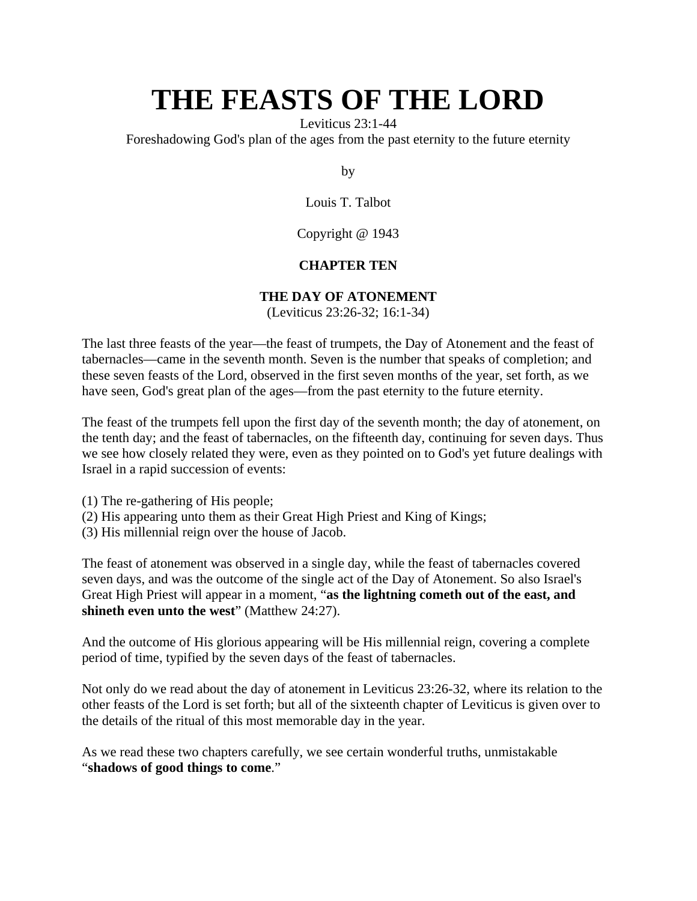# THE FEASTS OF THE LORD

Leviticus 23:1-44
Foreshadowing God's plan of the ages from the past eternity to the future eternity

by

Louis T. Talbot

Copyright @ 1943

**CHAPTER TEN**

**THE DAY OF ATONEMENT**
(Leviticus 23:26-32; 16:1-34)

The last three feasts of the year—the feast of trumpets, the Day of Atonement and the feast of tabernacles—came in the seventh month. Seven is the number that speaks of completion; and these seven feasts of the Lord, observed in the first seven months of the year, set forth, as we have seen, God's great plan of the ages—from the past eternity to the future eternity.

The feast of the trumpets fell upon the first day of the seventh month; the day of atonement, on the tenth day; and the feast of tabernacles, on the fifteenth day, continuing for seven days. Thus we see how closely related they were, even as they pointed on to God's yet future dealings with Israel in a rapid succession of events:

(1) The re-gathering of His people;
(2) His appearing unto them as their Great High Priest and King of Kings;
(3) His millennial reign over the house of Jacob.

The feast of atonement was observed in a single day, while the feast of tabernacles covered seven days, and was the outcome of the single act of the Day of Atonement. So also Israel's Great High Priest will appear in a moment, "**as the lightning cometh out of the east, and shineth even unto the west**" (Matthew 24:27).

And the outcome of His glorious appearing will be His millennial reign, covering a complete period of time, typified by the seven days of the feast of tabernacles.

Not only do we read about the day of atonement in Leviticus 23:26-32, where its relation to the other feasts of the Lord is set forth; but all of the sixteenth chapter of Leviticus is given over to the details of the ritual of this most memorable day in the year.

As we read these two chapters carefully, we see certain wonderful truths, unmistakable "**shadows of good things to come**."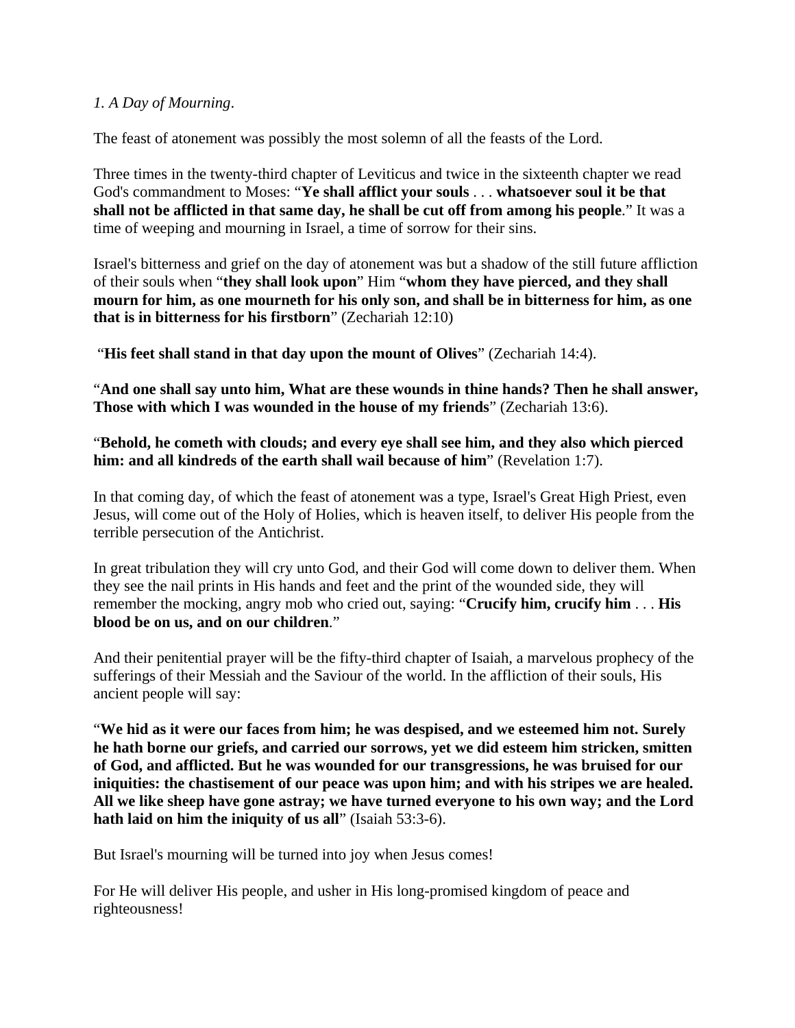*1. A Day of Mourning*.

The feast of atonement was possibly the most solemn of all the feasts of the Lord.

Three times in the twenty-third chapter of Leviticus and twice in the sixteenth chapter we read God's commandment to Moses: "**Ye shall afflict your souls** . . . **whatsoever soul it be that shall not be afflicted in that same day, he shall be cut off from among his people**." It was a time of weeping and mourning in Israel, a time of sorrow for their sins.

Israel's bitterness and grief on the day of atonement was but a shadow of the still future affliction of their souls when "**they shall look upon**" Him "**whom they have pierced, and they shall mourn for him, as one mourneth for his only son, and shall be in bitterness for him, as one that is in bitterness for his firstborn**" (Zechariah 12:10)

"**His feet shall stand in that day upon the mount of Olives**" (Zechariah 14:4).

"**And one shall say unto him, What are these wounds in thine hands? Then he shall answer, Those with which I was wounded in the house of my friends**" (Zechariah 13:6).

"**Behold, he cometh with clouds; and every eye shall see him, and they also which pierced him: and all kindreds of the earth shall wail because of him**" (Revelation 1:7).

In that coming day, of which the feast of atonement was a type, Israel's Great High Priest, even Jesus, will come out of the Holy of Holies, which is heaven itself, to deliver His people from the terrible persecution of the Antichrist.

In great tribulation they will cry unto God, and their God will come down to deliver them. When they see the nail prints in His hands and feet and the print of the wounded side, they will remember the mocking, angry mob who cried out, saying: "**Crucify him, crucify him** . . . **His blood be on us, and on our children**."

And their penitential prayer will be the fifty-third chapter of Isaiah, a marvelous prophecy of the sufferings of their Messiah and the Saviour of the world. In the affliction of their souls, His ancient people will say:

"**We hid as it were our faces from him; he was despised, and we esteemed him not. Surely he hath borne our griefs, and carried our sorrows, yet we did esteem him stricken, smitten of God, and afflicted. But he was wounded for our transgressions, he was bruised for our iniquities: the chastisement of our peace was upon him; and with his stripes we are healed. All we like sheep have gone astray; we have turned everyone to his own way; and the Lord hath laid on him the iniquity of us all**" (Isaiah 53:3-6).

But Israel's mourning will be turned into joy when Jesus comes!

For He will deliver His people, and usher in His long-promised kingdom of peace and righteousness!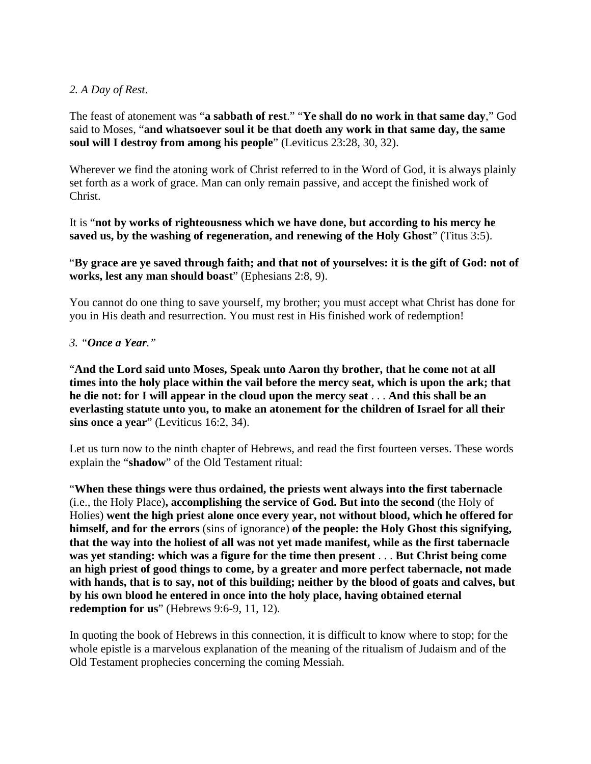*2. A Day of Rest*.

The feast of atonement was “**a sabbath of rest**.” “**Ye shall do no work in that same day**,” God said to Moses, “**and whatsoever soul it be that doeth any work in that same day, the same soul will I destroy from among his people**” (Leviticus 23:28, 30, 32).

Wherever we find the atoning work of Christ referred to in the Word of God, it is always plainly set forth as a work of grace. Man can only remain passive, and accept the finished work of Christ.

It is “**not by works of righteousness which we have done, but according to his mercy he saved us, by the washing of regeneration, and renewing of the Holy Ghost**” (Titus 3:5).

“**By grace are ye saved through faith; and that not of yourselves: it is the gift of God: not of works, lest any man should boast**” (Ephesians 2:8, 9).

You cannot do one thing to save yourself, my brother; you must accept what Christ has done for you in His death and resurrection. You must rest in His finished work of redemption!

*3. “**Once a Year.**”*

“**And the Lord said unto Moses, Speak unto Aaron thy brother, that he come not at all times into the holy place within the vail before the mercy seat, which is upon the ark; that he die not: for I will appear in the cloud upon the mercy seat** . . . **And this shall be an everlasting statute unto you, to make an atonement for the children of Israel for all their sins once a year**” (Leviticus 16:2, 34).

Let us turn now to the ninth chapter of Hebrews, and read the first fourteen verses. These words explain the “**shadow**” of the Old Testament ritual:

“**When these things were thus ordained, the priests went always into the first tabernacle** (i.e., the Holy Place)**, accomplishing the service of God. But into the second** (the Holy of Holies) **went the high priest alone once every year, not without blood, which he offered for himself, and for the errors** (sins of ignorance) **of the people: the Holy Ghost this signifying, that the way into the holiest of all was not yet made manifest, while as the first tabernacle was yet standing: which was a figure for the time then present** . . . **But Christ being come an high priest of good things to come, by a greater and more perfect tabernacle, not made with hands, that is to say, not of this building; neither by the blood of goats and calves, but by his own blood he entered in once into the holy place, having obtained eternal redemption for us**” (Hebrews 9:6-9, 11, 12).

In quoting the book of Hebrews in this connection, it is difficult to know where to stop; for the whole epistle is a marvelous explanation of the meaning of the ritualism of Judaism and of the Old Testament prophecies concerning the coming Messiah.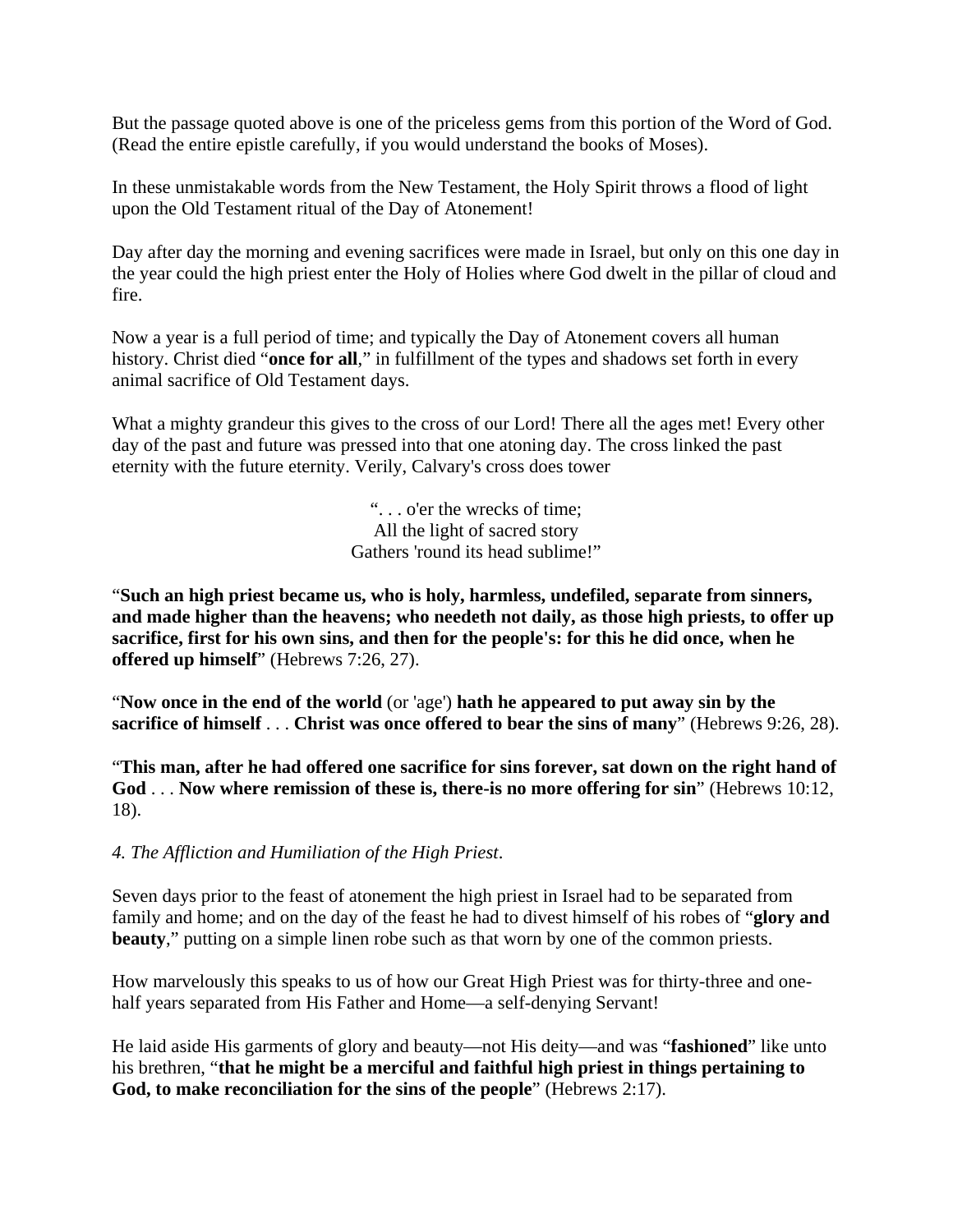But the passage quoted above is one of the priceless gems from this portion of the Word of God. (Read the entire epistle carefully, if you would understand the books of Moses).

In these unmistakable words from the New Testament, the Holy Spirit throws a flood of light upon the Old Testament ritual of the Day of Atonement!

Day after day the morning and evening sacrifices were made in Israel, but only on this one day in the year could the high priest enter the Holy of Holies where God dwelt in the pillar of cloud and fire.

Now a year is a full period of time; and typically the Day of Atonement covers all human history. Christ died "**once for all**," in fulfillment of the types and shadows set forth in every animal sacrifice of Old Testament days.

What a mighty grandeur this gives to the cross of our Lord! There all the ages met! Every other day of the past and future was pressed into that one atoning day. The cross linked the past eternity with the future eternity. Verily, Calvary's cross does tower

"... o'er the wrecks of time;
All the light of sacred story
Gathers 'round its head sublime!"

"**Such an high priest became us, who is holy, harmless, undefiled, separate from sinners, and made higher than the heavens; who needeth not daily, as those high priests, to offer up sacrifice, first for his own sins, and then for the people's: for this he did once, when he offered up himself**" (Hebrews 7:26, 27).

"**Now once in the end of the world** (or 'age') **hath he appeared to put away sin by the sacrifice of himself** . . . **Christ was once offered to bear the sins of many**" (Hebrews 9:26, 28).

"**This man, after he had offered one sacrifice for sins forever, sat down on the right hand of God** . . . **Now where remission of these is, there-is no more offering for sin**" (Hebrews 10:12, 18).

*4. The Affliction and Humiliation of the High Priest*.

Seven days prior to the feast of atonement the high priest in Israel had to be separated from family and home; and on the day of the feast he had to divest himself of his robes of "**glory and beauty**," putting on a simple linen robe such as that worn by one of the common priests.

How marvelously this speaks to us of how our Great High Priest was for thirty-three and one-half years separated from His Father and Home—a self-denying Servant!

He laid aside His garments of glory and beauty—not His deity—and was "**fashioned**" like unto his brethren, "**that he might be a merciful and faithful high priest in things pertaining to God, to make reconciliation for the sins of the people**" (Hebrews 2:17).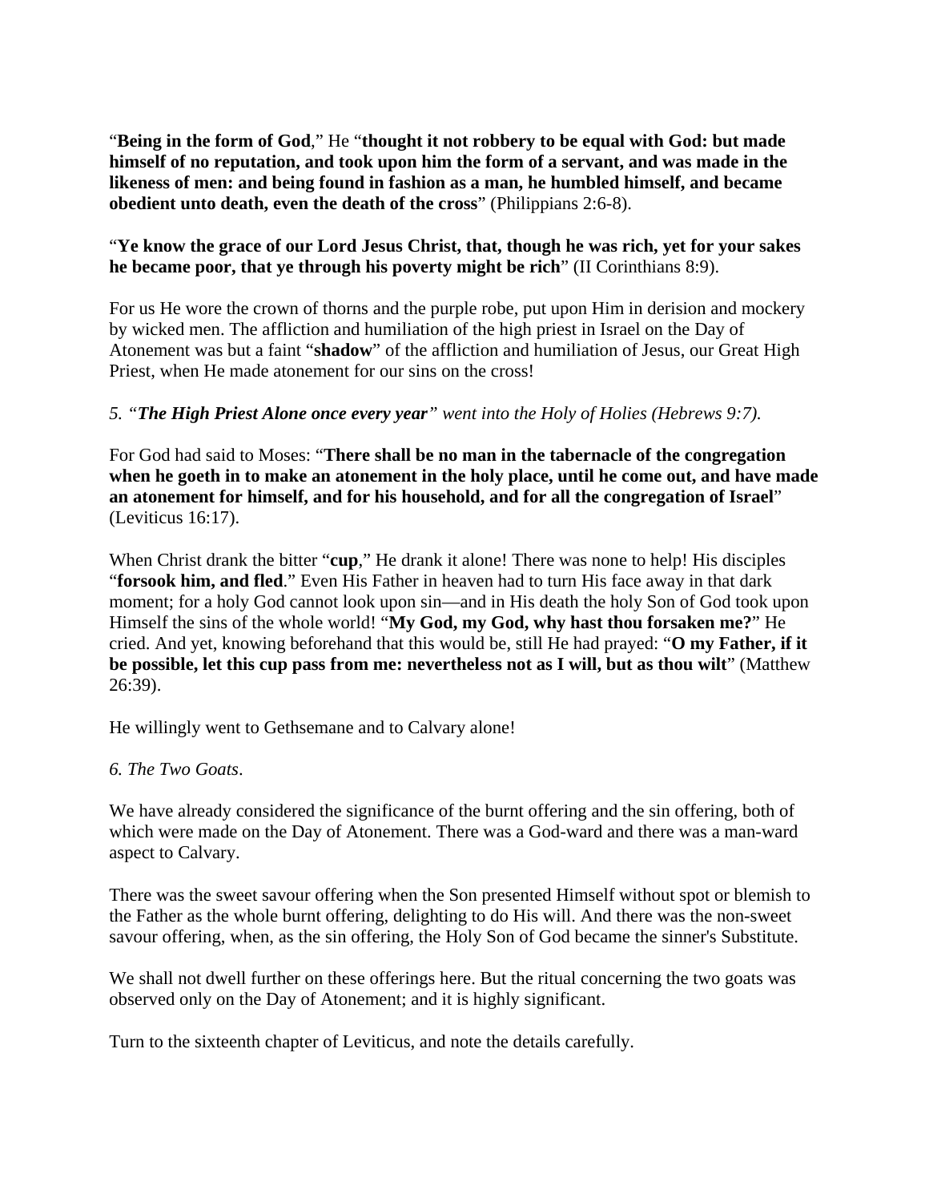"**Being in the form of God**," He "**thought it not robbery to be equal with God: but made himself of no reputation, and took upon him the form of a servant, and was made in the likeness of men: and being found in fashion as a man, he humbled himself, and became obedient unto death, even the death of the cross**" (Philippians 2:6-8).

"**Ye know the grace of our Lord Jesus Christ, that, though he was rich, yet for your sakes he became poor, that ye through his poverty might be rich**" (II Corinthians 8:9).

For us He wore the crown of thorns and the purple robe, put upon Him in derision and mockery by wicked men. The affliction and humiliation of the high priest in Israel on the Day of Atonement was but a faint "**shadow**" of the affliction and humiliation of Jesus, our Great High Priest, when He made atonement for our sins on the cross!

*5. "**The High Priest Alone once every year**" went into the Holy of Holies (Hebrews 9:7).*

For God had said to Moses: "**There shall be no man in the tabernacle of the congregation when he goeth in to make an atonement in the holy place, until he come out, and have made an atonement for himself, and for his household, and for all the congregation of Israel**" (Leviticus 16:17).

When Christ drank the bitter "**cup**," He drank it alone! There was none to help! His disciples "**forsook him, and fled**." Even His Father in heaven had to turn His face away in that dark moment; for a holy God cannot look upon sin—and in His death the holy Son of God took upon Himself the sins of the whole world! "**My God, my God, why hast thou forsaken me?**" He cried. And yet, knowing beforehand that this would be, still He had prayed: "**O my Father, if it be possible, let this cup pass from me: nevertheless not as I will, but as thou wilt**" (Matthew 26:39).

He willingly went to Gethsemane and to Calvary alone!

*6. The Two Goats*.

We have already considered the significance of the burnt offering and the sin offering, both of which were made on the Day of Atonement. There was a God-ward and there was a man-ward aspect to Calvary.

There was the sweet savour offering when the Son presented Himself without spot or blemish to the Father as the whole burnt offering, delighting to do His will. And there was the non-sweet savour offering, when, as the sin offering, the Holy Son of God became the sinner's Substitute.

We shall not dwell further on these offerings here. But the ritual concerning the two goats was observed only on the Day of Atonement; and it is highly significant.

Turn to the sixteenth chapter of Leviticus, and note the details carefully.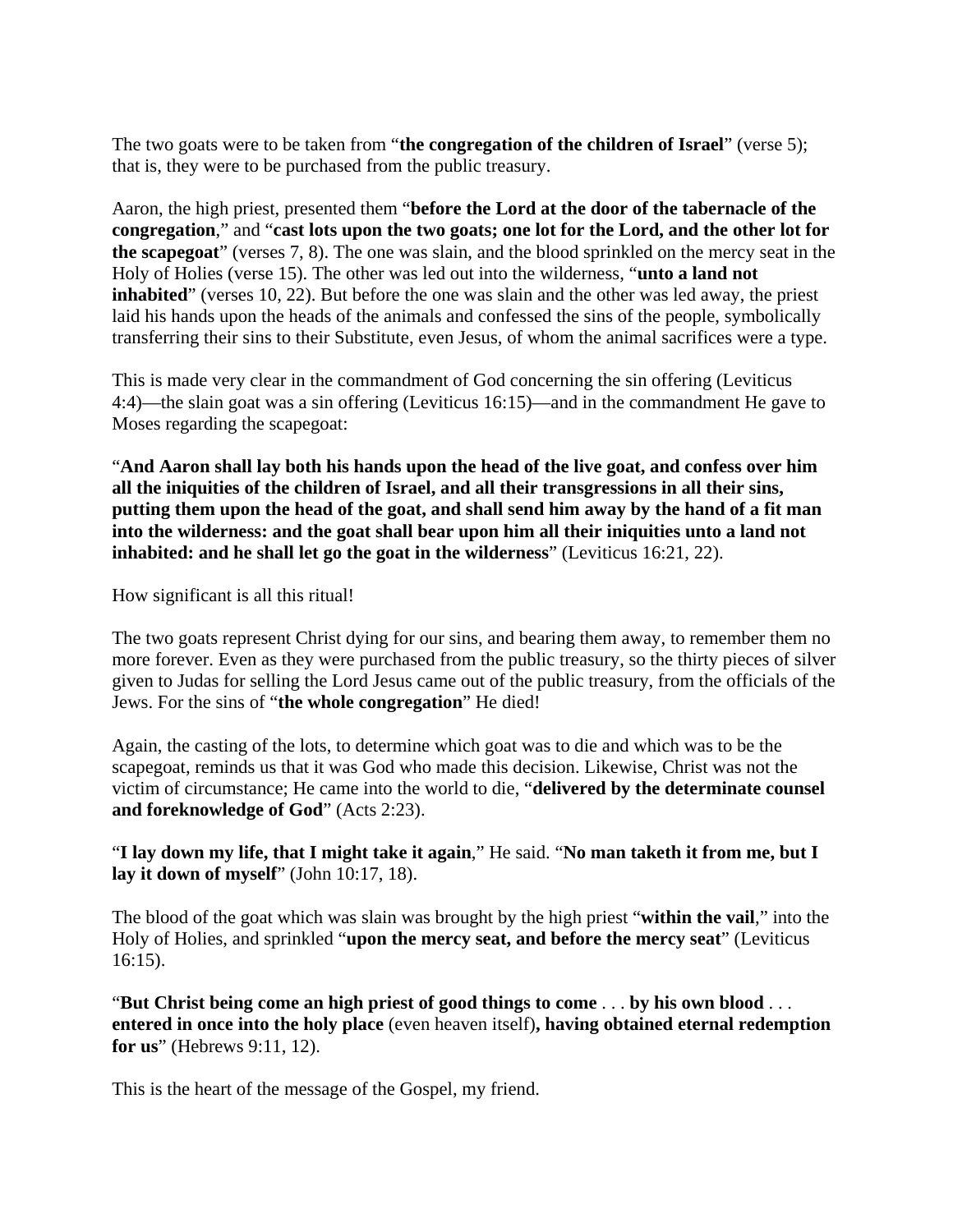The two goats were to be taken from "**the congregation of the children of Israel**" (verse 5); that is, they were to be purchased from the public treasury.

Aaron, the high priest, presented them "**before the Lord at the door of the tabernacle of the congregation**," and "**cast lots upon the two goats; one lot for the Lord, and the other lot for the scapegoat**" (verses 7, 8). The one was slain, and the blood sprinkled on the mercy seat in the Holy of Holies (verse 15). The other was led out into the wilderness, "**unto a land not inhabited**" (verses 10, 22). But before the one was slain and the other was led away, the priest laid his hands upon the heads of the animals and confessed the sins of the people, symbolically transferring their sins to their Substitute, even Jesus, of whom the animal sacrifices were a type.

This is made very clear in the commandment of God concerning the sin offering (Leviticus 4:4)—the slain goat was a sin offering (Leviticus 16:15)—and in the commandment He gave to Moses regarding the scapegoat:

"**And Aaron shall lay both his hands upon the head of the live goat, and confess over him all the iniquities of the children of Israel, and all their transgressions in all their sins, putting them upon the head of the goat, and shall send him away by the hand of a fit man into the wilderness: and the goat shall bear upon him all their iniquities unto a land not inhabited: and he shall let go the goat in the wilderness**" (Leviticus 16:21, 22).

How significant is all this ritual!

The two goats represent Christ dying for our sins, and bearing them away, to remember them no more forever. Even as they were purchased from the public treasury, so the thirty pieces of silver given to Judas for selling the Lord Jesus came out of the public treasury, from the officials of the Jews. For the sins of "**the whole congregation**" He died!

Again, the casting of the lots, to determine which goat was to die and which was to be the scapegoat, reminds us that it was God who made this decision. Likewise, Christ was not the victim of circumstance; He came into the world to die, "**delivered by the determinate counsel and foreknowledge of God**" (Acts 2:23).

"**I lay down my life, that I might take it again**," He said. "**No man taketh it from me, but I lay it down of myself**" (John 10:17, 18).

The blood of the goat which was slain was brought by the high priest "**within the vail**," into the Holy of Holies, and sprinkled "**upon the mercy seat, and before the mercy seat**" (Leviticus 16:15).

"**But Christ being come an high priest of good things to come** . . . **by his own blood** . . . **entered in once into the holy place** (even heaven itself)**, having obtained eternal redemption for us**" (Hebrews 9:11, 12).

This is the heart of the message of the Gospel, my friend.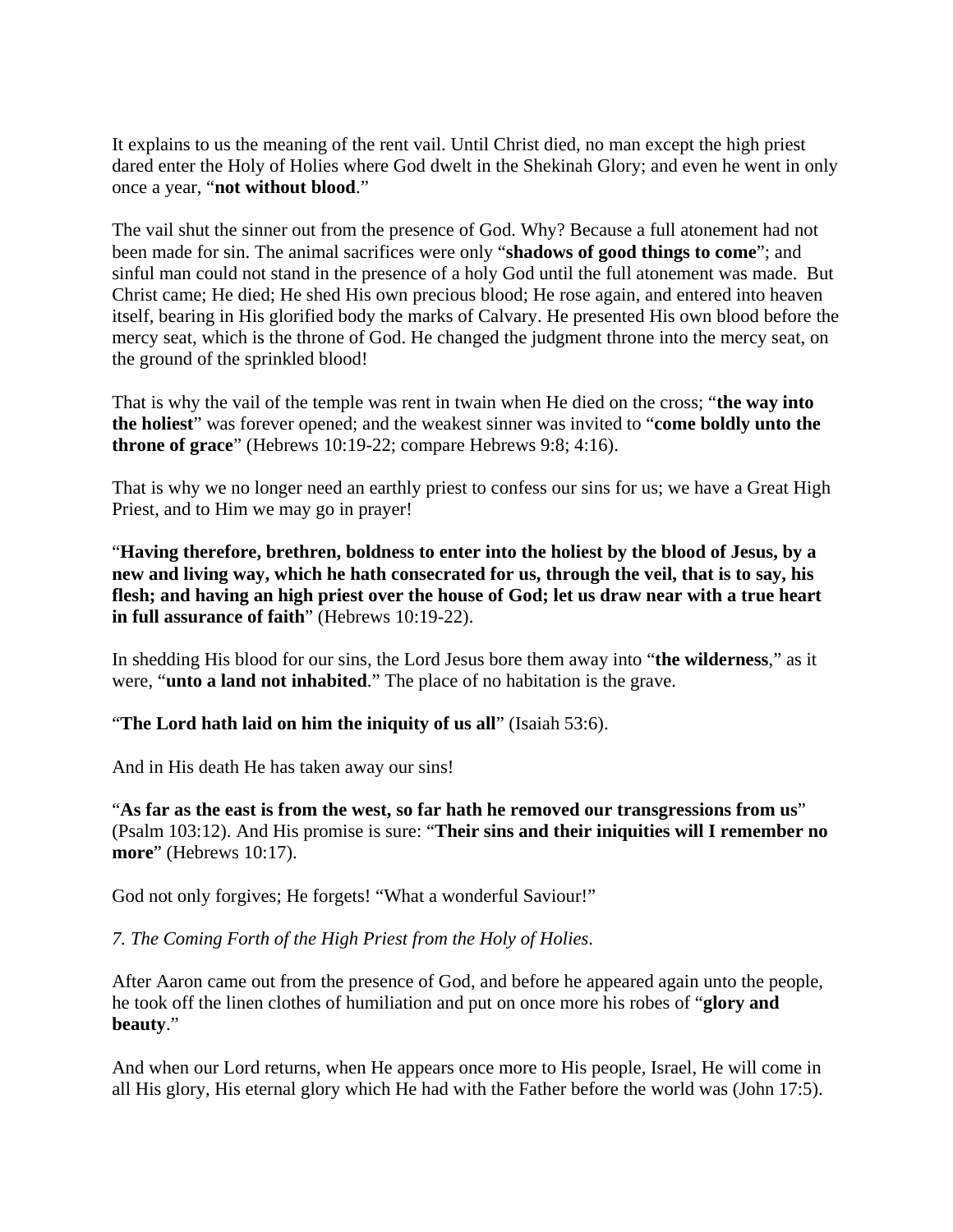It explains to us the meaning of the rent vail. Until Christ died, no man except the high priest dared enter the Holy of Holies where God dwelt in the Shekinah Glory; and even he went in only once a year, "**not without blood**."

The vail shut the sinner out from the presence of God. Why? Because a full atonement had not been made for sin. The animal sacrifices were only "**shadows of good things to come**"; and sinful man could not stand in the presence of a holy God until the full atonement was made. But Christ came; He died; He shed His own precious blood; He rose again, and entered into heaven itself, bearing in His glorified body the marks of Calvary. He presented His own blood before the mercy seat, which is the throne of God. He changed the judgment throne into the mercy seat, on the ground of the sprinkled blood!

That is why the vail of the temple was rent in twain when He died on the cross; "**the way into the holiest**" was forever opened; and the weakest sinner was invited to "**come boldly unto the throne of grace**" (Hebrews 10:19-22; compare Hebrews 9:8; 4:16).

That is why we no longer need an earthly priest to confess our sins for us; we have a Great High Priest, and to Him we may go in prayer!

"**Having therefore, brethren, boldness to enter into the holiest by the blood of Jesus, by a new and living way, which he hath consecrated for us, through the veil, that is to say, his flesh; and having an high priest over the house of God; let us draw near with a true heart in full assurance of faith**" (Hebrews 10:19-22).

In shedding His blood for our sins, the Lord Jesus bore them away into "**the wilderness**," as it were, "**unto a land not inhabited**." The place of no habitation is the grave.

"**The Lord hath laid on him the iniquity of us all**" (Isaiah 53:6).

And in His death He has taken away our sins!

"**As far as the east is from the west, so far hath he removed our transgressions from us**" (Psalm 103:12). And His promise is sure: "**Their sins and their iniquities will I remember no more**" (Hebrews 10:17).

God not only forgives; He forgets! "What a wonderful Saviour!"

*7. The Coming Forth of the High Priest from the Holy of Holies.*

After Aaron came out from the presence of God, and before he appeared again unto the people, he took off the linen clothes of humiliation and put on once more his robes of "**glory and beauty**."

And when our Lord returns, when He appears once more to His people, Israel, He will come in all His glory, His eternal glory which He had with the Father before the world was (John 17:5).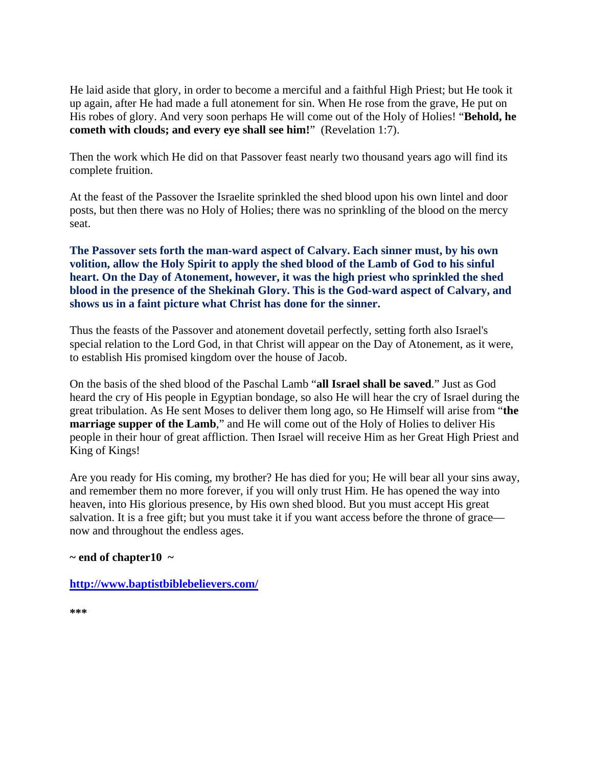He laid aside that glory, in order to become a merciful and a faithful High Priest; but He took it up again, after He had made a full atonement for sin. When He rose from the grave, He put on His robes of glory. And very soon perhaps He will come out of the Holy of Holies! "**Behold, he cometh with clouds; and every eye shall see him!**" (Revelation 1:7).

Then the work which He did on that Passover feast nearly two thousand years ago will find its complete fruition.

At the feast of the Passover the Israelite sprinkled the shed blood upon his own lintel and door posts, but then there was no Holy of Holies; there was no sprinkling of the blood on the mercy seat.

**The Passover sets forth the man-ward aspect of Calvary. Each sinner must, by his own volition, allow the Holy Spirit to apply the shed blood of the Lamb of God to his sinful heart. On the Day of Atonement, however, it was the high priest who sprinkled the shed blood in the presence of the Shekinah Glory. This is the God-ward aspect of Calvary, and shows us in a faint picture what Christ has done for the sinner.**

Thus the feasts of the Passover and atonement dovetail perfectly, setting forth also Israel's special relation to the Lord God, in that Christ will appear on the Day of Atonement, as it were, to establish His promised kingdom over the house of Jacob.

On the basis of the shed blood of the Paschal Lamb "**all Israel shall be saved**." Just as God heard the cry of His people in Egyptian bondage, so also He will hear the cry of Israel during the great tribulation. As He sent Moses to deliver them long ago, so He Himself will arise from "**the marriage supper of the Lamb**," and He will come out of the Holy of Holies to deliver His people in their hour of great affliction. Then Israel will receive Him as her Great High Priest and King of Kings!

Are you ready for His coming, my brother? He has died for you; He will bear all your sins away, and remember them no more forever, if you will only trust Him. He has opened the way into heaven, into His glorious presence, by His own shed blood. But you must accept His great salvation. It is a free gift; but you must take it if you want access before the throne of grace—now and throughout the endless ages.

**~ end of chapter10 ~**

**http://www.baptistbiblebelievers.com/**

**\*\*\***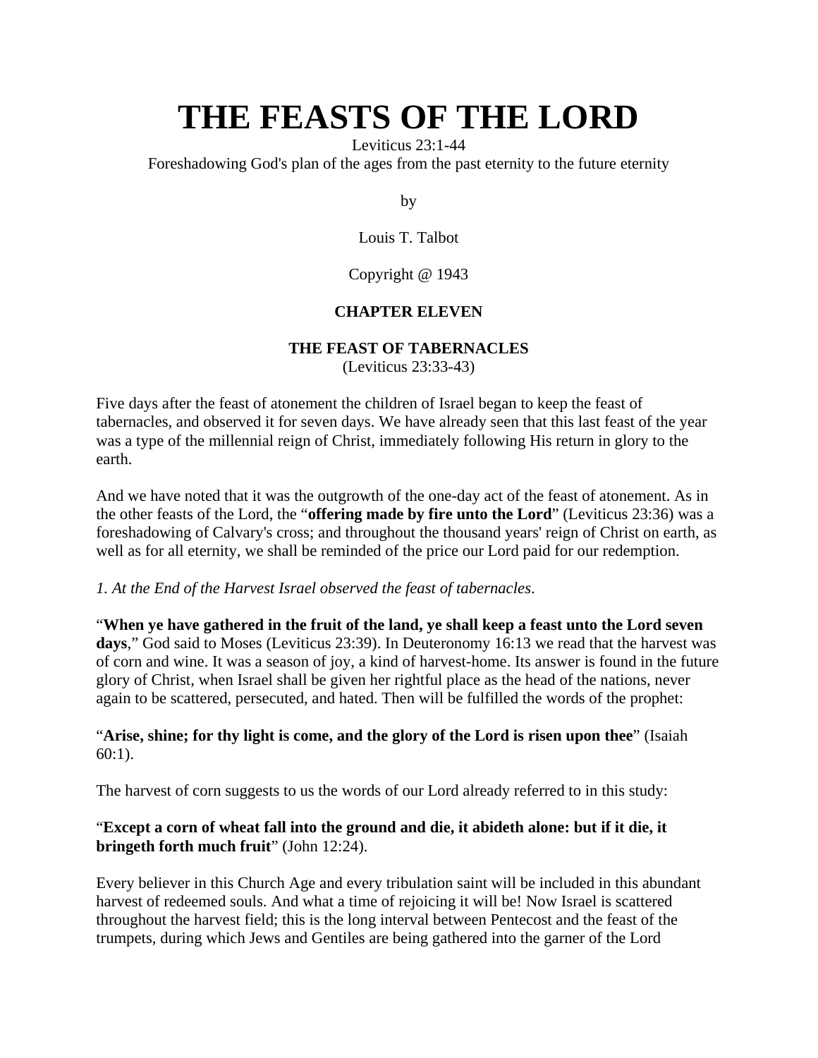# THE FEASTS OF THE LORD

Leviticus 23:1-44

Foreshadowing God's plan of the ages from the past eternity to the future eternity

by

Louis T. Talbot

Copyright @ 1943

**CHAPTER ELEVEN**

**THE FEAST OF TABERNACLES**

(Leviticus 23:33-43)

Five days after the feast of atonement the children of Israel began to keep the feast of tabernacles, and observed it for seven days. We have already seen that this last feast of the year was a type of the millennial reign of Christ, immediately following His return in glory to the earth.

And we have noted that it was the outgrowth of the one-day act of the feast of atonement. As in the other feasts of the Lord, the "**offering made by fire unto the Lord**" (Leviticus 23:36) was a foreshadowing of Calvary's cross; and throughout the thousand years' reign of Christ on earth, as well as for all eternity, we shall be reminded of the price our Lord paid for our redemption.

*1. At the End of the Harvest Israel observed the feast of tabernacles*.

"**When ye have gathered in the fruit of the land, ye shall keep a feast unto the Lord seven days**," God said to Moses (Leviticus 23:39). In Deuteronomy 16:13 we read that the harvest was of corn and wine. It was a season of joy, a kind of harvest-home. Its answer is found in the future glory of Christ, when Israel shall be given her rightful place as the head of the nations, never again to be scattered, persecuted, and hated. Then will be fulfilled the words of the prophet:

"**Arise, shine; for thy light is come, and the glory of the Lord is risen upon thee**" (Isaiah 60:1).

The harvest of corn suggests to us the words of our Lord already referred to in this study:

"**Except a corn of wheat fall into the ground and die, it abideth alone: but if it die, it bringeth forth much fruit**" (John 12:24).

Every believer in this Church Age and every tribulation saint will be included in this abundant harvest of redeemed souls. And what a time of rejoicing it will be! Now Israel is scattered throughout the harvest field; this is the long interval between Pentecost and the feast of the trumpets, during which Jews and Gentiles are being gathered into the garner of the Lord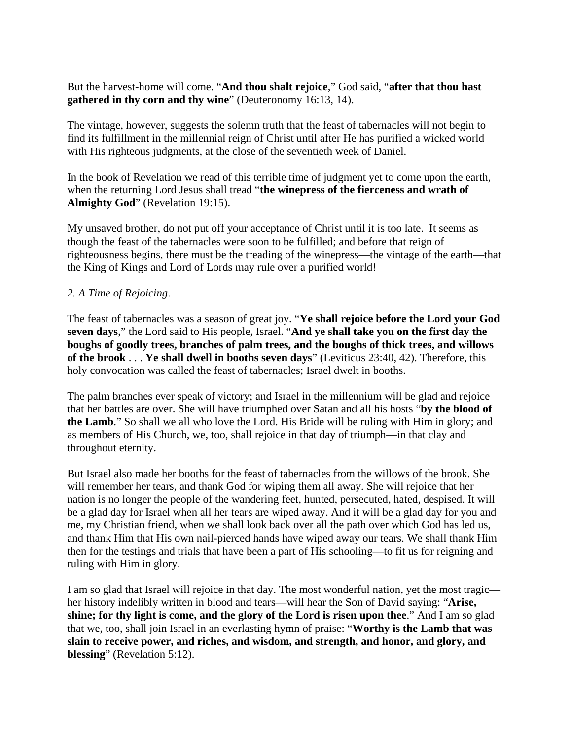But the harvest-home will come. "**And thou shalt rejoice**," God said, "**after that thou hast gathered in thy corn and thy wine**" (Deuteronomy 16:13, 14).

The vintage, however, suggests the solemn truth that the feast of tabernacles will not begin to find its fulfillment in the millennial reign of Christ until after He has purified a wicked world with His righteous judgments, at the close of the seventieth week of Daniel.

In the book of Revelation we read of this terrible time of judgment yet to come upon the earth, when the returning Lord Jesus shall tread "**the winepress of the fierceness and wrath of Almighty God**" (Revelation 19:15).

My unsaved brother, do not put off your acceptance of Christ until it is too late.  It seems as though the feast of the tabernacles were soon to be fulfilled; and before that reign of righteousness begins, there must be the treading of the winepress—the vintage of the earth—that the King of Kings and Lord of Lords may rule over a purified world!

*2. A Time of Rejoicing*.

The feast of tabernacles was a season of great joy. "**Ye shall rejoice before the Lord your God seven days**," the Lord said to His people, Israel. "**And ye shall take you on the first day the boughs of goodly trees, branches of palm trees, and the boughs of thick trees, and willows of the brook** . . . **Ye shall dwell in booths seven days**" (Leviticus 23:40, 42). Therefore, this holy convocation was called the feast of tabernacles; Israel dwelt in booths.

The palm branches ever speak of victory; and Israel in the millennium will be glad and rejoice that her battles are over. She will have triumphed over Satan and all his hosts "**by the blood of the Lamb**." So shall we all who love the Lord. His Bride will be ruling with Him in glory; and as members of His Church, we, too, shall rejoice in that day of triumph—in that clay and throughout eternity.

But Israel also made her booths for the feast of tabernacles from the willows of the brook. She will remember her tears, and thank God for wiping them all away. She will rejoice that her nation is no longer the people of the wandering feet, hunted, persecuted, hated, despised. It will be a glad day for Israel when all her tears are wiped away. And it will be a glad day for you and me, my Christian friend, when we shall look back over all the path over which God has led us, and thank Him that His own nail-pierced hands have wiped away our tears. We shall thank Him then for the testings and trials that have been a part of His schooling—to fit us for reigning and ruling with Him in glory.

I am so glad that Israel will rejoice in that day. The most wonderful nation, yet the most tragic—her history indelibly written in blood and tears—will hear the Son of David saying: "**Arise, shine; for thy light is come, and the glory of the Lord is risen upon thee**." And I am so glad that we, too, shall join Israel in an everlasting hymn of praise: "**Worthy is the Lamb that was slain to receive power, and riches, and wisdom, and strength, and honor, and glory, and blessing**" (Revelation 5:12).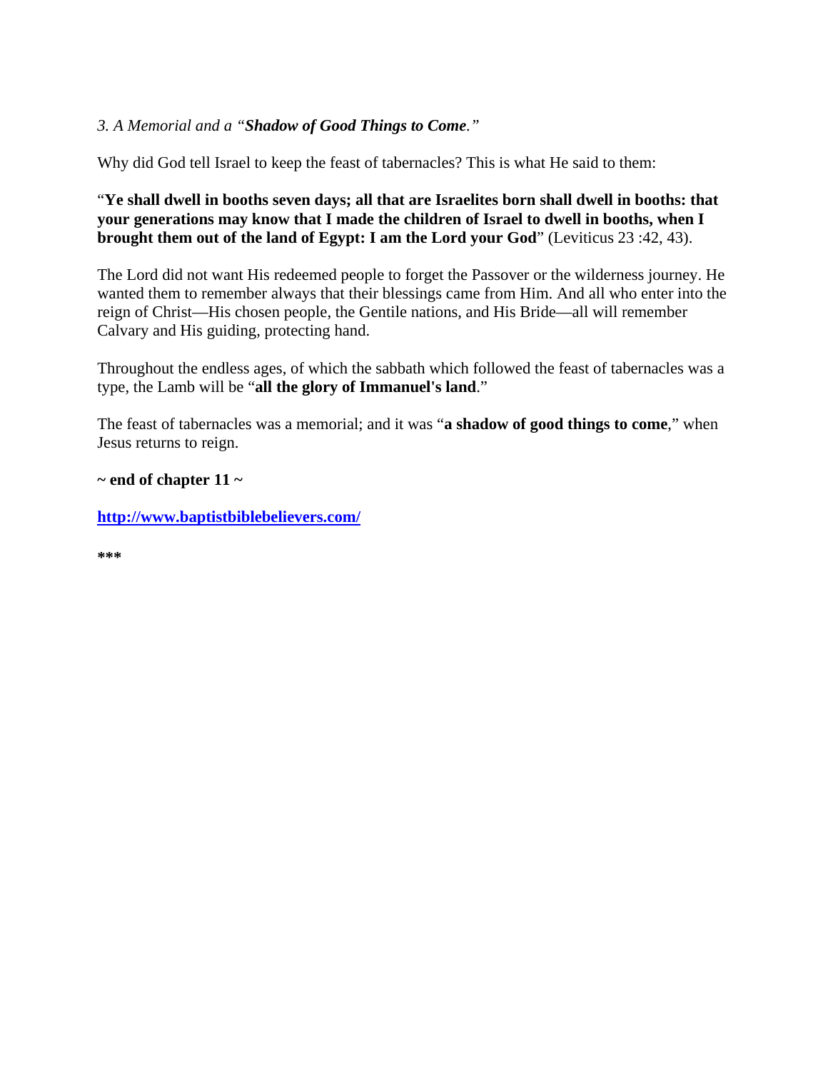*3. A Memorial and a "**Shadow of Good Things to Come**."*

Why did God tell Israel to keep the feast of tabernacles? This is what He said to them:

"**Ye shall dwell in booths seven days; all that are Israelites born shall dwell in booths: that your generations may know that I made the children of Israel to dwell in booths, when I brought them out of the land of Egypt: I am the Lord your God**" (Leviticus 23 :42, 43).

The Lord did not want His redeemed people to forget the Passover or the wilderness journey. He wanted them to remember always that their blessings came from Him. And all who enter into the reign of Christ—His chosen people, the Gentile nations, and His Bride—all will remember Calvary and His guiding, protecting hand.

Throughout the endless ages, of which the sabbath which followed the feast of tabernacles was a type, the Lamb will be "**all the glory of Immanuel's land**."

The feast of tabernacles was a memorial; and it was "**a shadow of good things to come**," when Jesus returns to reign.

**~ end of chapter 11 ~**

**[http://www.baptistbiblebelievers.com/](http://www.baptistbiblebelievers.com/)**

**\*\*\***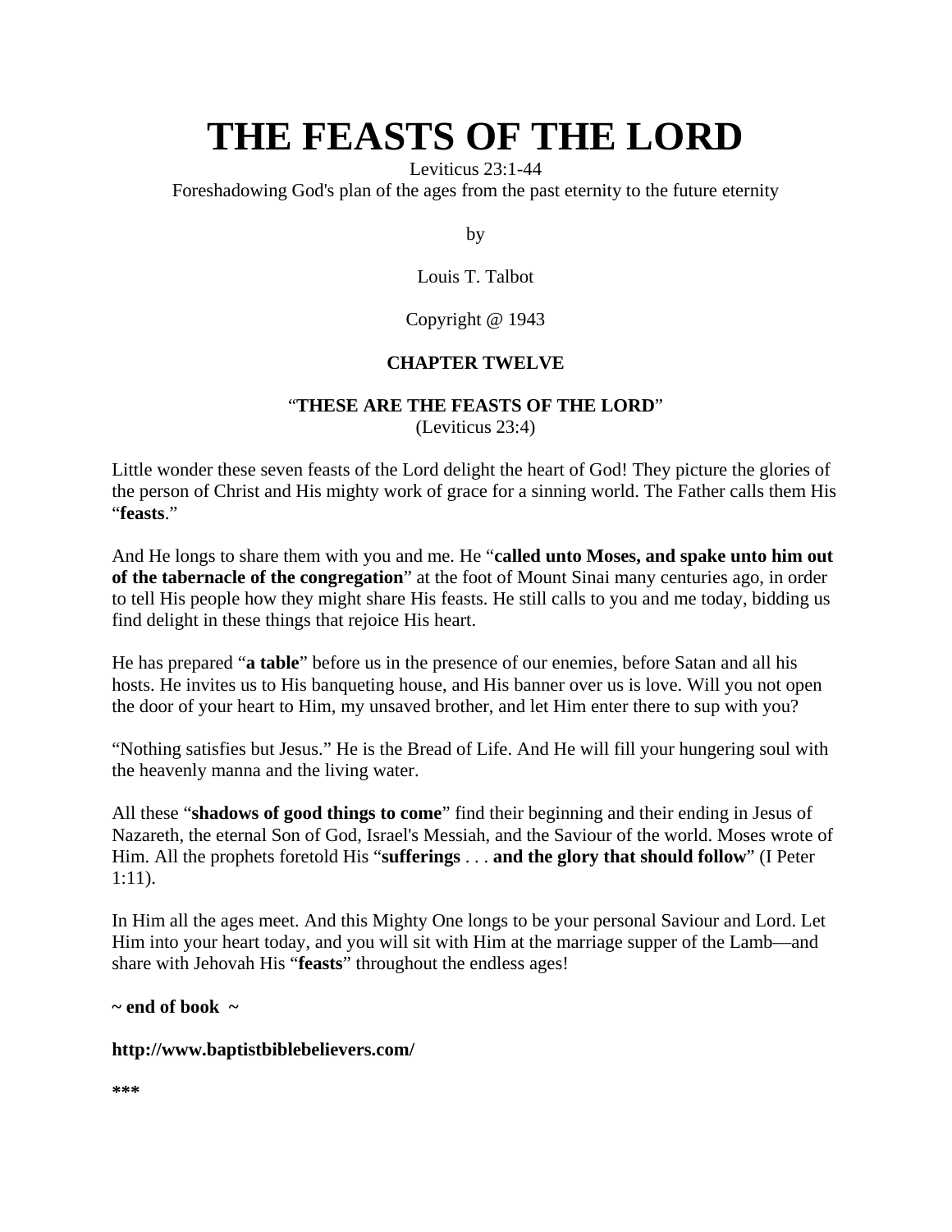# THE FEASTS OF THE LORD

Leviticus 23:1-44

Foreshadowing God's plan of the ages from the past eternity to the future eternity

by

Louis T. Talbot

Copyright @ 1943

**CHAPTER TWELVE**

"**THESE ARE THE FEASTS OF THE LORD**"
(Leviticus 23:4)

Little wonder these seven feasts of the Lord delight the heart of God! They picture the glories of the person of Christ and His mighty work of grace for a sinning world. The Father calls them His "**feasts**."

And He longs to share them with you and me. He "**called unto Moses, and spake unto him out of the tabernacle of the congregation**" at the foot of Mount Sinai many centuries ago, in order to tell His people how they might share His feasts. He still calls to you and me today, bidding us find delight in these things that rejoice His heart.

He has prepared "**a table**" before us in the presence of our enemies, before Satan and all his hosts. He invites us to His banqueting house, and His banner over us is love. Will you not open the door of your heart to Him, my unsaved brother, and let Him enter there to sup with you?

"Nothing satisfies but Jesus." He is the Bread of Life. And He will fill your hungering soul with the heavenly manna and the living water.

All these "**shadows of good things to come**" find their beginning and their ending in Jesus of Nazareth, the eternal Son of God, Israel's Messiah, and the Saviour of the world. Moses wrote of Him. All the prophets foretold His "**sufferings** . . . **and the glory that should follow**" (I Peter 1:11).

In Him all the ages meet. And this Mighty One longs to be your personal Saviour and Lord. Let Him into your heart today, and you will sit with Him at the marriage supper of the Lamb—and share with Jehovah His "**feasts**" throughout the endless ages!

**~ end of book ~**

**http://www.baptistbiblebelievers.com/**

**\*\*\***